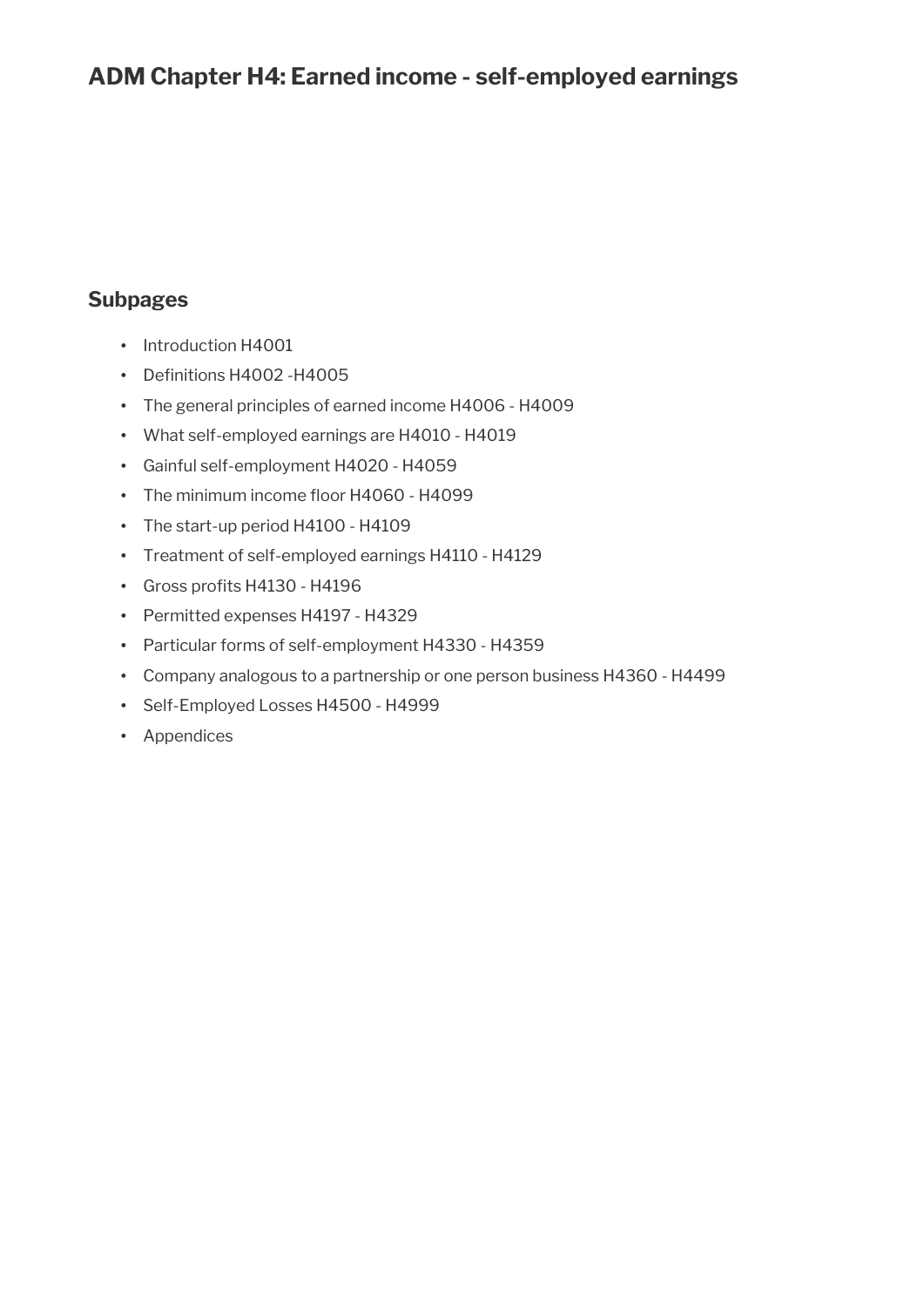# ADM Chapter H4: Earned income - self-employed earnings

## Subpages

- Introduction H4001
- Definitions H4002 -H4005
- The general principles of earned income H4006 - H4009
- What self-employed earnings are H4010 - H4019
- Gainful self-employment H4020 - H4059
- The minimum income floor H4060 - H4099
- The start-up period H4100 - H4109
- Treatment of self-employed earnings H4110 - H4129
- Gross profits H4130 - H4196
- Permitted expenses H4197 - H4329
- Particular forms of self-employment H4330 - H4359
- Company analogous to a partnership or one person business H4360 - H4499
- Self-Employed Losses H4500 - H4999
- Appendices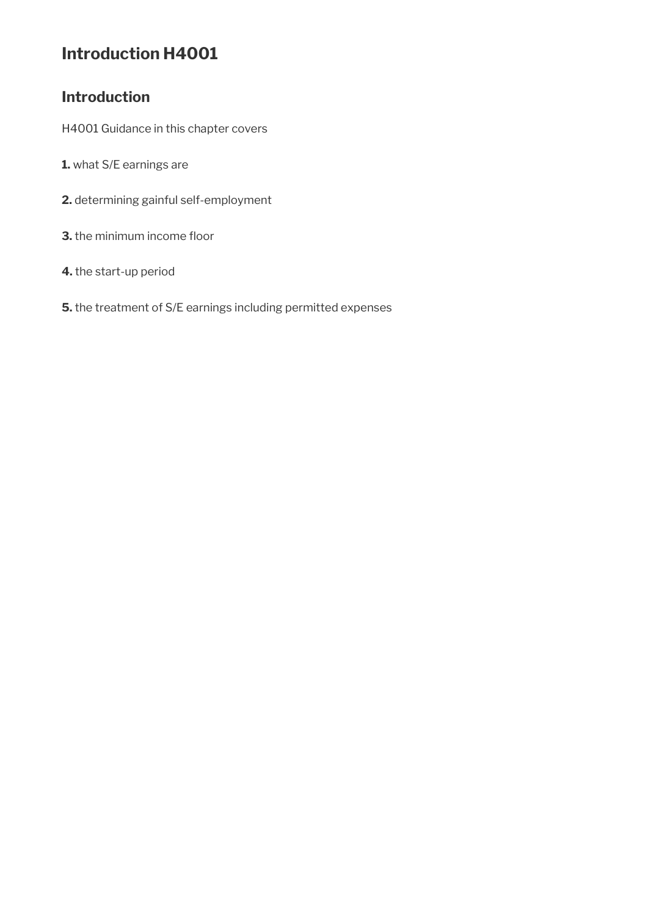# Introduction H4001

## Introduction

H4001 Guidance in this chapter covers

**1.** what S/E earnings are

**2.** determining gainful self-employment

**3.** the minimum income floor

**4.** the start-up period

**5.** the treatment of S/E earnings including permitted expenses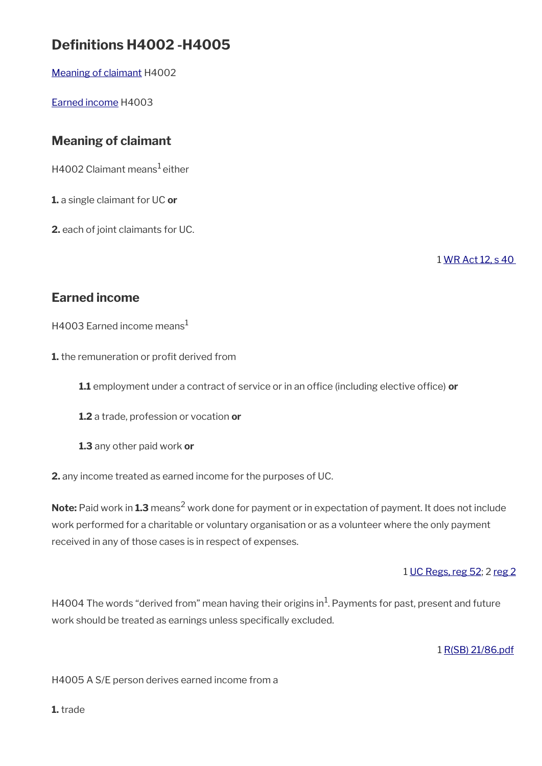# Definitions H4002 -H4005

[Meaning of claimant](#) H4002

[Earned income](#) H4003

## Meaning of claimant

H4002 Claimant means[1] either

**1.** a single claimant for UC **or**

**2.** each of joint claimants for UC.

1 [WR Act 12, s 40](#)

## Earned income

H4003 Earned income means[1]

**1.** the remuneration or profit derived from

> **1.1** employment under a contract of service or in an office (including elective office) **or**
>
> **1.2** a trade, profession or vocation **or**
>
> **1.3** any other paid work **or**

**2.** any income treated as earned income for the purposes of UC.

**Note:** Paid work in **1.3** means[2] work done for payment or in expectation of payment. It does not include work performed for a charitable or voluntary organisation or as a volunteer where the only payment received in any of those cases is in respect of expenses.

1 [UC Regs, reg 52](#); 2 [reg 2](#)

H4004 The words "derived from" mean having their origins in[1]. Payments for past, present and future work should be treated as earnings unless specifically excluded.

1 [R(SB) 21/86.pdf](#)

H4005 A S/E person derives earned income from a

**1.** trade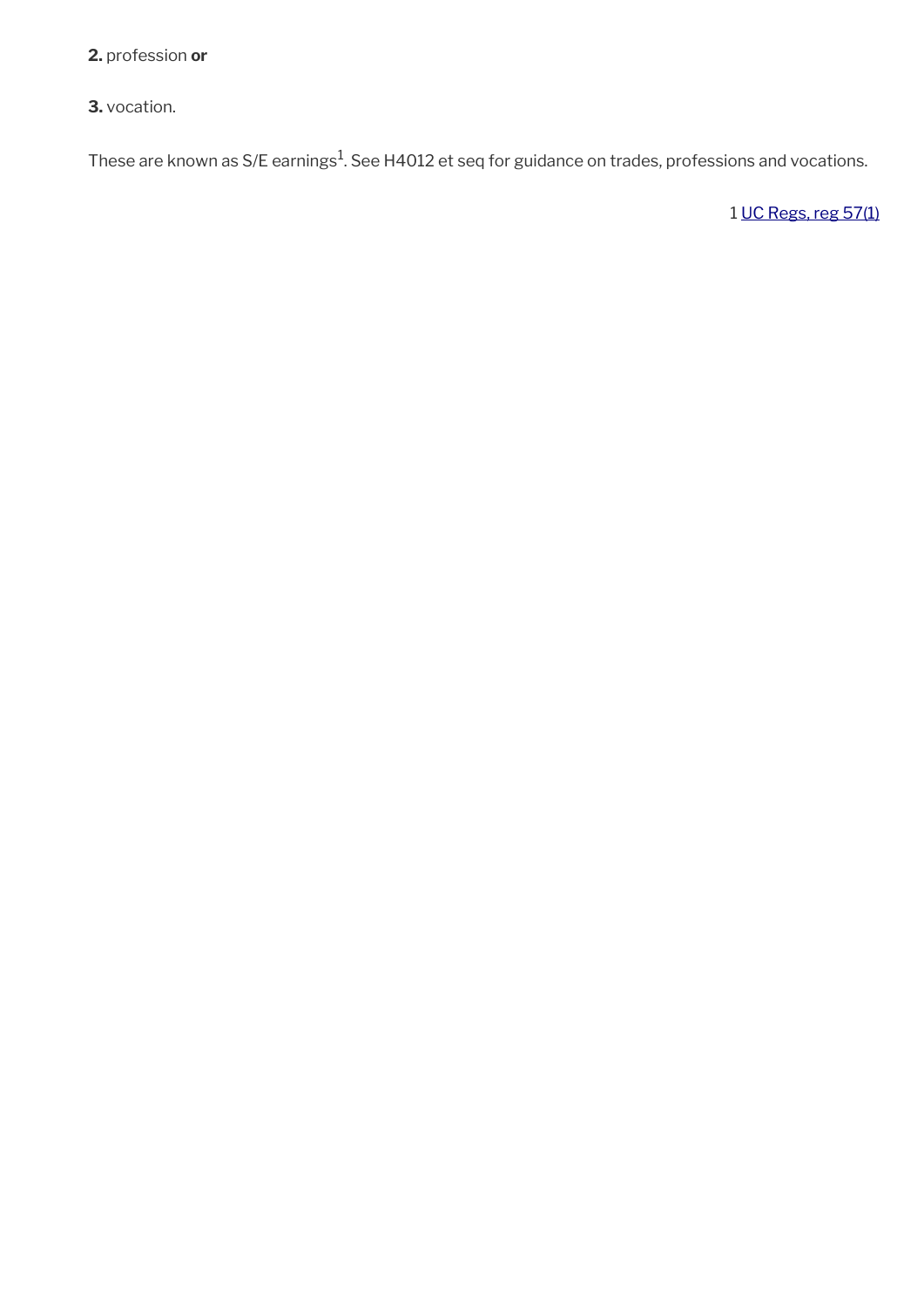**2.** profession **or**

**3.** vocation.

These are known as S/E earnings[1]. See H4012 et seq for guidance on trades, professions and vocations.

1 UC Regs, reg 57(1)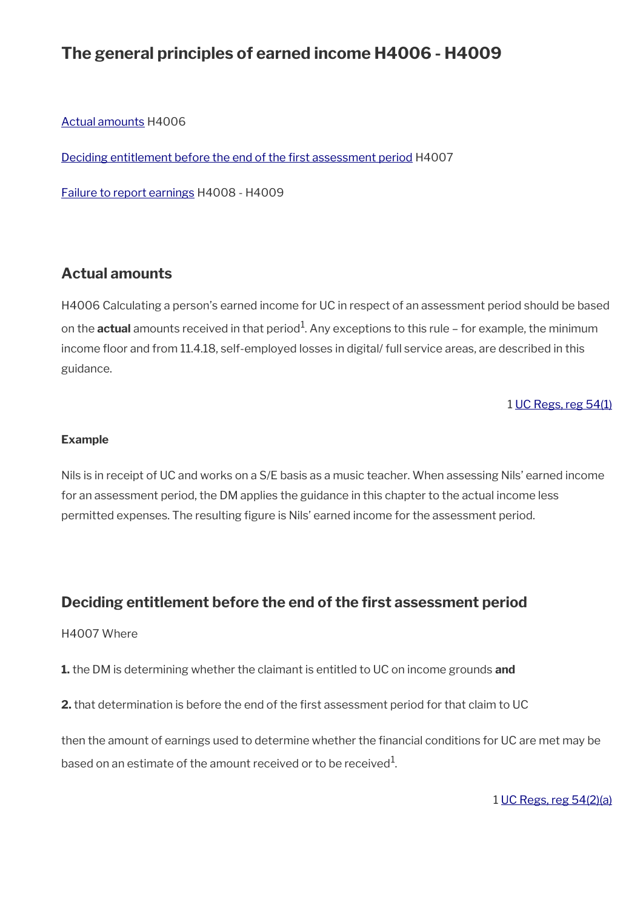# The general principles of earned income H4006 - H4009

[Actual amounts](#) H4006

[Deciding entitlement before the end of the first assessment period](#) H4007

[Failure to report earnings](#) H4008 - H4009

## Actual amounts

H4006 Calculating a person's earned income for UC in respect of an assessment period should be based on the **actual** amounts received in that period[1]. Any exceptions to this rule – for example, the minimum income floor and from 11.4.18, self-employed losses in digital/ full service areas, are described in this guidance.

1 [UC Regs, reg 54(1)](#)

**Example**

Nils is in receipt of UC and works on a S/E basis as a music teacher. When assessing Nils' earned income for an assessment period, the DM applies the guidance in this chapter to the actual income less permitted expenses. The resulting figure is Nils' earned income for the assessment period.

## Deciding entitlement before the end of the first assessment period

H4007 Where

**1.** the DM is determining whether the claimant is entitled to UC on income grounds **and**

**2.** that determination is before the end of the first assessment period for that claim to UC

then the amount of earnings used to determine whether the financial conditions for UC are met may be based on an estimate of the amount received or to be received[1].

1 [UC Regs, reg 54(2)(a)](#)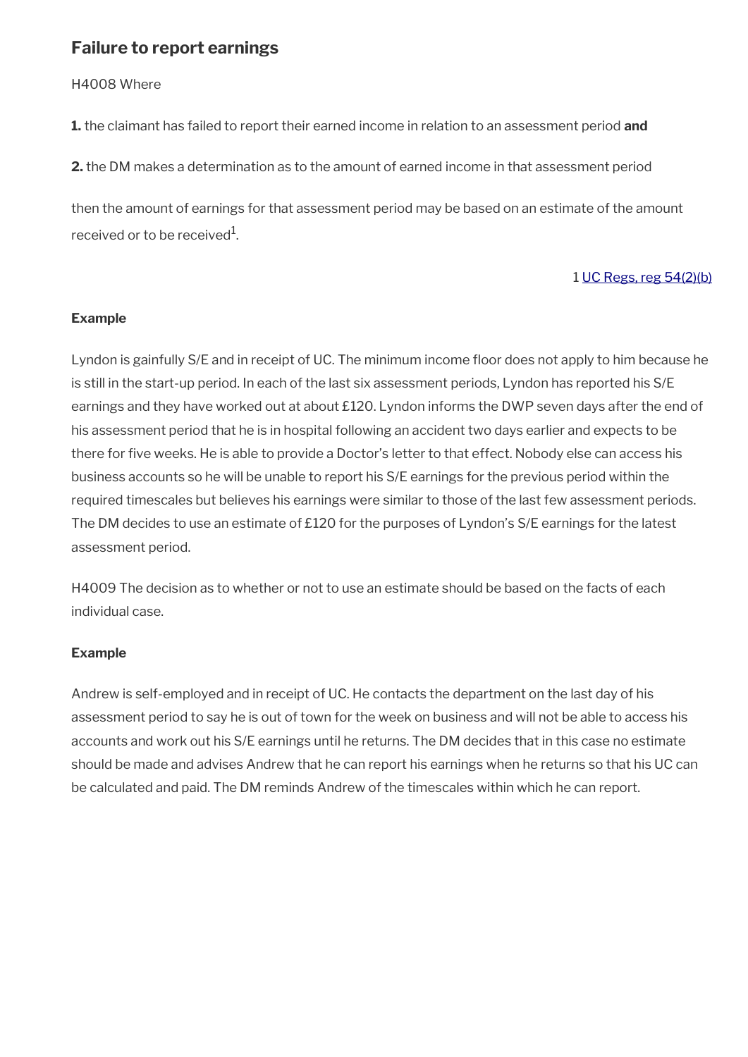## Failure to report earnings

H4008 Where

**1.** the claimant has failed to report their earned income in relation to an assessment period **and**

**2.** the DM makes a determination as to the amount of earned income in that assessment period

then the amount of earnings for that assessment period may be based on an estimate of the amount received or to be received[1].

1 UC Regs, reg 54(2)(b)

**Example**

Lyndon is gainfully S/E and in receipt of UC. The minimum income floor does not apply to him because he is still in the start-up period. In each of the last six assessment periods, Lyndon has reported his S/E earnings and they have worked out at about £120. Lyndon informs the DWP seven days after the end of his assessment period that he is in hospital following an accident two days earlier and expects to be there for five weeks. He is able to provide a Doctor's letter to that effect. Nobody else can access his business accounts so he will be unable to report his S/E earnings for the previous period within the required timescales but believes his earnings were similar to those of the last few assessment periods. The DM decides to use an estimate of £120 for the purposes of Lyndon's S/E earnings for the latest assessment period.

H4009 The decision as to whether or not to use an estimate should be based on the facts of each individual case.

**Example**

Andrew is self-employed and in receipt of UC. He contacts the department on the last day of his assessment period to say he is out of town for the week on business and will not be able to access his accounts and work out his S/E earnings until he returns. The DM decides that in this case no estimate should be made and advises Andrew that he can report his earnings when he returns so that his UC can be calculated and paid. The DM reminds Andrew of the timescales within which he can report.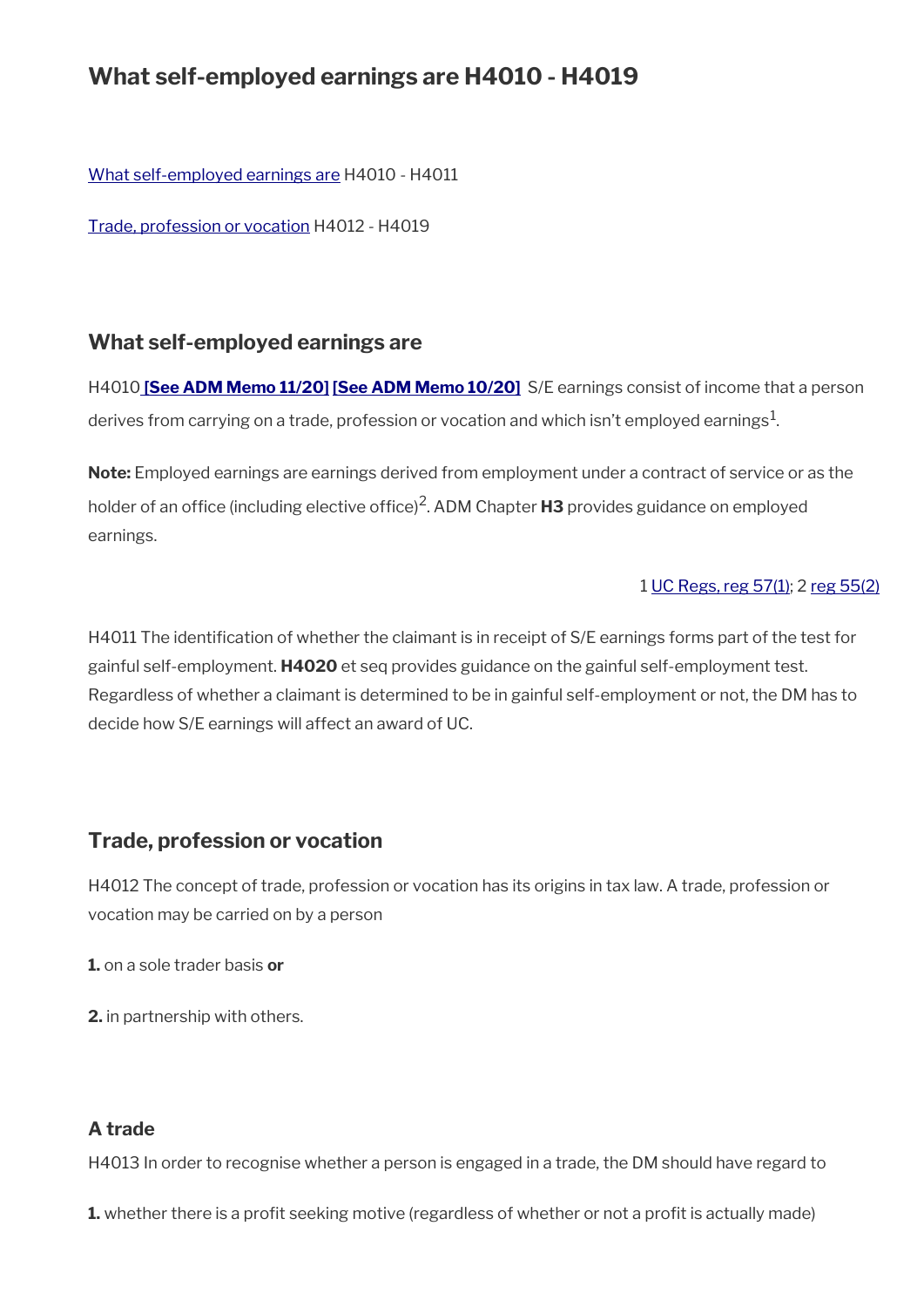# What self-employed earnings are H4010 - H4019

What self-employed earnings are H4010 - H4011

Trade, profession or vocation H4012 - H4019

## What self-employed earnings are

H4010 **[See ADM Memo 11/20] [See ADM Memo 10/20]** S/E earnings consist of income that a person derives from carrying on a trade, profession or vocation and which isn't employed earnings[1].

**Note:** Employed earnings are earnings derived from employment under a contract of service or as the holder of an office (including elective office)[2]. ADM Chapter **H3** provides guidance on employed earnings.

1 UC Regs, reg 57(1); 2 reg 55(2)

H4011 The identification of whether the claimant is in receipt of S/E earnings forms part of the test for gainful self-employment. **H4020** et seq provides guidance on the gainful self-employment test. Regardless of whether a claimant is determined to be in gainful self-employment or not, the DM has to decide how S/E earnings will affect an award of UC.

## Trade, profession or vocation

H4012 The concept of trade, profession or vocation has its origins in tax law. A trade, profession or vocation may be carried on by a person

**1.** on a sole trader basis **or**

**2.** in partnership with others.

### A trade

H4013 In order to recognise whether a person is engaged in a trade, the DM should have regard to

**1.** whether there is a profit seeking motive (regardless of whether or not a profit is actually made)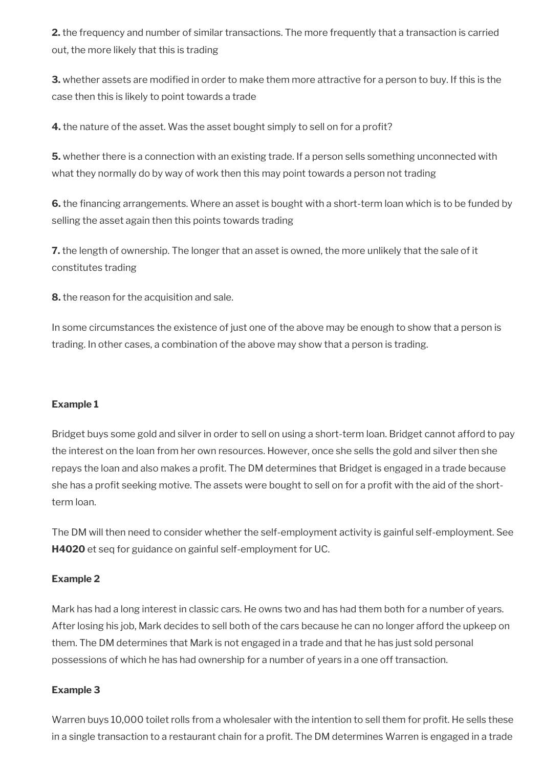**2.** the frequency and number of similar transactions. The more frequently that a transaction is carried out, the more likely that this is trading

**3.** whether assets are modified in order to make them more attractive for a person to buy. If this is the case then this is likely to point towards a trade

**4.** the nature of the asset. Was the asset bought simply to sell on for a profit?

**5.** whether there is a connection with an existing trade. If a person sells something unconnected with what they normally do by way of work then this may point towards a person not trading

**6.** the financing arrangements. Where an asset is bought with a short-term loan which is to be funded by selling the asset again then this points towards trading

**7.** the length of ownership. The longer that an asset is owned, the more unlikely that the sale of it constitutes trading

**8.** the reason for the acquisition and sale.

In some circumstances the existence of just one of the above may be enough to show that a person is trading. In other cases, a combination of the above may show that a person is trading.

**Example 1**

Bridget buys some gold and silver in order to sell on using a short-term loan. Bridget cannot afford to pay the interest on the loan from her own resources. However, once she sells the gold and silver then she repays the loan and also makes a profit. The DM determines that Bridget is engaged in a trade because she has a profit seeking motive. The assets were bought to sell on for a profit with the aid of the short-term loan.

The DM will then need to consider whether the self-employment activity is gainful self-employment. See **H4020** et seq for guidance on gainful self-employment for UC.

**Example 2**

Mark has had a long interest in classic cars. He owns two and has had them both for a number of years. After losing his job, Mark decides to sell both of the cars because he can no longer afford the upkeep on them. The DM determines that Mark is not engaged in a trade and that he has just sold personal possessions of which he has had ownership for a number of years in a one off transaction.

**Example 3**

Warren buys 10,000 toilet rolls from a wholesaler with the intention to sell them for profit. He sells these in a single transaction to a restaurant chain for a profit. The DM determines Warren is engaged in a trade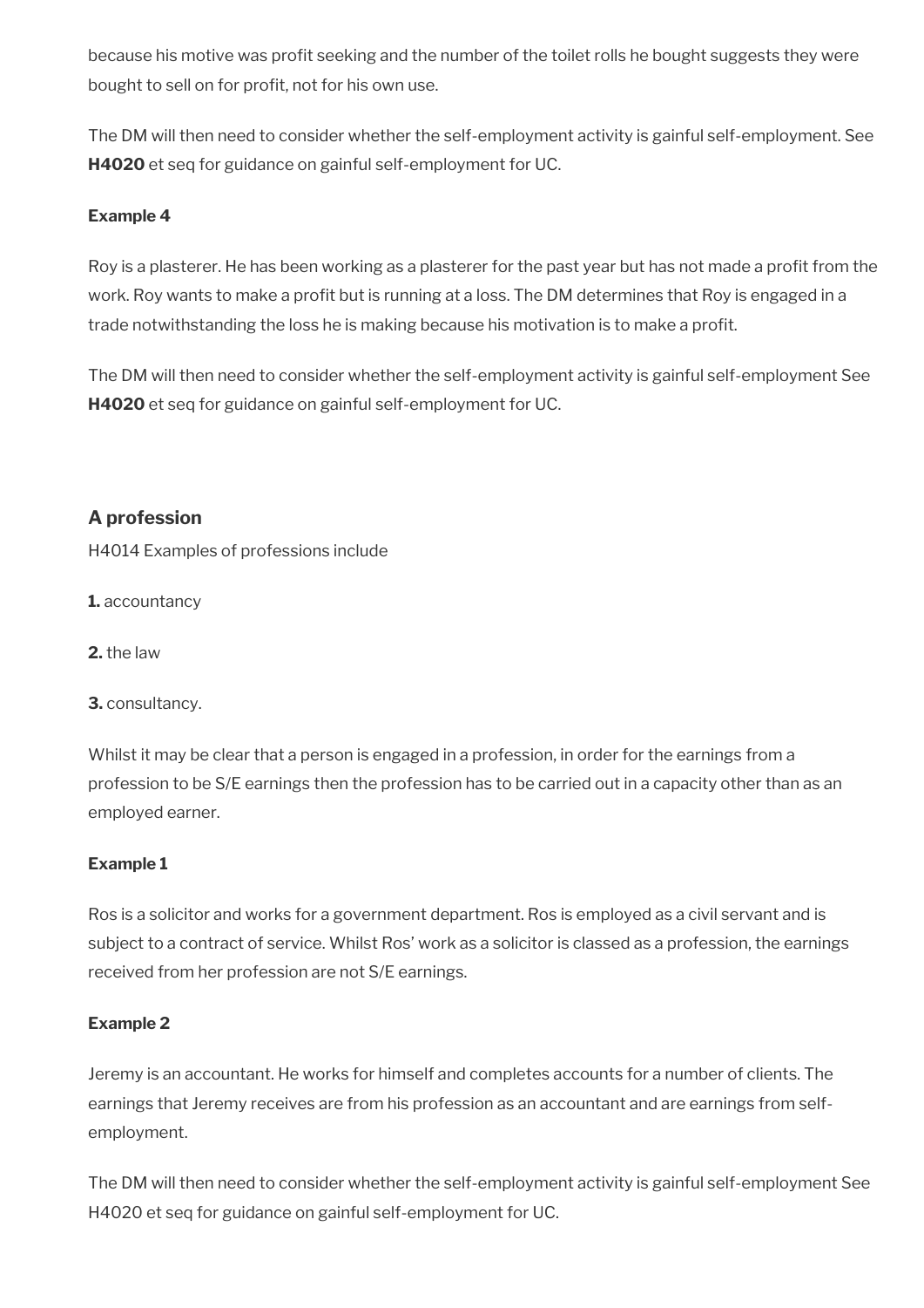because his motive was profit seeking and the number of the toilet rolls he bought suggests they were bought to sell on for profit, not for his own use.

The DM will then need to consider whether the self-employment activity is gainful self-employment. See **H4020** et seq for guidance on gainful self-employment for UC.

**Example 4**

Roy is a plasterer. He has been working as a plasterer for the past year but has not made a profit from the work. Roy wants to make a profit but is running at a loss. The DM determines that Roy is engaged in a trade notwithstanding the loss he is making because his motivation is to make a profit.

The DM will then need to consider whether the self-employment activity is gainful self-employment See **H4020** et seq for guidance on gainful self-employment for UC.

### A profession

H4014 Examples of professions include

**1.** accountancy

**2.** the law

**3.** consultancy.

Whilst it may be clear that a person is engaged in a profession, in order for the earnings from a profession to be S/E earnings then the profession has to be carried out in a capacity other than as an employed earner.

**Example 1**

Ros is a solicitor and works for a government department. Ros is employed as a civil servant and is subject to a contract of service. Whilst Ros' work as a solicitor is classed as a profession, the earnings received from her profession are not S/E earnings.

**Example 2**

Jeremy is an accountant. He works for himself and completes accounts for a number of clients. The earnings that Jeremy receives are from his profession as an accountant and are earnings from self-employment.

The DM will then need to consider whether the self-employment activity is gainful self-employment See H4020 et seq for guidance on gainful self-employment for UC.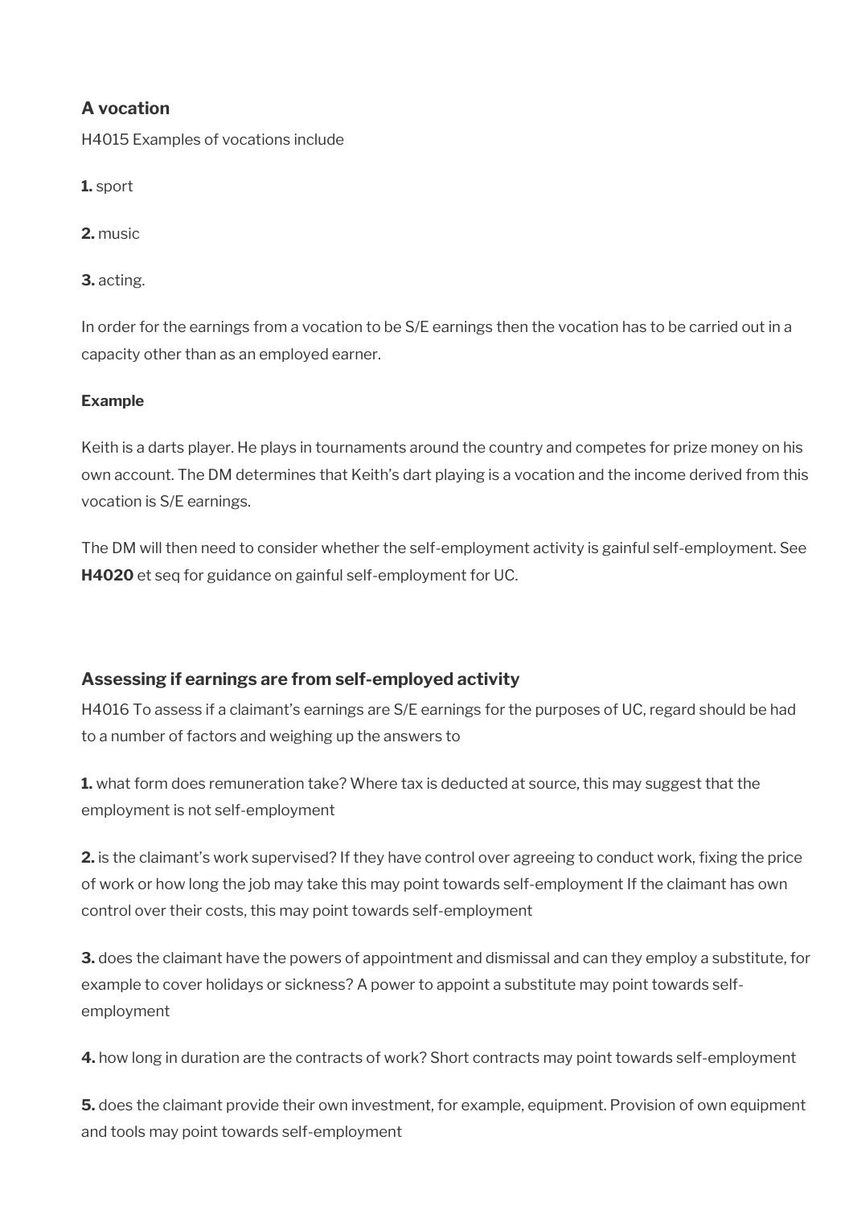### A vocation

H4015 Examples of vocations include

**1.** sport

**2.** music

**3.** acting.

In order for the earnings from a vocation to be S/E earnings then the vocation has to be carried out in a capacity other than as an employed earner.

**Example**

Keith is a darts player. He plays in tournaments around the country and competes for prize money on his own account. The DM determines that Keith's dart playing is a vocation and the income derived from this vocation is S/E earnings.

The DM will then need to consider whether the self-employment activity is gainful self-employment. See **H4020** et seq for guidance on gainful self-employment for UC.

### Assessing if earnings are from self-employed activity

H4016 To assess if a claimant's earnings are S/E earnings for the purposes of UC, regard should be had to a number of factors and weighing up the answers to

**1.** what form does remuneration take? Where tax is deducted at source, this may suggest that the employment is not self-employment

**2.** is the claimant's work supervised? If they have control over agreeing to conduct work, fixing the price of work or how long the job may take this may point towards self-employment If the claimant has own control over their costs, this may point towards self-employment

**3.** does the claimant have the powers of appointment and dismissal and can they employ a substitute, for example to cover holidays or sickness? A power to appoint a substitute may point towards self-employment

**4.** how long in duration are the contracts of work? Short contracts may point towards self-employment

**5.** does the claimant provide their own investment, for example, equipment. Provision of own equipment and tools may point towards self-employment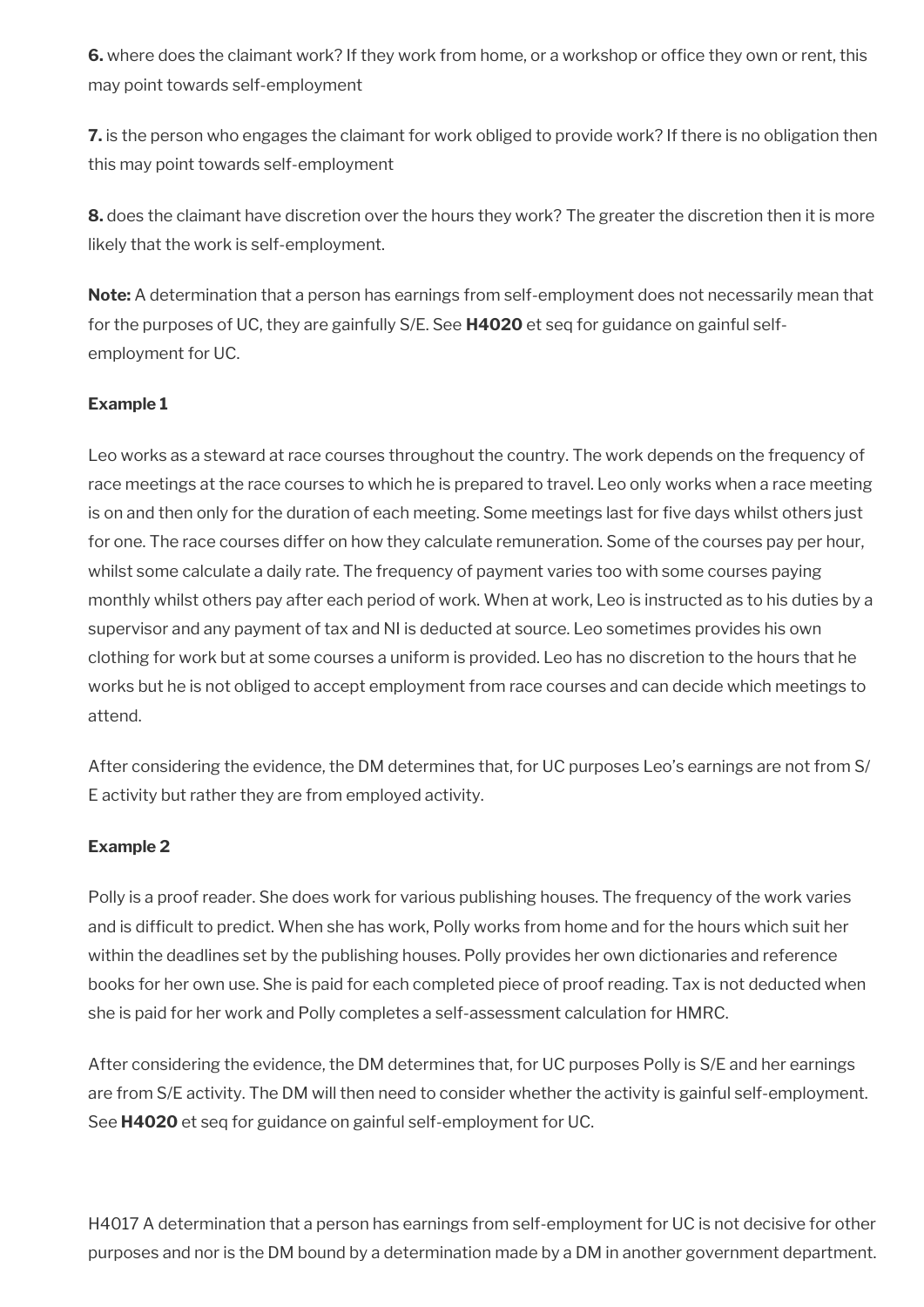**6.** where does the claimant work? If they work from home, or a workshop or office they own or rent, this may point towards self-employment

**7.** is the person who engages the claimant for work obliged to provide work? If there is no obligation then this may point towards self-employment

**8.** does the claimant have discretion over the hours they work? The greater the discretion then it is more likely that the work is self-employment.

**Note:** A determination that a person has earnings from self-employment does not necessarily mean that for the purposes of UC, they are gainfully S/E. See **H4020** et seq for guidance on gainful self-employment for UC.

**Example 1**

Leo works as a steward at race courses throughout the country. The work depends on the frequency of race meetings at the race courses to which he is prepared to travel. Leo only works when a race meeting is on and then only for the duration of each meeting. Some meetings last for five days whilst others just for one. The race courses differ on how they calculate remuneration. Some of the courses pay per hour, whilst some calculate a daily rate. The frequency of payment varies too with some courses paying monthly whilst others pay after each period of work. When at work, Leo is instructed as to his duties by a supervisor and any payment of tax and NI is deducted at source. Leo sometimes provides his own clothing for work but at some courses a uniform is provided. Leo has no discretion to the hours that he works but he is not obliged to accept employment from race courses and can decide which meetings to attend.

After considering the evidence, the DM determines that, for UC purposes Leo's earnings are not from S/E activity but rather they are from employed activity.

**Example 2**

Polly is a proof reader. She does work for various publishing houses. The frequency of the work varies and is difficult to predict. When she has work, Polly works from home and for the hours which suit her within the deadlines set by the publishing houses. Polly provides her own dictionaries and reference books for her own use. She is paid for each completed piece of proof reading. Tax is not deducted when she is paid for her work and Polly completes a self-assessment calculation for HMRC.

After considering the evidence, the DM determines that, for UC purposes Polly is S/E and her earnings are from S/E activity. The DM will then need to consider whether the activity is gainful self-employment. See **H4020** et seq for guidance on gainful self-employment for UC.

H4017 A determination that a person has earnings from self-employment for UC is not decisive for other purposes and nor is the DM bound by a determination made by a DM in another government department.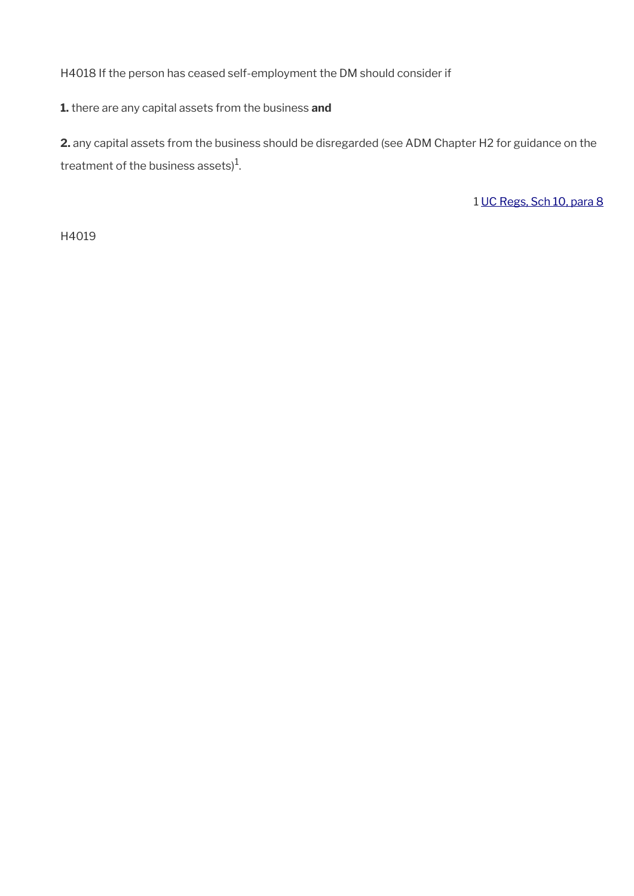H4018 If the person has ceased self-employment the DM should consider if

**1.** there are any capital assets from the business **and**

**2.** any capital assets from the business should be disregarded (see ADM Chapter H2 for guidance on the treatment of the business assets)[1].

1 UC Regs, Sch 10, para 8

H4019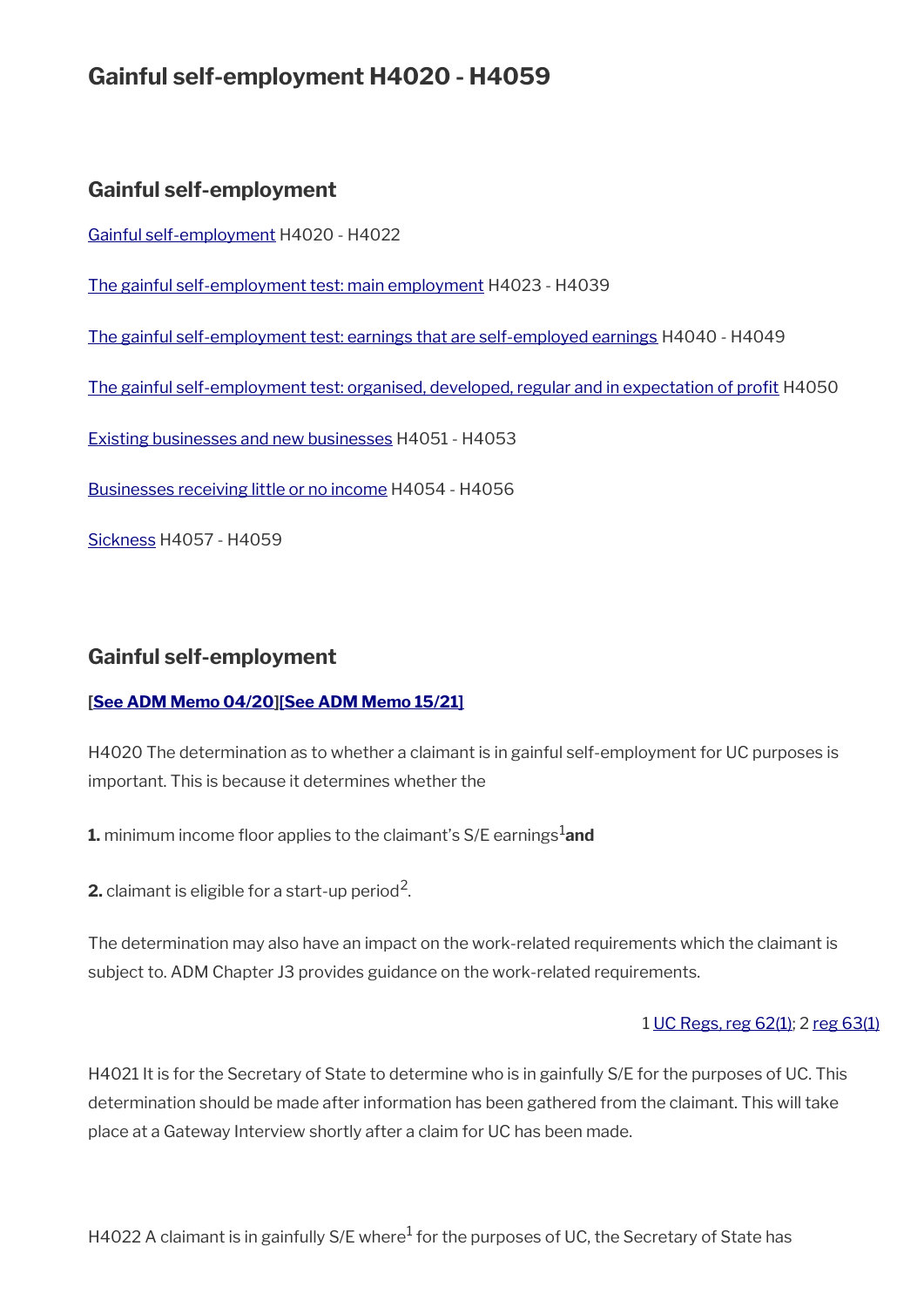# Gainful self-employment H4020 - H4059

## Gainful self-employment

[Gainful self-employment](#) H4020 - H4022

[The gainful self-employment test: main employment](#) H4023 - H4039

[The gainful self-employment test: earnings that are self-employed earnings](#) H4040 - H4049

[The gainful self-employment test: organised, developed, regular and in expectation of profit](#) H4050

[Existing businesses and new businesses](#) H4051 - H4053

[Businesses receiving little or no income](#) H4054 - H4056

[Sickness](#) H4057 - H4059

## Gainful self-employment

**[See ADM Memo 04/20][See ADM Memo 15/21]**

H4020 The determination as to whether a claimant is in gainful self-employment for UC purposes is important. This is because it determines whether the

**1.** minimum income floor applies to the claimant's S/E earnings[1] **and**

**2.** claimant is eligible for a start-up period[2].

The determination may also have an impact on the work-related requirements which the claimant is subject to. ADM Chapter J3 provides guidance on the work-related requirements.

1 UC Regs, reg 62(1); 2 reg 63(1)

H4021 It is for the Secretary of State to determine who is in gainfully S/E for the purposes of UC. This determination should be made after information has been gathered from the claimant. This will take place at a Gateway Interview shortly after a claim for UC has been made.

H4022 A claimant is in gainfully S/E where[1] for the purposes of UC, the Secretary of State has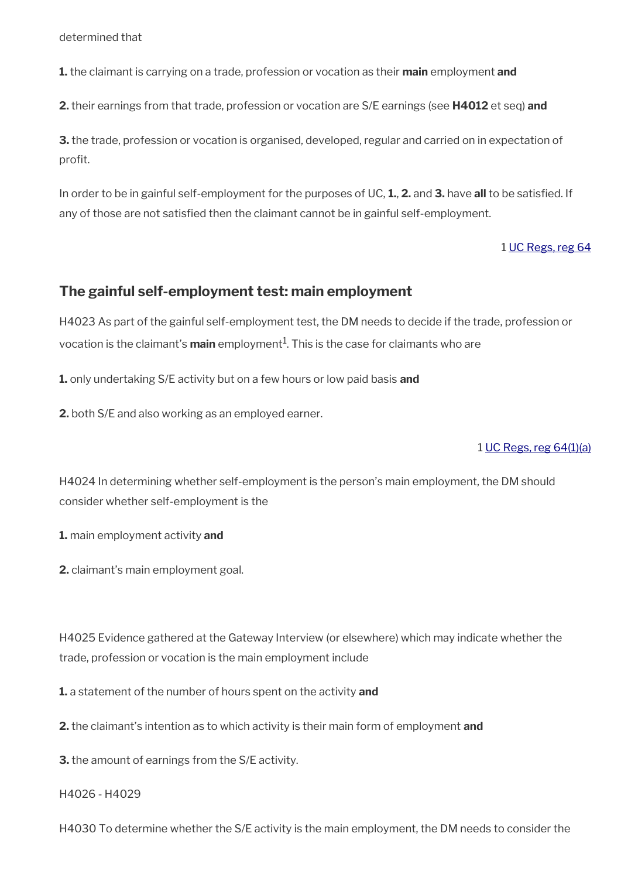determined that

**1.** the claimant is carrying on a trade, profession or vocation as their **main** employment **and**

**2.** their earnings from that trade, profession or vocation are S/E earnings (see **H4012** et seq) **and**

**3.** the trade, profession or vocation is organised, developed, regular and carried on in expectation of profit.

In order to be in gainful self-employment for the purposes of UC, **1.**, **2.** and **3.** have **all** to be satisfied. If any of those are not satisfied then the claimant cannot be in gainful self-employment.

1 [UC Regs, reg 64]

## The gainful self-employment test: main employment

H4023 As part of the gainful self-employment test, the DM needs to decide if the trade, profession or vocation is the claimant's **main** employment[1]. This is the case for claimants who are

**1.** only undertaking S/E activity but on a few hours or low paid basis **and**

**2.** both S/E and also working as an employed earner.

1 [UC Regs, reg 64(1)(a)]

H4024 In determining whether self-employment is the person's main employment, the DM should consider whether self-employment is the

**1.** main employment activity **and**

**2.** claimant's main employment goal.

H4025 Evidence gathered at the Gateway Interview (or elsewhere) which may indicate whether the trade, profession or vocation is the main employment include

**1.** a statement of the number of hours spent on the activity **and**

**2.** the claimant's intention as to which activity is their main form of employment **and**

**3.** the amount of earnings from the S/E activity.

H4026 - H4029

H4030 To determine whether the S/E activity is the main employment, the DM needs to consider the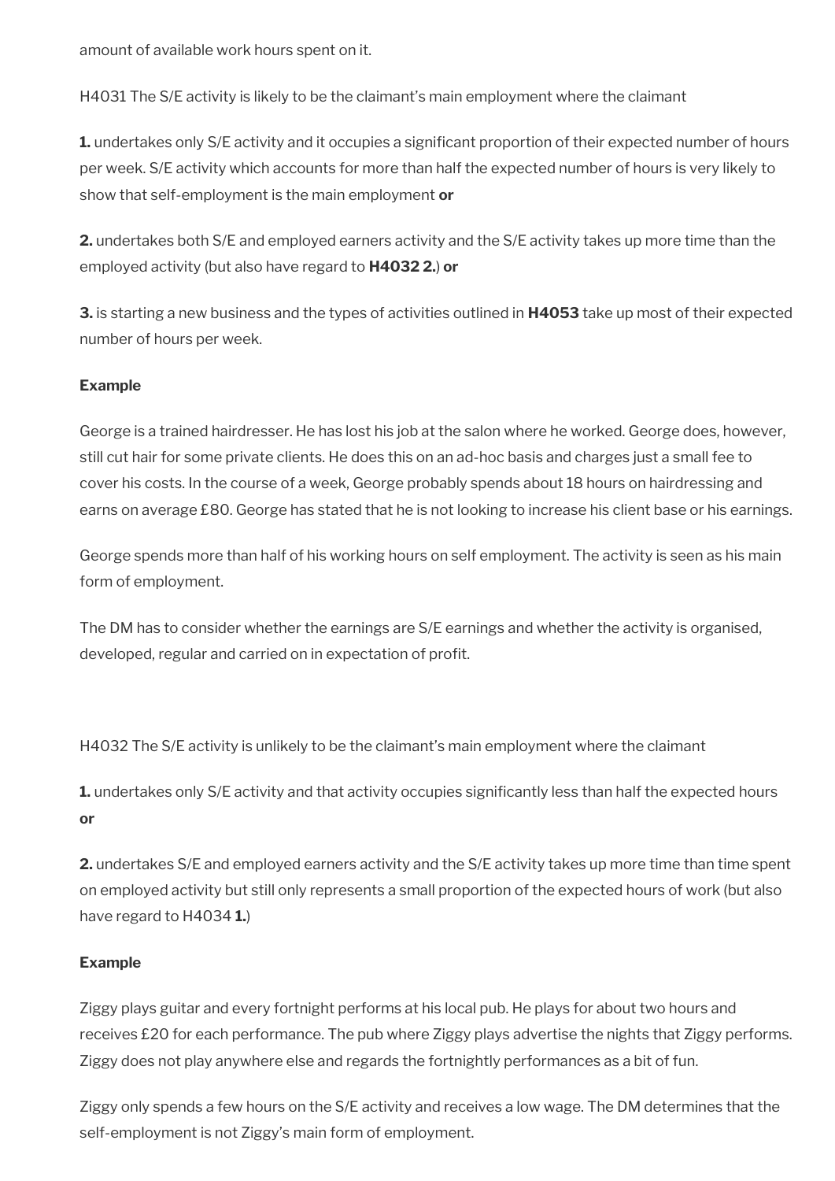amount of available work hours spent on it.

H4031 The S/E activity is likely to be the claimant's main employment where the claimant

**1.** undertakes only S/E activity and it occupies a significant proportion of their expected number of hours per week. S/E activity which accounts for more than half the expected number of hours is very likely to show that self-employment is the main employment **or**

**2.** undertakes both S/E and employed earners activity and the S/E activity takes up more time than the employed activity (but also have regard to **H4032 2.**) **or**

**3.** is starting a new business and the types of activities outlined in **H4053** take up most of their expected number of hours per week.

**Example**

George is a trained hairdresser. He has lost his job at the salon where he worked. George does, however, still cut hair for some private clients. He does this on an ad-hoc basis and charges just a small fee to cover his costs. In the course of a week, George probably spends about 18 hours on hairdressing and earns on average £80. George has stated that he is not looking to increase his client base or his earnings.

George spends more than half of his working hours on self employment. The activity is seen as his main form of employment.

The DM has to consider whether the earnings are S/E earnings and whether the activity is organised, developed, regular and carried on in expectation of profit.

H4032 The S/E activity is unlikely to be the claimant's main employment where the claimant

**1.** undertakes only S/E activity and that activity occupies significantly less than half the expected hours **or**

**2.** undertakes S/E and employed earners activity and the S/E activity takes up more time than time spent on employed activity but still only represents a small proportion of the expected hours of work (but also have regard to H4034 **1.**)

**Example**

Ziggy plays guitar and every fortnight performs at his local pub. He plays for about two hours and receives £20 for each performance. The pub where Ziggy plays advertise the nights that Ziggy performs. Ziggy does not play anywhere else and regards the fortnightly performances as a bit of fun.

Ziggy only spends a few hours on the S/E activity and receives a low wage. The DM determines that the self-employment is not Ziggy's main form of employment.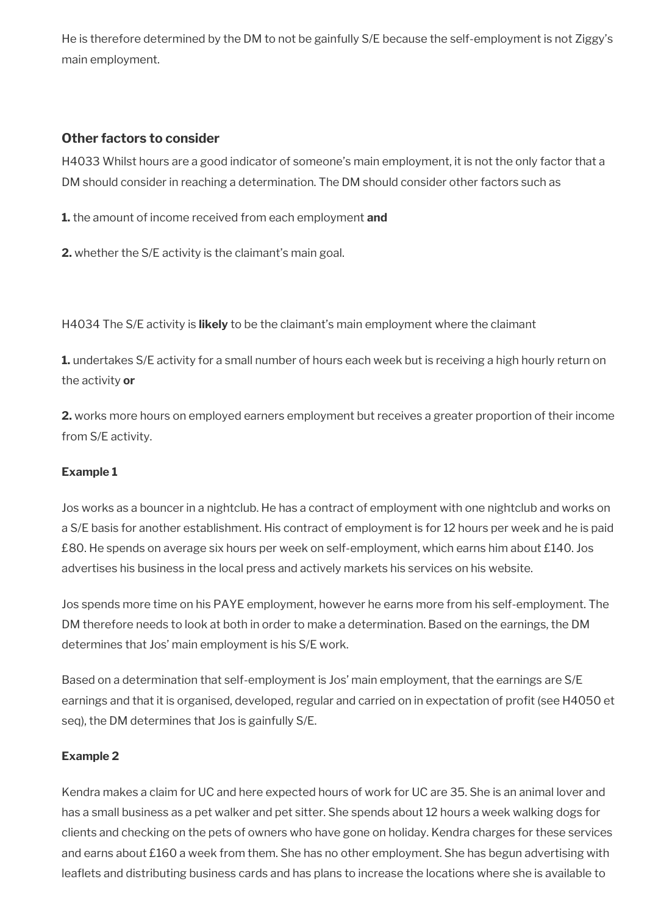He is therefore determined by the DM to not be gainfully S/E because the self-employment is not Ziggy's main employment.

### Other factors to consider

H4033 Whilst hours are a good indicator of someone's main employment, it is not the only factor that a DM should consider in reaching a determination. The DM should consider other factors such as

**1.** the amount of income received from each employment **and**

**2.** whether the S/E activity is the claimant's main goal.

H4034 The S/E activity is **likely** to be the claimant's main employment where the claimant

**1.** undertakes S/E activity for a small number of hours each week but is receiving a high hourly return on the activity **or**

**2.** works more hours on employed earners employment but receives a greater proportion of their income from S/E activity.

**Example 1**

Jos works as a bouncer in a nightclub. He has a contract of employment with one nightclub and works on a S/E basis for another establishment. His contract of employment is for 12 hours per week and he is paid £80. He spends on average six hours per week on self-employment, which earns him about £140. Jos advertises his business in the local press and actively markets his services on his website.

Jos spends more time on his PAYE employment, however he earns more from his self-employment. The DM therefore needs to look at both in order to make a determination. Based on the earnings, the DM determines that Jos' main employment is his S/E work.

Based on a determination that self-employment is Jos' main employment, that the earnings are S/E earnings and that it is organised, developed, regular and carried on in expectation of profit (see H4050 et seq), the DM determines that Jos is gainfully S/E.

**Example 2**

Kendra makes a claim for UC and here expected hours of work for UC are 35. She is an animal lover and has a small business as a pet walker and pet sitter. She spends about 12 hours a week walking dogs for clients and checking on the pets of owners who have gone on holiday. Kendra charges for these services and earns about £160 a week from them. She has no other employment. She has begun advertising with leaflets and distributing business cards and has plans to increase the locations where she is available to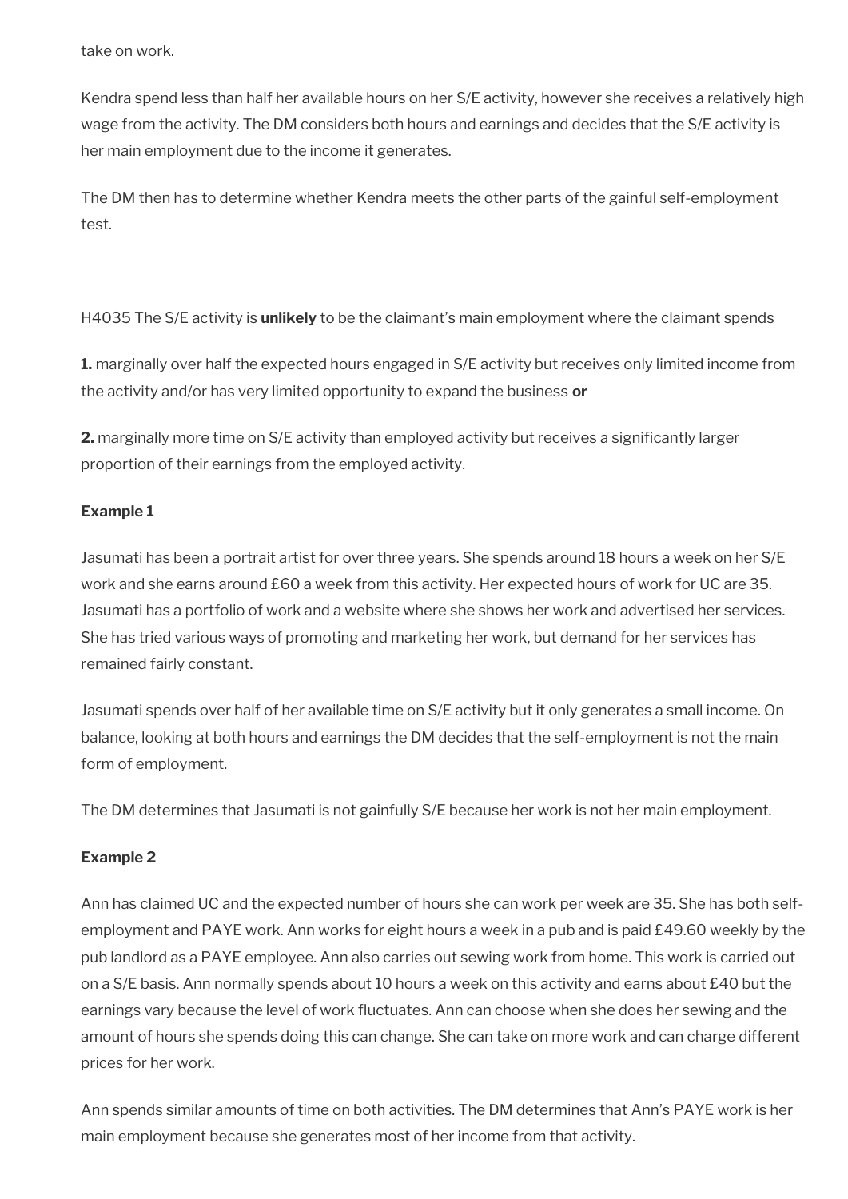take on work.

Kendra spend less than half her available hours on her S/E activity, however she receives a relatively high wage from the activity. The DM considers both hours and earnings and decides that the S/E activity is her main employment due to the income it generates.

The DM then has to determine whether Kendra meets the other parts of the gainful self-employment test.

H4035 The S/E activity is **unlikely** to be the claimant's main employment where the claimant spends

**1.** marginally over half the expected hours engaged in S/E activity but receives only limited income from the activity and/or has very limited opportunity to expand the business **or**

**2.** marginally more time on S/E activity than employed activity but receives a significantly larger proportion of their earnings from the employed activity.

**Example 1**

Jasumati has been a portrait artist for over three years. She spends around 18 hours a week on her S/E work and she earns around £60 a week from this activity. Her expected hours of work for UC are 35. Jasumati has a portfolio of work and a website where she shows her work and advertised her services. She has tried various ways of promoting and marketing her work, but demand for her services has remained fairly constant.

Jasumati spends over half of her available time on S/E activity but it only generates a small income. On balance, looking at both hours and earnings the DM decides that the self-employment is not the main form of employment.

The DM determines that Jasumati is not gainfully S/E because her work is not her main employment.

**Example 2**

Ann has claimed UC and the expected number of hours she can work per week are 35. She has both self-employment and PAYE work. Ann works for eight hours a week in a pub and is paid £49.60 weekly by the pub landlord as a PAYE employee. Ann also carries out sewing work from home. This work is carried out on a S/E basis. Ann normally spends about 10 hours a week on this activity and earns about £40 but the earnings vary because the level of work fluctuates. Ann can choose when she does her sewing and the amount of hours she spends doing this can change. She can take on more work and can charge different prices for her work.

Ann spends similar amounts of time on both activities. The DM determines that Ann's PAYE work is her main employment because she generates most of her income from that activity.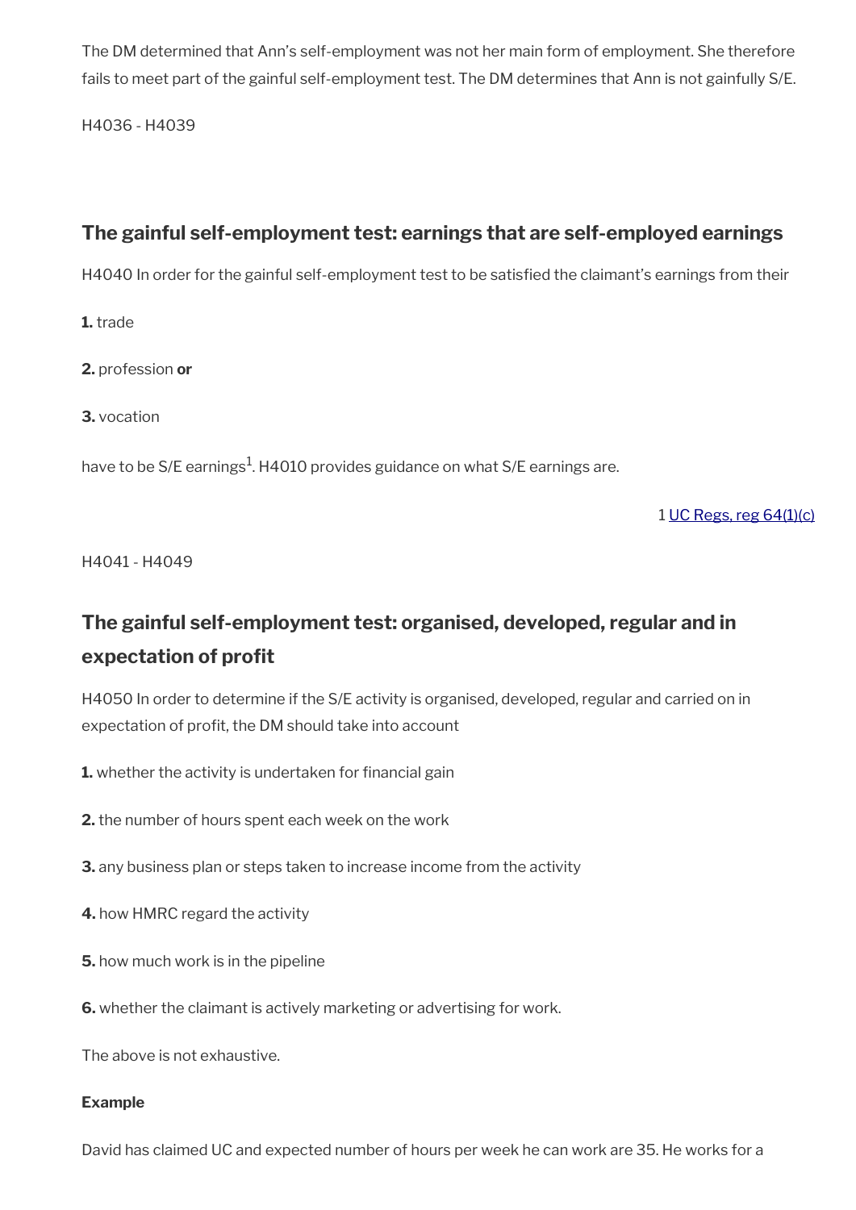The DM determined that Ann's self-employment was not her main form of employment. She therefore fails to meet part of the gainful self-employment test. The DM determines that Ann is not gainfully S/E.

H4036 - H4039

## The gainful self-employment test: earnings that are self-employed earnings

H4040 In order for the gainful self-employment test to be satisfied the claimant's earnings from their

**1.** trade

**2.** profession **or**

**3.** vocation

have to be S/E earnings[1]. H4010 provides guidance on what S/E earnings are.

1 UC Regs, reg 64(1)(c)

H4041 - H4049

## The gainful self-employment test: organised, developed, regular and in expectation of profit

H4050 In order to determine if the S/E activity is organised, developed, regular and carried on in expectation of profit, the DM should take into account

**1.** whether the activity is undertaken for financial gain

**2.** the number of hours spent each week on the work

**3.** any business plan or steps taken to increase income from the activity

**4.** how HMRC regard the activity

**5.** how much work is in the pipeline

**6.** whether the claimant is actively marketing or advertising for work.

The above is not exhaustive.

**Example**

David has claimed UC and expected number of hours per week he can work are 35. He works for a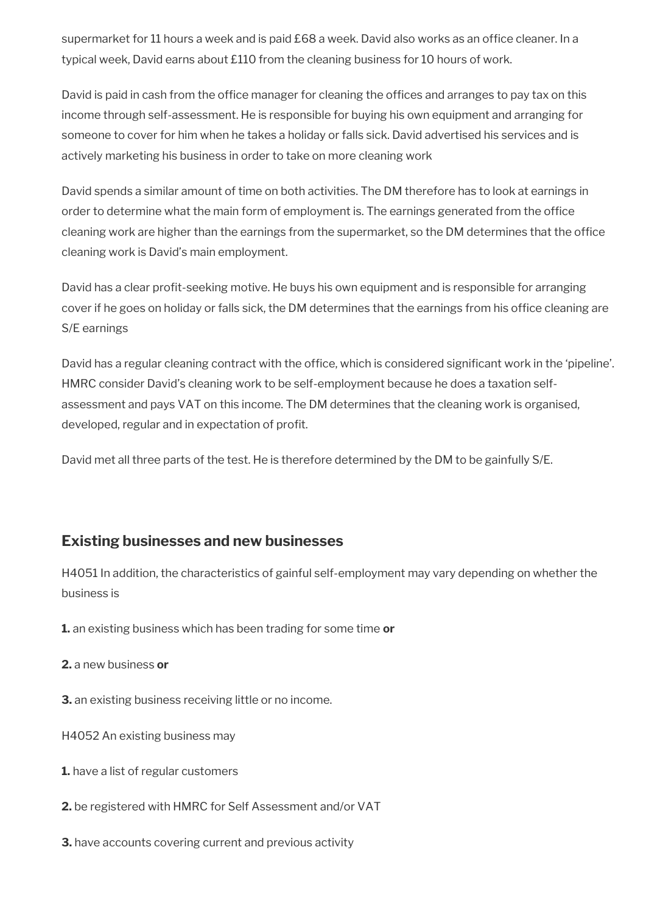supermarket for 11 hours a week and is paid £68 a week. David also works as an office cleaner. In a typical week, David earns about £110 from the cleaning business for 10 hours of work.

David is paid in cash from the office manager for cleaning the offices and arranges to pay tax on this income through self-assessment. He is responsible for buying his own equipment and arranging for someone to cover for him when he takes a holiday or falls sick. David advertised his services and is actively marketing his business in order to take on more cleaning work

David spends a similar amount of time on both activities. The DM therefore has to look at earnings in order to determine what the main form of employment is. The earnings generated from the office cleaning work are higher than the earnings from the supermarket, so the DM determines that the office cleaning work is David's main employment.

David has a clear profit-seeking motive. He buys his own equipment and is responsible for arranging cover if he goes on holiday or falls sick, the DM determines that the earnings from his office cleaning are S/E earnings

David has a regular cleaning contract with the office, which is considered significant work in the 'pipeline'. HMRC consider David's cleaning work to be self-employment because he does a taxation self-assessment and pays VAT on this income. The DM determines that the cleaning work is organised, developed, regular and in expectation of profit.

David met all three parts of the test. He is therefore determined by the DM to be gainfully S/E.

## Existing businesses and new businesses

H4051 In addition, the characteristics of gainful self-employment may vary depending on whether the business is

**1.** an existing business which has been trading for some time **or**

**2.** a new business **or**

**3.** an existing business receiving little or no income.

H4052 An existing business may

**1.** have a list of regular customers

**2.** be registered with HMRC for Self Assessment and/or VAT

**3.** have accounts covering current and previous activity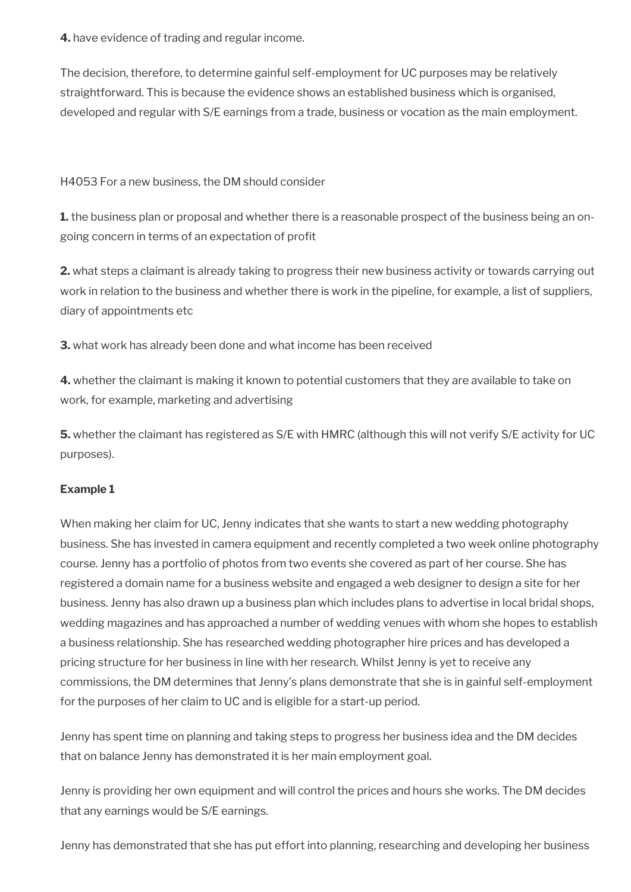**4.** have evidence of trading and regular income.

The decision, therefore, to determine gainful self-employment for UC purposes may be relatively straightforward. This is because the evidence shows an established business which is organised, developed and regular with S/E earnings from a trade, business or vocation as the main employment.

H4053 For a new business, the DM should consider

**1.** the business plan or proposal and whether there is a reasonable prospect of the business being an on-going concern in terms of an expectation of profit

**2.** what steps a claimant is already taking to progress their new business activity or towards carrying out work in relation to the business and whether there is work in the pipeline, for example, a list of suppliers, diary of appointments etc

**3.** what work has already been done and what income has been received

**4.** whether the claimant is making it known to potential customers that they are available to take on work, for example, marketing and advertising

**5.** whether the claimant has registered as S/E with HMRC (although this will not verify S/E activity for UC purposes).

**Example 1**

When making her claim for UC, Jenny indicates that she wants to start a new wedding photography business. She has invested in camera equipment and recently completed a two week online photography course. Jenny has a portfolio of photos from two events she covered as part of her course. She has registered a domain name for a business website and engaged a web designer to design a site for her business. Jenny has also drawn up a business plan which includes plans to advertise in local bridal shops, wedding magazines and has approached a number of wedding venues with whom she hopes to establish a business relationship. She has researched wedding photographer hire prices and has developed a pricing structure for her business in line with her research. Whilst Jenny is yet to receive any commissions, the DM determines that Jenny's plans demonstrate that she is in gainful self-employment for the purposes of her claim to UC and is eligible for a start-up period.

Jenny has spent time on planning and taking steps to progress her business idea and the DM decides that on balance Jenny has demonstrated it is her main employment goal.

Jenny is providing her own equipment and will control the prices and hours she works. The DM decides that any earnings would be S/E earnings.

Jenny has demonstrated that she has put effort into planning, researching and developing her business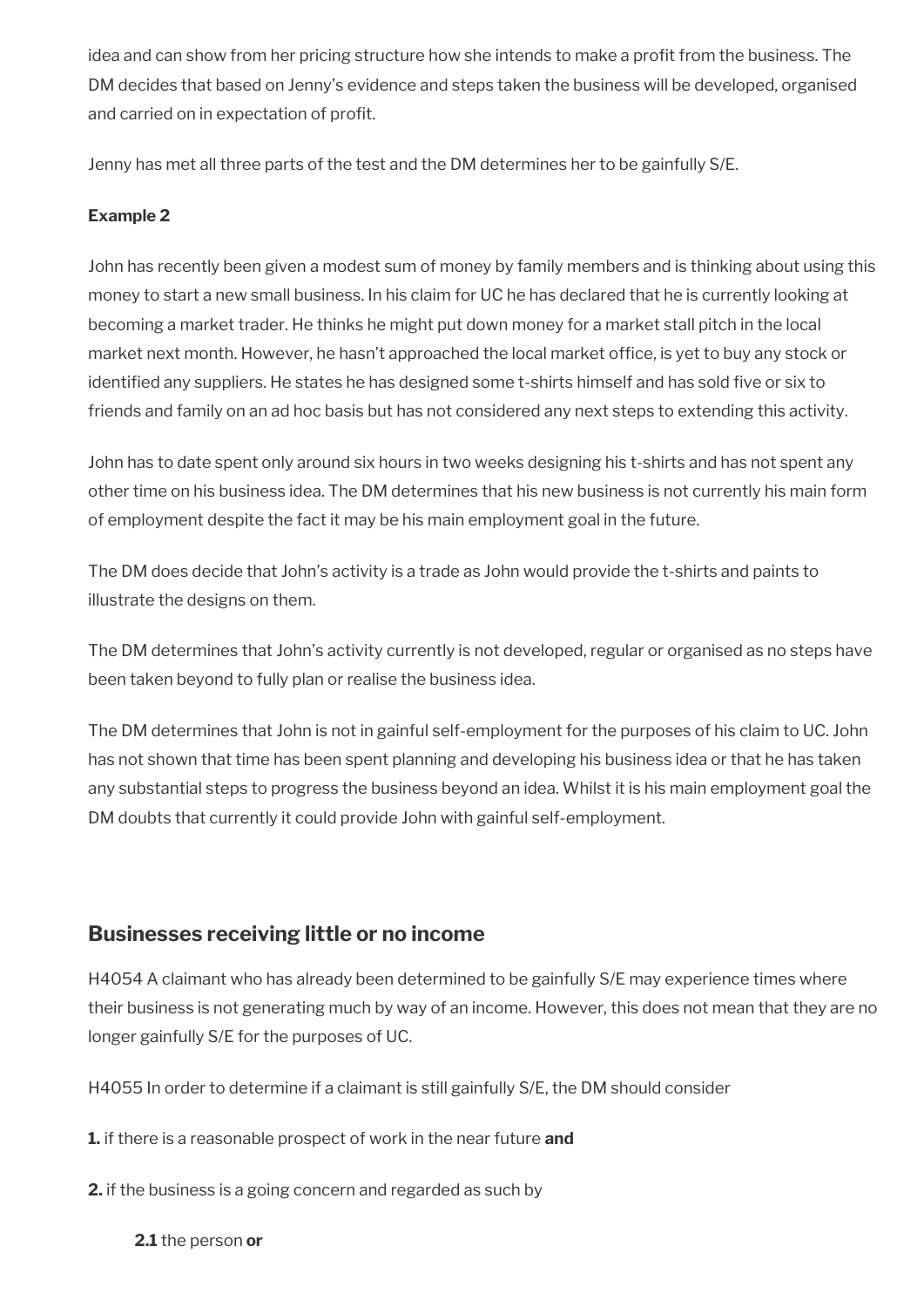idea and can show from her pricing structure how she intends to make a profit from the business. The DM decides that based on Jenny's evidence and steps taken the business will be developed, organised and carried on in expectation of profit.

Jenny has met all three parts of the test and the DM determines her to be gainfully S/E.

**Example 2**

John has recently been given a modest sum of money by family members and is thinking about using this money to start a new small business. In his claim for UC he has declared that he is currently looking at becoming a market trader. He thinks he might put down money for a market stall pitch in the local market next month. However, he hasn't approached the local market office, is yet to buy any stock or identified any suppliers. He states he has designed some t-shirts himself and has sold five or six to friends and family on an ad hoc basis but has not considered any next steps to extending this activity.

John has to date spent only around six hours in two weeks designing his t-shirts and has not spent any other time on his business idea. The DM determines that his new business is not currently his main form of employment despite the fact it may be his main employment goal in the future.

The DM does decide that John's activity is a trade as John would provide the t-shirts and paints to illustrate the designs on them.

The DM determines that John's activity currently is not developed, regular or organised as no steps have been taken beyond to fully plan or realise the business idea.

The DM determines that John is not in gainful self-employment for the purposes of his claim to UC. John has not shown that time has been spent planning and developing his business idea or that he has taken any substantial steps to progress the business beyond an idea. Whilst it is his main employment goal the DM doubts that currently it could provide John with gainful self-employment.

## Businesses receiving little or no income

H4054 A claimant who has already been determined to be gainfully S/E may experience times where their business is not generating much by way of an income. However, this does not mean that they are no longer gainfully S/E for the purposes of UC.

H4055 In order to determine if a claimant is still gainfully S/E, the DM should consider

**1.** if there is a reasonable prospect of work in the near future **and**

**2.** if the business is a going concern and regarded as such by

  **2.1** the person **or**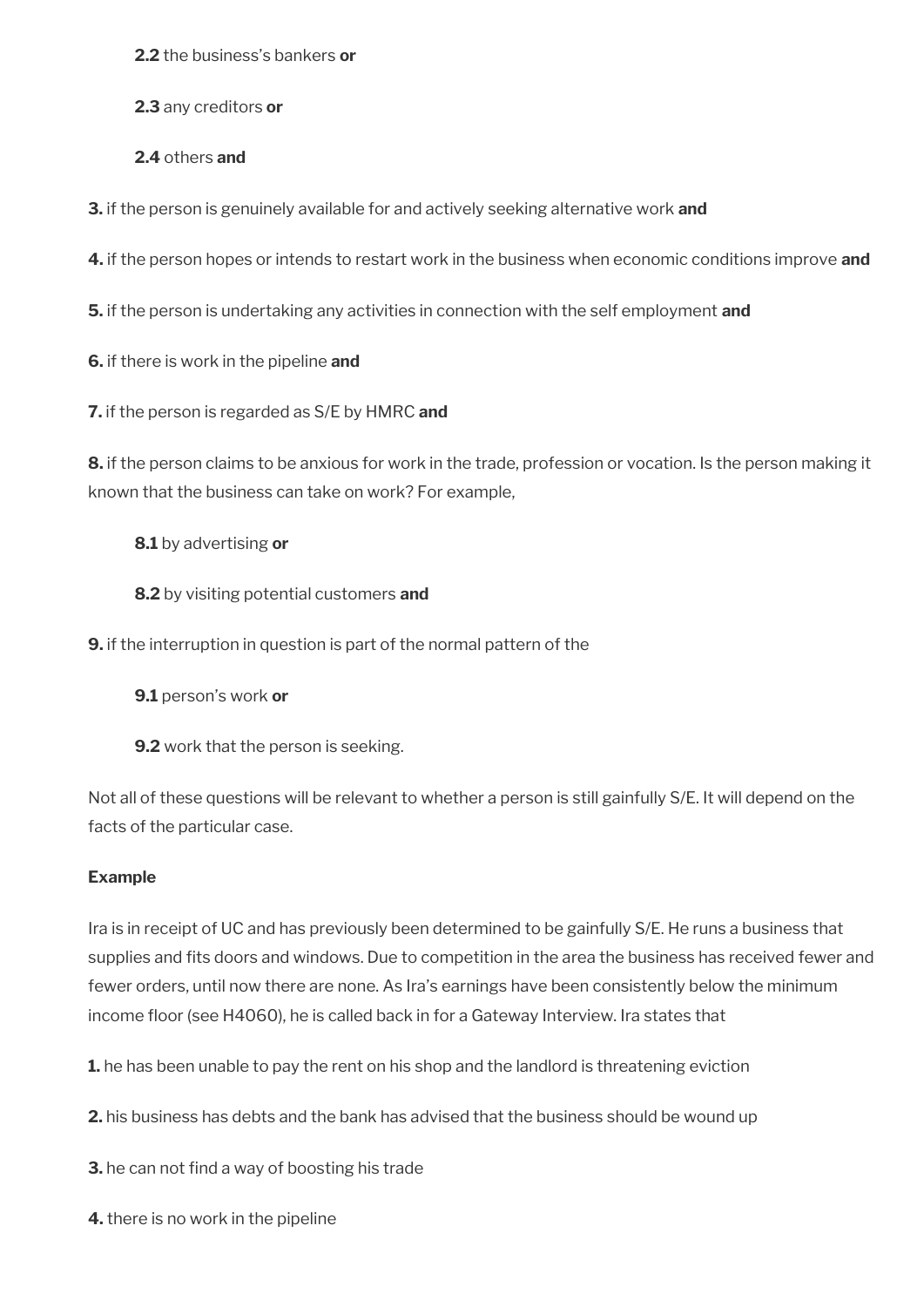**2.2** the business's bankers **or**

**2.3** any creditors **or**

**2.4** others **and**

**3.** if the person is genuinely available for and actively seeking alternative work **and**

**4.** if the person hopes or intends to restart work in the business when economic conditions improve **and**

**5.** if the person is undertaking any activities in connection with the self employment **and**

**6.** if there is work in the pipeline **and**

**7.** if the person is regarded as S/E by HMRC **and**

**8.** if the person claims to be anxious for work in the trade, profession or vocation. Is the person making it known that the business can take on work? For example,

**8.1** by advertising **or**

**8.2** by visiting potential customers **and**

**9.** if the interruption in question is part of the normal pattern of the

**9.1** person's work **or**

**9.2** work that the person is seeking.

Not all of these questions will be relevant to whether a person is still gainfully S/E. It will depend on the facts of the particular case.

**Example**

Ira is in receipt of UC and has previously been determined to be gainfully S/E. He runs a business that supplies and fits doors and windows. Due to competition in the area the business has received fewer and fewer orders, until now there are none. As Ira's earnings have been consistently below the minimum income floor (see H4060), he is called back in for a Gateway Interview. Ira states that

**1.** he has been unable to pay the rent on his shop and the landlord is threatening eviction

**2.** his business has debts and the bank has advised that the business should be wound up

**3.** he can not find a way of boosting his trade

**4.** there is no work in the pipeline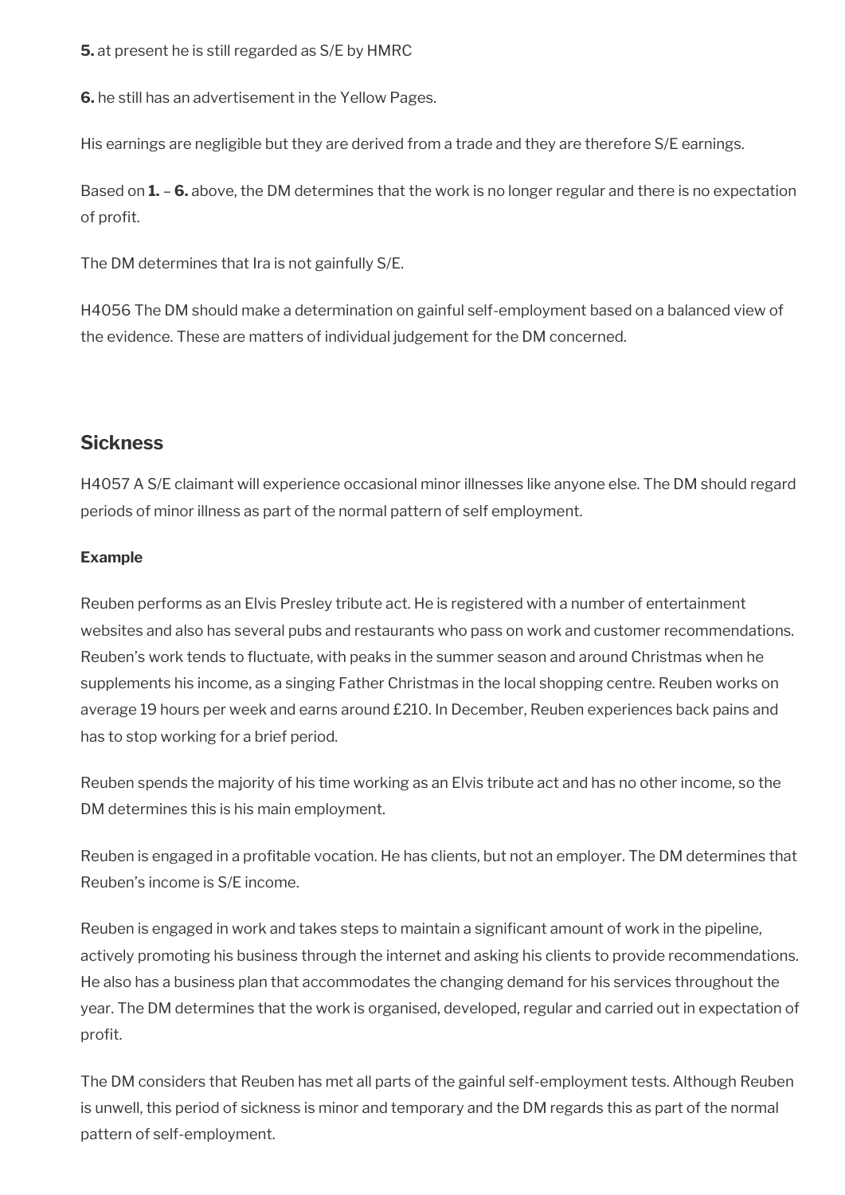**5.** at present he is still regarded as S/E by HMRC

**6.** he still has an advertisement in the Yellow Pages.

His earnings are negligible but they are derived from a trade and they are therefore S/E earnings.

Based on **1.** – **6.** above, the DM determines that the work is no longer regular and there is no expectation of profit.

The DM determines that Ira is not gainfully S/E.

H4056 The DM should make a determination on gainful self-employment based on a balanced view of the evidence. These are matters of individual judgement for the DM concerned.

## Sickness

H4057 A S/E claimant will experience occasional minor illnesses like anyone else. The DM should regard periods of minor illness as part of the normal pattern of self employment.

**Example**

Reuben performs as an Elvis Presley tribute act. He is registered with a number of entertainment websites and also has several pubs and restaurants who pass on work and customer recommendations. Reuben's work tends to fluctuate, with peaks in the summer season and around Christmas when he supplements his income, as a singing Father Christmas in the local shopping centre. Reuben works on average 19 hours per week and earns around £210. In December, Reuben experiences back pains and has to stop working for a brief period.

Reuben spends the majority of his time working as an Elvis tribute act and has no other income, so the DM determines this is his main employment.

Reuben is engaged in a profitable vocation. He has clients, but not an employer. The DM determines that Reuben's income is S/E income.

Reuben is engaged in work and takes steps to maintain a significant amount of work in the pipeline, actively promoting his business through the internet and asking his clients to provide recommendations. He also has a business plan that accommodates the changing demand for his services throughout the year. The DM determines that the work is organised, developed, regular and carried out in expectation of profit.

The DM considers that Reuben has met all parts of the gainful self-employment tests. Although Reuben is unwell, this period of sickness is minor and temporary and the DM regards this as part of the normal pattern of self-employment.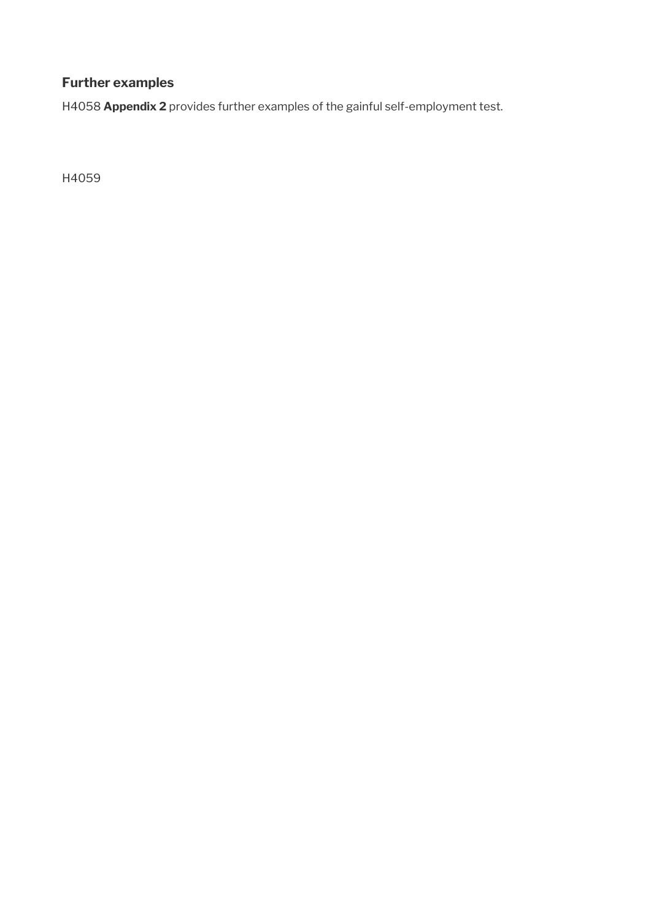### Further examples

H4058 **Appendix 2** provides further examples of the gainful self-employment test.

H4059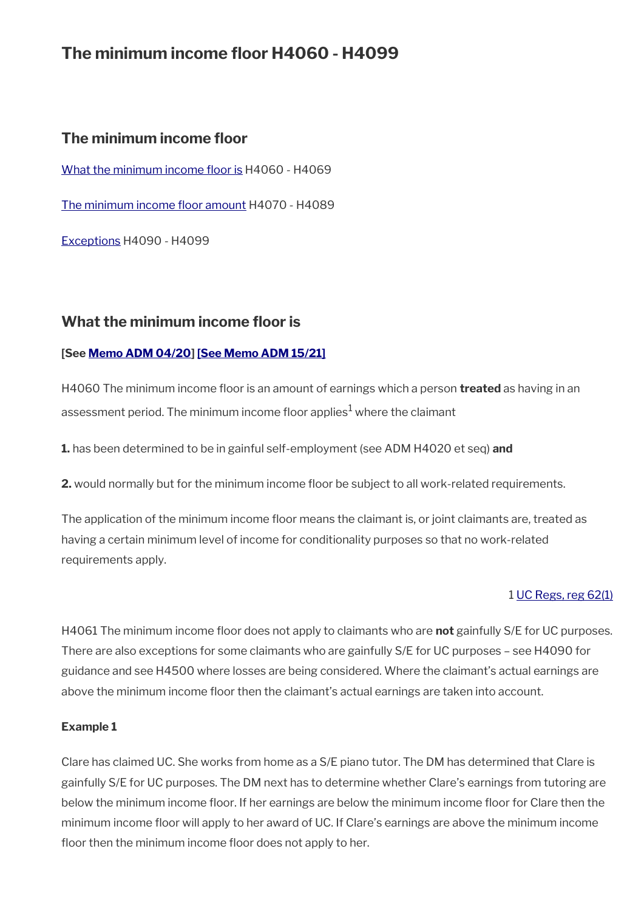# The minimum income floor H4060 - H4099

## The minimum income floor

[What the minimum income floor is](#) H4060 - H4069

[The minimum income floor amount](#) H4070 - H4089

[Exceptions](#) H4090 - H4099

## What the minimum income floor is

**[See Memo ADM 04/20] [See Memo ADM 15/21]**

H4060 The minimum income floor is an amount of earnings which a person **treated** as having in an assessment period. The minimum income floor applies[1] where the claimant

**1.** has been determined to be in gainful self-employment (see ADM H4020 et seq) **and**

**2.** would normally but for the minimum income floor be subject to all work-related requirements.

The application of the minimum income floor means the claimant is, or joint claimants are, treated as having a certain minimum level of income for conditionality purposes so that no work-related requirements apply.

1 UC Regs, reg 62(1)

H4061 The minimum income floor does not apply to claimants who are **not** gainfully S/E for UC purposes. There are also exceptions for some claimants who are gainfully S/E for UC purposes – see H4090 for guidance and see H4500 where losses are being considered. Where the claimant's actual earnings are above the minimum income floor then the claimant's actual earnings are taken into account.

**Example 1**

Clare has claimed UC. She works from home as a S/E piano tutor. The DM has determined that Clare is gainfully S/E for UC purposes. The DM next has to determine whether Clare's earnings from tutoring are below the minimum income floor. If her earnings are below the minimum income floor for Clare then the minimum income floor will apply to her award of UC. If Clare's earnings are above the minimum income floor then the minimum income floor does not apply to her.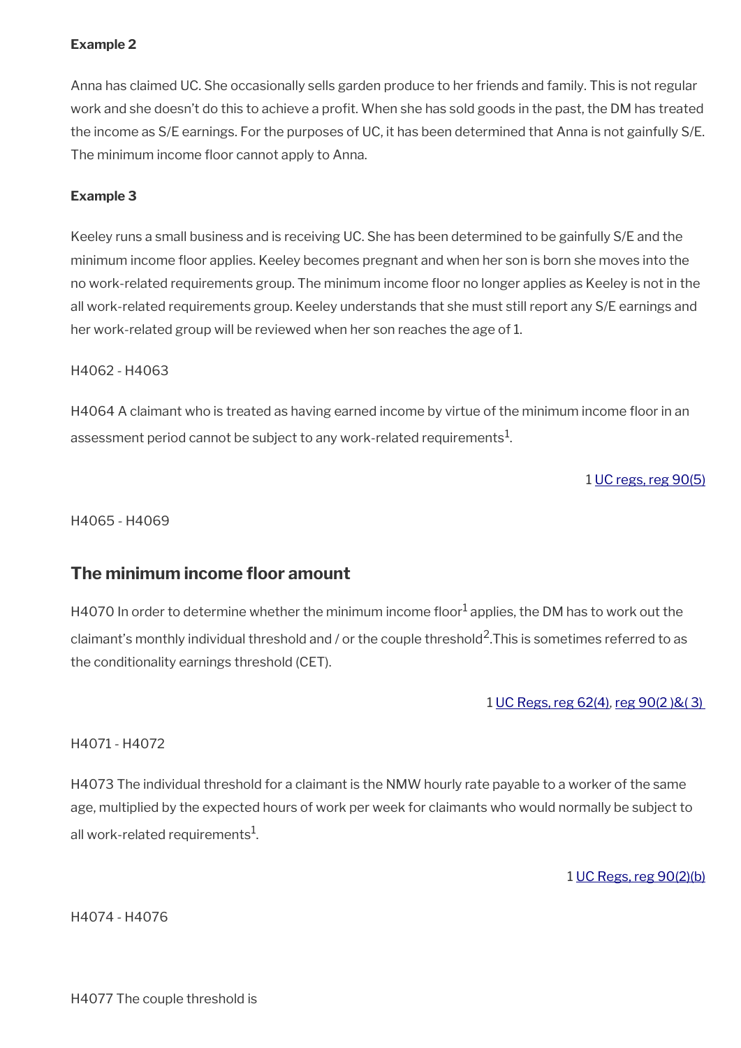**Example 2**

Anna has claimed UC. She occasionally sells garden produce to her friends and family. This is not regular work and she doesn't do this to achieve a profit. When she has sold goods in the past, the DM has treated the income as S/E earnings. For the purposes of UC, it has been determined that Anna is not gainfully S/E. The minimum income floor cannot apply to Anna.

**Example 3**

Keeley runs a small business and is receiving UC. She has been determined to be gainfully S/E and the minimum income floor applies. Keeley becomes pregnant and when her son is born she moves into the no work-related requirements group. The minimum income floor no longer applies as Keeley is not in the all work-related requirements group. Keeley understands that she must still report any S/E earnings and her work-related group will be reviewed when her son reaches the age of 1.

H4062 - H4063

H4064 A claimant who is treated as having earned income by virtue of the minimum income floor in an assessment period cannot be subject to any work-related requirements[1].

1 UC regs, reg 90(5)

H4065 - H4069

## The minimum income floor amount

H4070 In order to determine whether the minimum income floor[1] applies, the DM has to work out the claimant's monthly individual threshold and / or the couple threshold[2].This is sometimes referred to as the conditionality earnings threshold (CET).

1 UC Regs, reg 62(4), reg 90(2 )&( 3)

H4071 - H4072

H4073 The individual threshold for a claimant is the NMW hourly rate payable to a worker of the same age, multiplied by the expected hours of work per week for claimants who would normally be subject to all work-related requirements[1].

1 UC Regs, reg 90(2)(b)

H4074 - H4076

H4077 The couple threshold is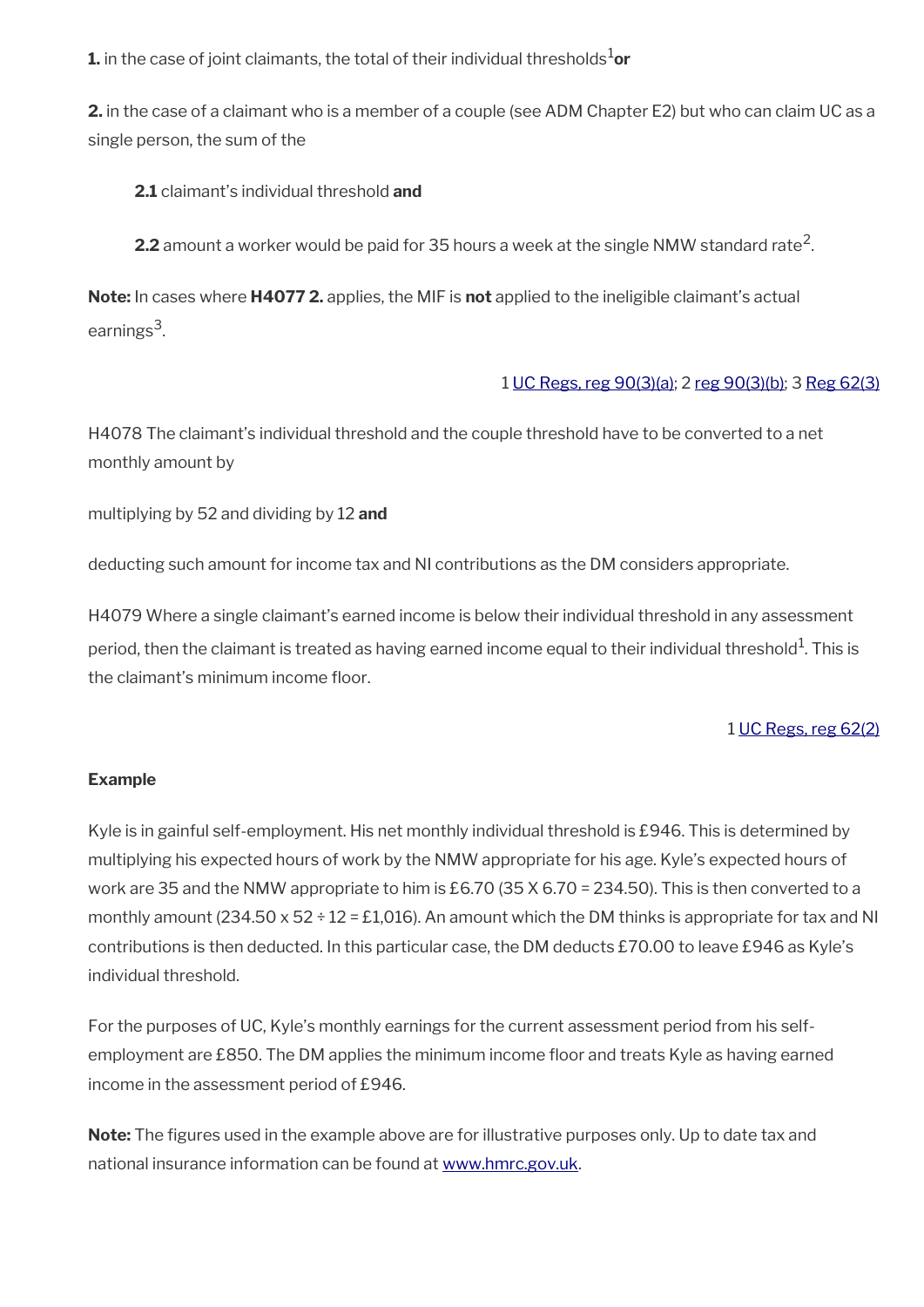**1.** in the case of joint claimants, the total of their individual thresholds[1] **or**

**2.** in the case of a claimant who is a member of a couple (see ADM Chapter E2) but who can claim UC as a single person, the sum of the

> **2.1** claimant's individual threshold **and**
>
> **2.2** amount a worker would be paid for 35 hours a week at the single NMW standard rate[2].

**Note:** In cases where **H4077 2.** applies, the MIF is **not** applied to the ineligible claimant's actual earnings[3].

1 UC Regs, reg 90(3)(a); 2 reg 90(3)(b); 3 Reg 62(3)

H4078 The claimant's individual threshold and the couple threshold have to be converted to a net monthly amount by

multiplying by 52 and dividing by 12 **and**

deducting such amount for income tax and NI contributions as the DM considers appropriate.

H4079 Where a single claimant's earned income is below their individual threshold in any assessment period, then the claimant is treated as having earned income equal to their individual threshold[1]. This is the claimant's minimum income floor.

1 UC Regs, reg 62(2)

**Example**

Kyle is in gainful self-employment. His net monthly individual threshold is £946. This is determined by multiplying his expected hours of work by the NMW appropriate for his age. Kyle's expected hours of work are 35 and the NMW appropriate to him is £6.70 (35 X 6.70 = 234.50). This is then converted to a monthly amount (234.50 x 52 ÷ 12 = £1,016). An amount which the DM thinks is appropriate for tax and NI contributions is then deducted. In this particular case, the DM deducts £70.00 to leave £946 as Kyle's individual threshold.

For the purposes of UC, Kyle's monthly earnings for the current assessment period from his self-employment are £850. The DM applies the minimum income floor and treats Kyle as having earned income in the assessment period of £946.

**Note:** The figures used in the example above are for illustrative purposes only. Up to date tax and national insurance information can be found at www.hmrc.gov.uk.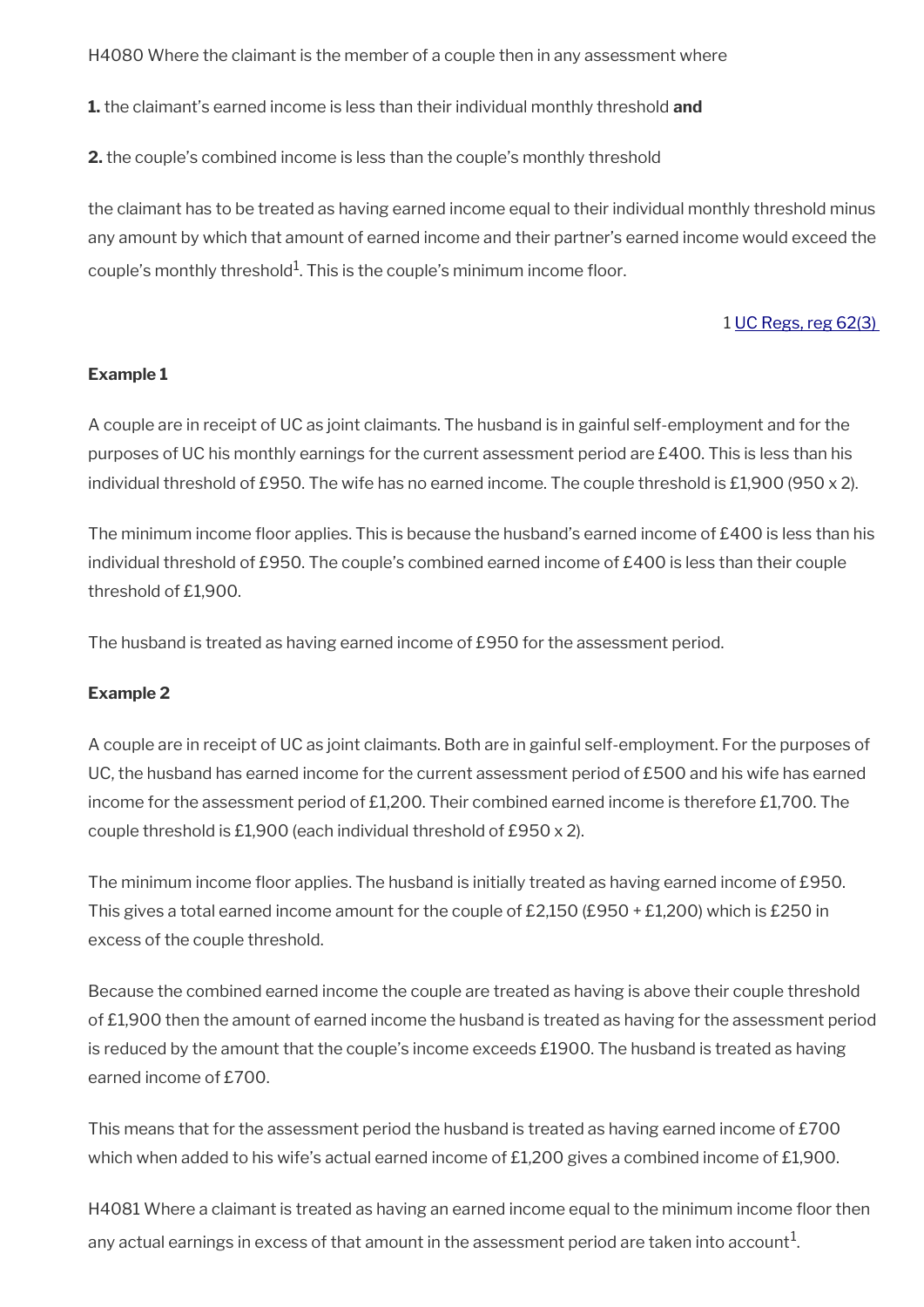H4080 Where the claimant is the member of a couple then in any assessment where

**1.** the claimant's earned income is less than their individual monthly threshold **and**

**2.** the couple's combined income is less than the couple's monthly threshold

the claimant has to be treated as having earned income equal to their individual monthly threshold minus any amount by which that amount of earned income and their partner's earned income would exceed the couple's monthly threshold[1]. This is the couple's minimum income floor.

1 UC Regs, reg 62(3)

**Example 1**

A couple are in receipt of UC as joint claimants. The husband is in gainful self-employment and for the purposes of UC his monthly earnings for the current assessment period are £400. This is less than his individual threshold of £950. The wife has no earned income. The couple threshold is £1,900 (950 x 2).

The minimum income floor applies. This is because the husband's earned income of £400 is less than his individual threshold of £950. The couple's combined earned income of £400 is less than their couple threshold of £1,900.

The husband is treated as having earned income of £950 for the assessment period.

**Example 2**

A couple are in receipt of UC as joint claimants. Both are in gainful self-employment. For the purposes of UC, the husband has earned income for the current assessment period of £500 and his wife has earned income for the assessment period of £1,200. Their combined earned income is therefore £1,700. The couple threshold is £1,900 (each individual threshold of £950 x 2).

The minimum income floor applies. The husband is initially treated as having earned income of £950. This gives a total earned income amount for the couple of £2,150 (£950 + £1,200) which is £250 in excess of the couple threshold.

Because the combined earned income the couple are treated as having is above their couple threshold of £1,900 then the amount of earned income the husband is treated as having for the assessment period is reduced by the amount that the couple's income exceeds £1900. The husband is treated as having earned income of £700.

This means that for the assessment period the husband is treated as having earned income of £700 which when added to his wife's actual earned income of £1,200 gives a combined income of £1,900.

H4081 Where a claimant is treated as having an earned income equal to the minimum income floor then any actual earnings in excess of that amount in the assessment period are taken into account[1].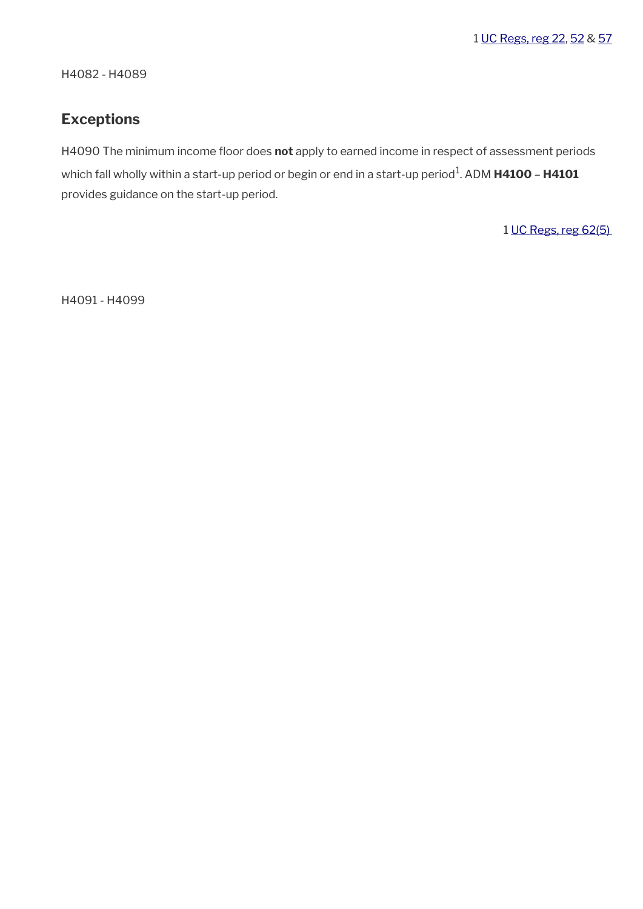1 UC Regs, reg 22, 52 & 57

H4082 - H4089

## Exceptions

H4090 The minimum income floor does **not** apply to earned income in respect of assessment periods which fall wholly within a start-up period or begin or end in a start-up period[1]. ADM **H4100** – **H4101** provides guidance on the start-up period.

1 UC Regs, reg 62(5)

H4091 - H4099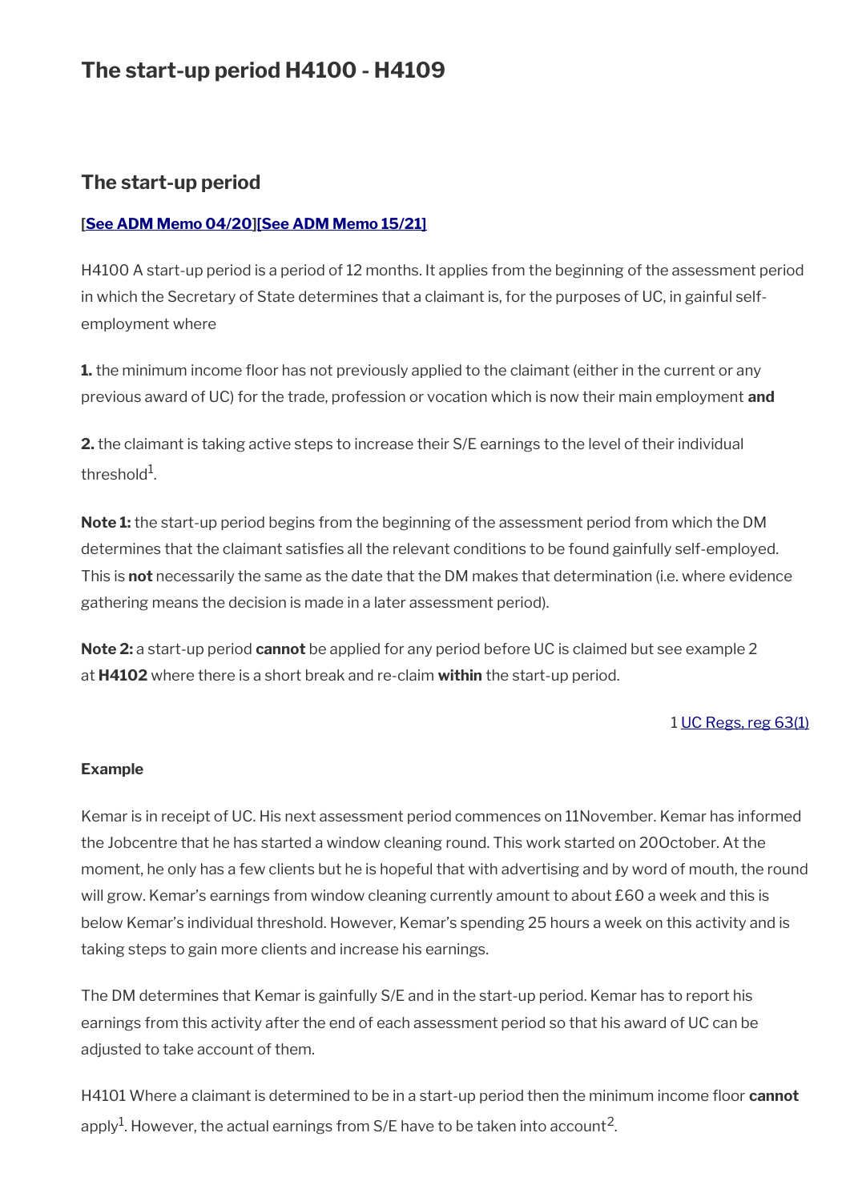# The start-up period H4100 - H4109

## The start-up period

**[See ADM Memo 04/20][See ADM Memo 15/21]**

H4100 A start-up period is a period of 12 months. It applies from the beginning of the assessment period in which the Secretary of State determines that a claimant is, for the purposes of UC, in gainful self-employment where

**1.** the minimum income floor has not previously applied to the claimant (either in the current or any previous award of UC) for the trade, profession or vocation which is now their main employment **and**

**2.** the claimant is taking active steps to increase their S/E earnings to the level of their individual threshold[1].

**Note 1:** the start-up period begins from the beginning of the assessment period from which the DM determines that the claimant satisfies all the relevant conditions to be found gainfully self-employed. This is **not** necessarily the same as the date that the DM makes that determination (i.e. where evidence gathering means the decision is made in a later assessment period).

**Note 2:** a start-up period **cannot** be applied for any period before UC is claimed but see example 2 at **H4102** where there is a short break and re-claim **within** the start-up period.

1 UC Regs, reg 63(1)

**Example**

Kemar is in receipt of UC. His next assessment period commences on 11November. Kemar has informed the Jobcentre that he has started a window cleaning round. This work started on 20October. At the moment, he only has a few clients but he is hopeful that with advertising and by word of mouth, the round will grow. Kemar's earnings from window cleaning currently amount to about £60 a week and this is below Kemar's individual threshold. However, Kemar's spending 25 hours a week on this activity and is taking steps to gain more clients and increase his earnings.

The DM determines that Kemar is gainfully S/E and in the start-up period. Kemar has to report his earnings from this activity after the end of each assessment period so that his award of UC can be adjusted to take account of them.

H4101 Where a claimant is determined to be in a start-up period then the minimum income floor **cannot** apply[1]. However, the actual earnings from S/E have to be taken into account[2].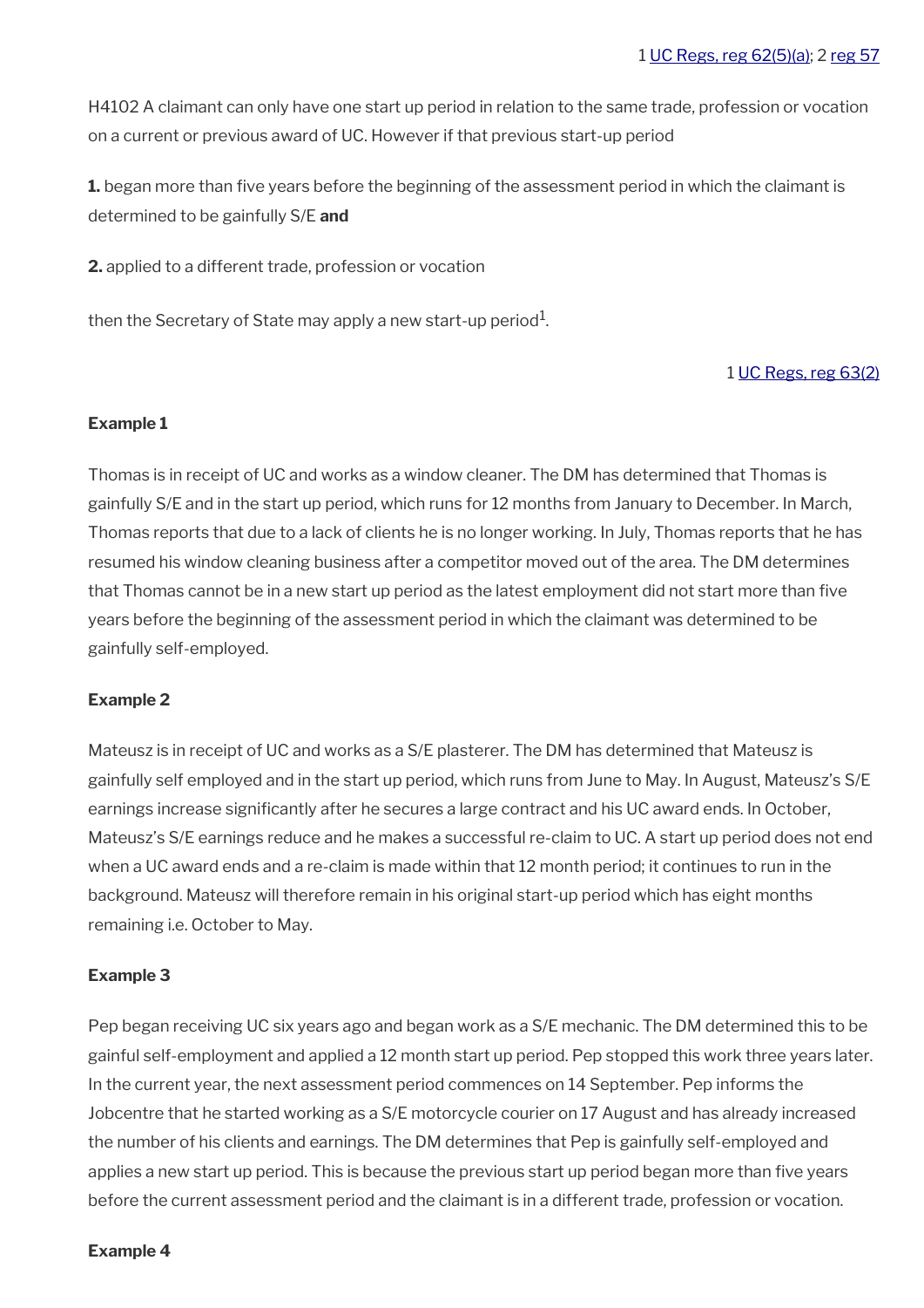1 UC Regs, reg 62(5)(a); 2 reg 57

H4102 A claimant can only have one start up period in relation to the same trade, profession or vocation on a current or previous award of UC. However if that previous start-up period

**1.** began more than five years before the beginning of the assessment period in which the claimant is determined to be gainfully S/E **and**

**2.** applied to a different trade, profession or vocation

then the Secretary of State may apply a new start-up period[1].

1 UC Regs, reg 63(2)

**Example 1**

Thomas is in receipt of UC and works as a window cleaner. The DM has determined that Thomas is gainfully S/E and in the start up period, which runs for 12 months from January to December. In March, Thomas reports that due to a lack of clients he is no longer working. In July, Thomas reports that he has resumed his window cleaning business after a competitor moved out of the area. The DM determines that Thomas cannot be in a new start up period as the latest employment did not start more than five years before the beginning of the assessment period in which the claimant was determined to be gainfully self-employed.

**Example 2**

Mateusz is in receipt of UC and works as a S/E plasterer. The DM has determined that Mateusz is gainfully self employed and in the start up period, which runs from June to May. In August, Mateusz's S/E earnings increase significantly after he secures a large contract and his UC award ends. In October, Mateusz's S/E earnings reduce and he makes a successful re-claim to UC. A start up period does not end when a UC award ends and a re-claim is made within that 12 month period; it continues to run in the background. Mateusz will therefore remain in his original start-up period which has eight months remaining i.e. October to May.

**Example 3**

Pep began receiving UC six years ago and began work as a S/E mechanic. The DM determined this to be gainful self-employment and applied a 12 month start up period. Pep stopped this work three years later. In the current year, the next assessment period commences on 14 September. Pep informs the Jobcentre that he started working as a S/E motorcycle courier on 17 August and has already increased the number of his clients and earnings. The DM determines that Pep is gainfully self-employed and applies a new start up period. This is because the previous start up period began more than five years before the current assessment period and the claimant is in a different trade, profession or vocation.

**Example 4**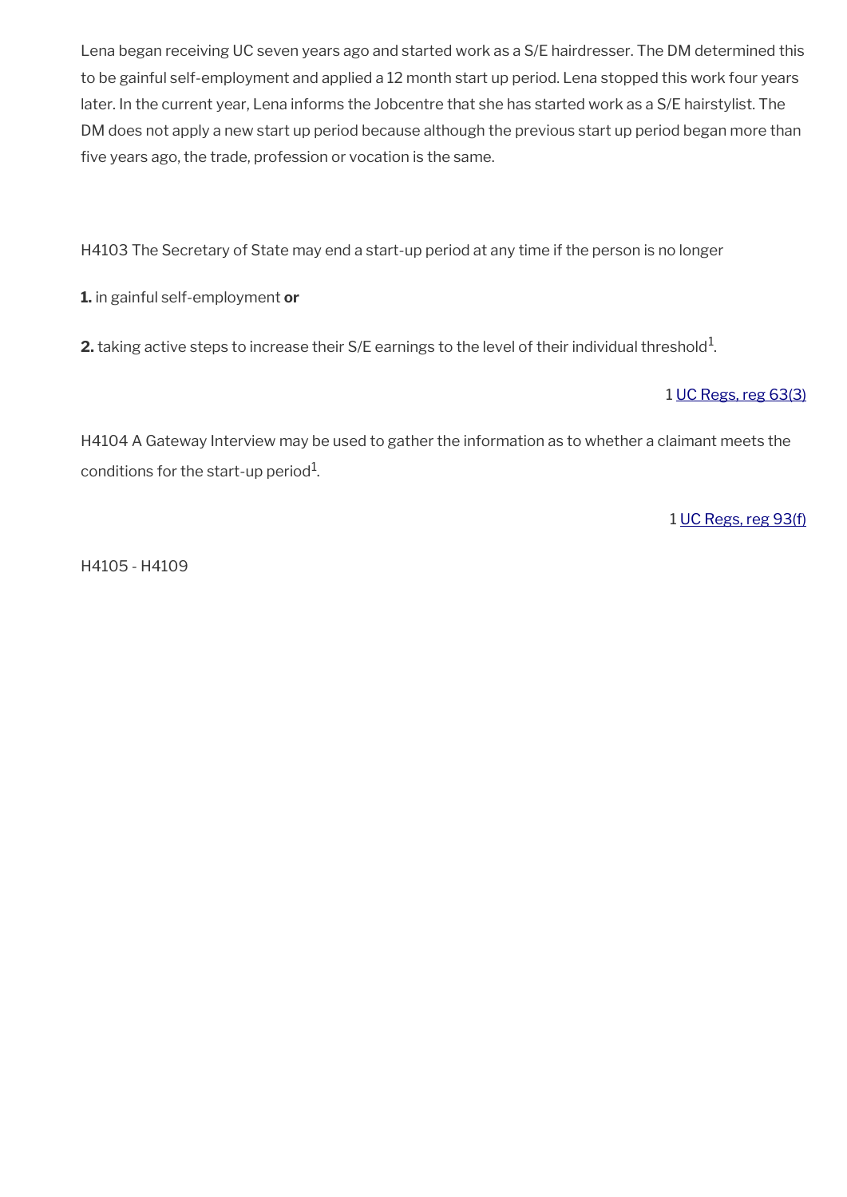Lena began receiving UC seven years ago and started work as a S/E hairdresser. The DM determined this to be gainful self-employment and applied a 12 month start up period. Lena stopped this work four years later. In the current year, Lena informs the Jobcentre that she has started work as a S/E hairstylist. The DM does not apply a new start up period because although the previous start up period began more than five years ago, the trade, profession or vocation is the same.

H4103 The Secretary of State may end a start-up period at any time if the person is no longer

**1.** in gainful self-employment **or**

**2.** taking active steps to increase their S/E earnings to the level of their individual threshold[1].

1 UC Regs, reg 63(3)

H4104 A Gateway Interview may be used to gather the information as to whether a claimant meets the conditions for the start-up period[1].

1 UC Regs, reg 93(f)

H4105 - H4109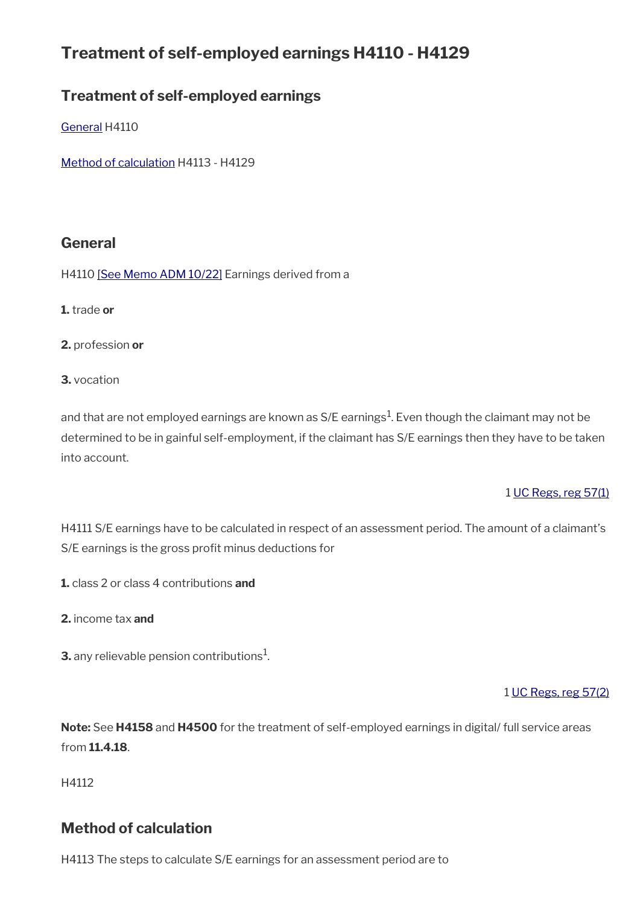# Treatment of self-employed earnings H4110 - H4129

## Treatment of self-employed earnings

[General](#) H4110

[Method of calculation](#) H4113 - H4129

## General

H4110 [See Memo ADM 10/22] Earnings derived from a

**1.** trade **or**

**2.** profession **or**

**3.** vocation

and that are not employed earnings are known as S/E earnings[1]. Even though the claimant may not be determined to be in gainful self-employment, if the claimant has S/E earnings then they have to be taken into account.

1 UC Regs, reg 57(1)

H4111 S/E earnings have to be calculated in respect of an assessment period. The amount of a claimant's S/E earnings is the gross profit minus deductions for

**1.** class 2 or class 4 contributions **and**

**2.** income tax **and**

**3.** any relievable pension contributions[1].

1 UC Regs, reg 57(2)

**Note:** See **H4158** and **H4500** for the treatment of self-employed earnings in digital/ full service areas from **11.4.18**.

H4112

## Method of calculation

H4113 The steps to calculate S/E earnings for an assessment period are to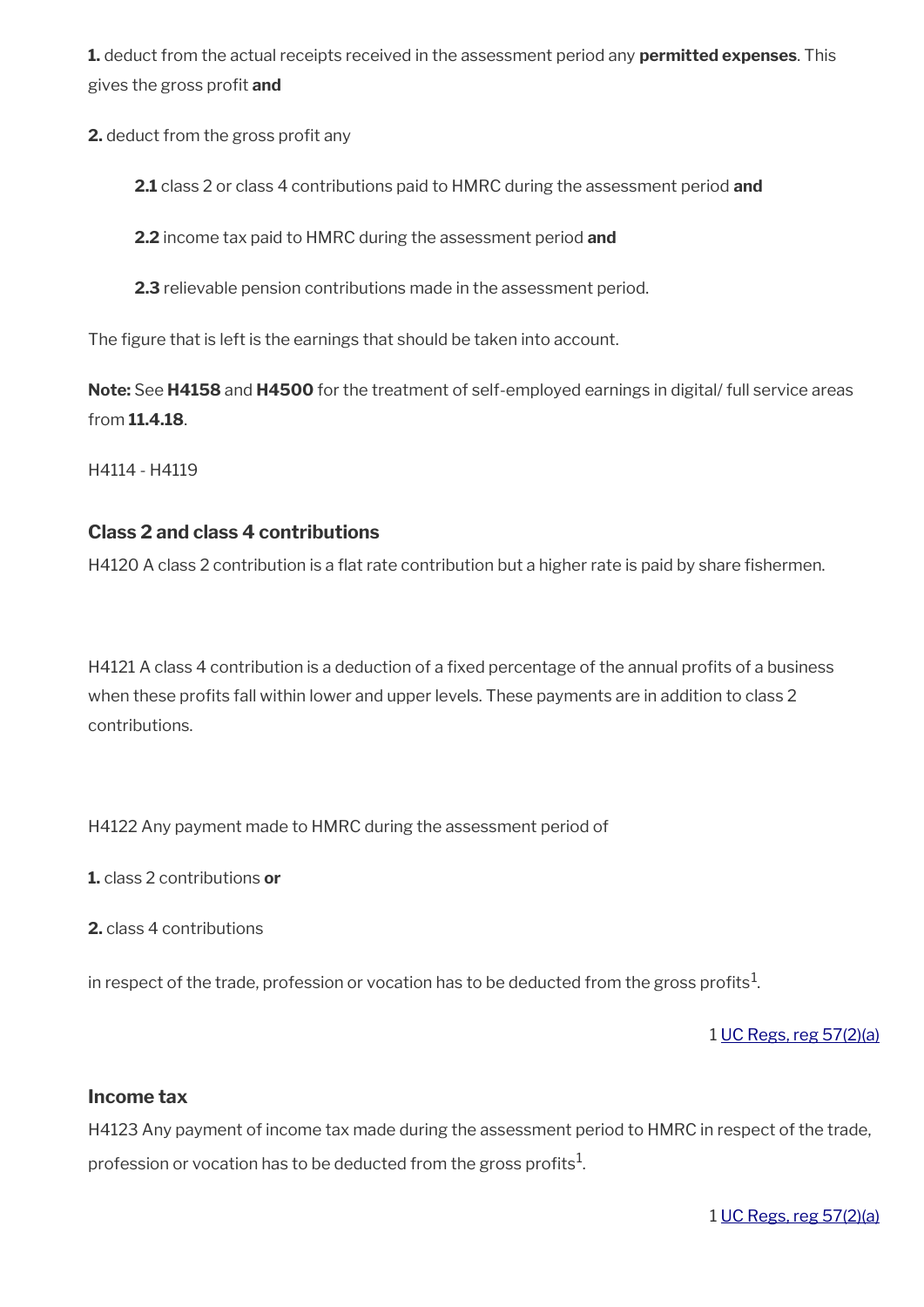**1.** deduct from the actual receipts received in the assessment period any **permitted expenses**. This gives the gross profit **and**

**2.** deduct from the gross profit any

> **2.1** class 2 or class 4 contributions paid to HMRC during the assessment period **and**
>
> **2.2** income tax paid to HMRC during the assessment period **and**
>
> **2.3** relievable pension contributions made in the assessment period.

The figure that is left is the earnings that should be taken into account.

**Note:** See **H4158** and **H4500** for the treatment of self-employed earnings in digital/ full service areas from **11.4.18**.

H4114 - H4119

### Class 2 and class 4 contributions

H4120 A class 2 contribution is a flat rate contribution but a higher rate is paid by share fishermen.

H4121 A class 4 contribution is a deduction of a fixed percentage of the annual profits of a business when these profits fall within lower and upper levels. These payments are in addition to class 2 contributions.

H4122 Any payment made to HMRC during the assessment period of

**1.** class 2 contributions **or**

**2.** class 4 contributions

in respect of the trade, profession or vocation has to be deducted from the gross profits[1].

1 UC Regs, reg 57(2)(a)

### Income tax

H4123 Any payment of income tax made during the assessment period to HMRC in respect of the trade, profession or vocation has to be deducted from the gross profits[1].

1 UC Regs, reg 57(2)(a)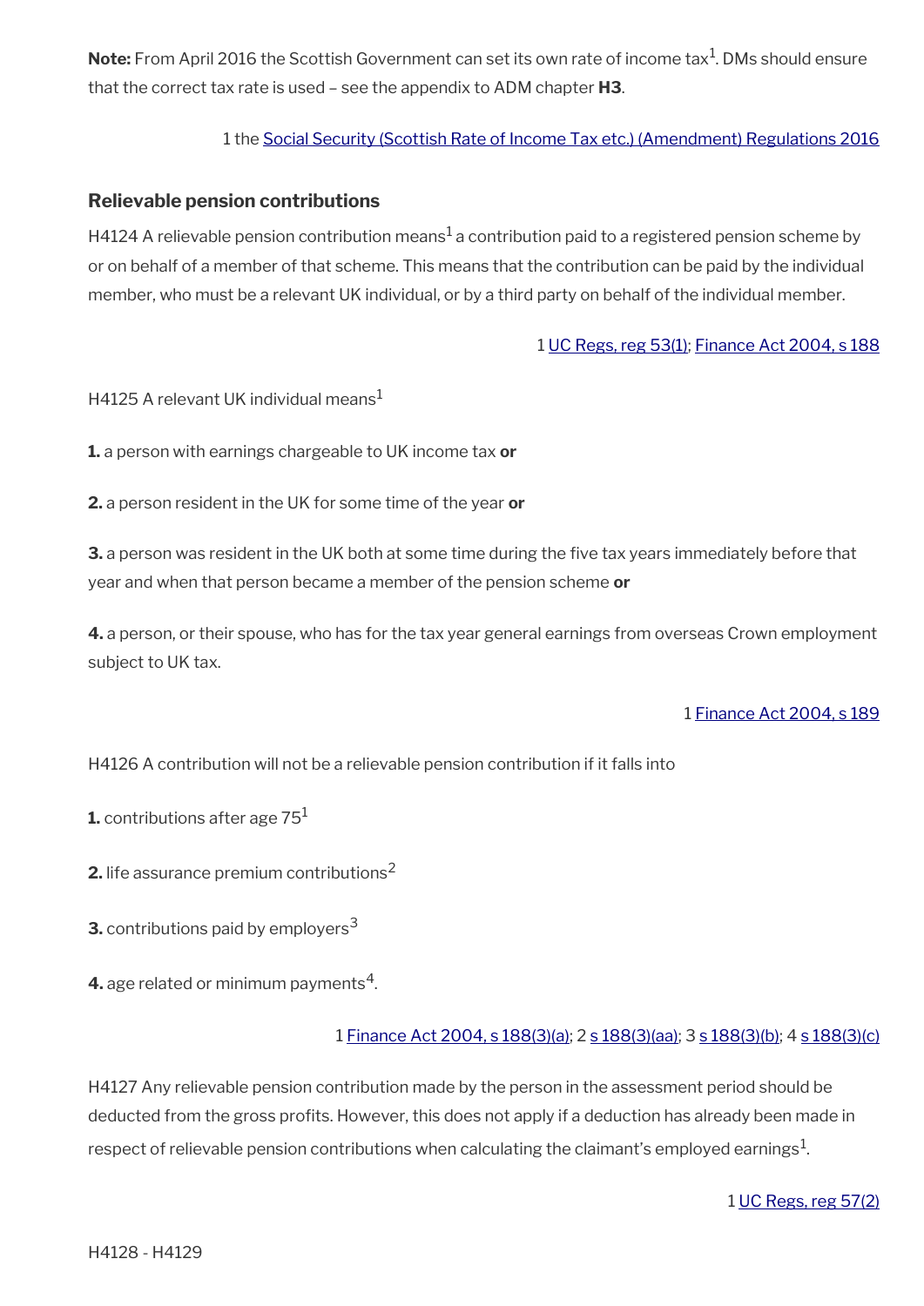**Note:** From April 2016 the Scottish Government can set its own rate of income tax[1]. DMs should ensure that the correct tax rate is used – see the appendix to ADM chapter **H3**.

1 the Social Security (Scottish Rate of Income Tax etc.) (Amendment) Regulations 2016

### Relievable pension contributions

H4124 A relievable pension contribution means[1] a contribution paid to a registered pension scheme by or on behalf of a member of that scheme. This means that the contribution can be paid by the individual member, who must be a relevant UK individual, or by a third party on behalf of the individual member.

1 UC Regs, reg 53(1); Finance Act 2004, s 188

H4125 A relevant UK individual means[1]

**1.** a person with earnings chargeable to UK income tax **or**

**2.** a person resident in the UK for some time of the year **or**

**3.** a person was resident in the UK both at some time during the five tax years immediately before that year and when that person became a member of the pension scheme **or**

**4.** a person, or their spouse, who has for the tax year general earnings from overseas Crown employment subject to UK tax.

1 Finance Act 2004, s 189

H4126 A contribution will not be a relievable pension contribution if it falls into

**1.** contributions after age 75[1]

**2.** life assurance premium contributions[2]

**3.** contributions paid by employers[3]

**4.** age related or minimum payments[4].

1 Finance Act 2004, s 188(3)(a); 2 s 188(3)(aa); 3 s 188(3)(b); 4 s 188(3)(c)

H4127 Any relievable pension contribution made by the person in the assessment period should be deducted from the gross profits. However, this does not apply if a deduction has already been made in respect of relievable pension contributions when calculating the claimant's employed earnings[1].

1 UC Regs, reg 57(2)

H4128 - H4129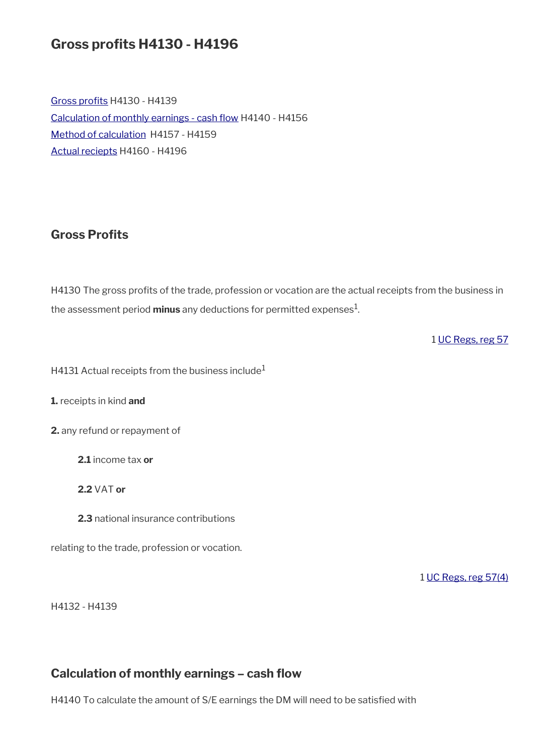# Gross profits H4130 - H4196

Gross profits H4130 - H4139
Calculation of monthly earnings - cash flow H4140 - H4156
Method of calculation H4157 - H4159
Actual reciepts H4160 - H4196

## Gross Profits

H4130 The gross profits of the trade, profession or vocation are the actual receipts from the business in the assessment period **minus** any deductions for permitted expenses[1].

1 UC Regs, reg 57

H4131 Actual receipts from the business include[1]

**1.** receipts in kind **and**

**2.** any refund or repayment of

**2.1** income tax **or**

**2.2** VAT **or**

**2.3** national insurance contributions

relating to the trade, profession or vocation.

1 UC Regs, reg 57(4)

H4132 - H4139

## Calculation of monthly earnings – cash flow

H4140 To calculate the amount of S/E earnings the DM will need to be satisfied with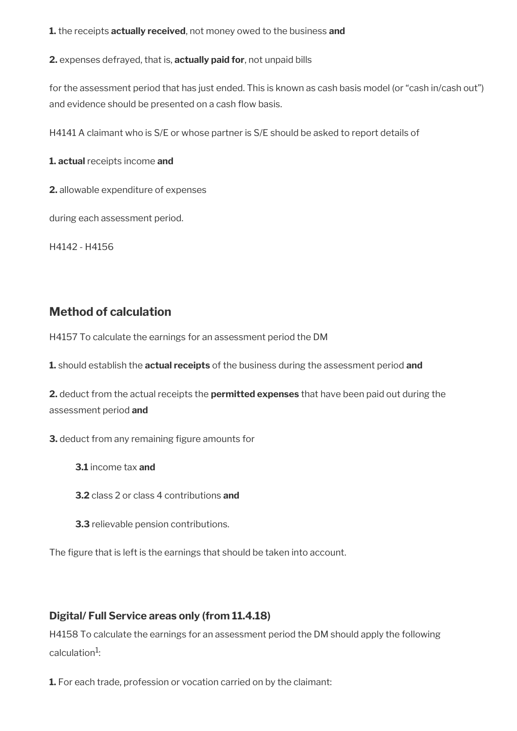**1.** the receipts **actually received**, not money owed to the business **and**

**2.** expenses defrayed, that is, **actually paid for**, not unpaid bills

for the assessment period that has just ended. This is known as cash basis model (or "cash in/cash out") and evidence should be presented on a cash flow basis.

H4141 A claimant who is S/E or whose partner is S/E should be asked to report details of

**1. actual** receipts income **and**

**2.** allowable expenditure of expenses

during each assessment period.

H4142 - H4156

## Method of calculation

H4157 To calculate the earnings for an assessment period the DM

**1.** should establish the **actual receipts** of the business during the assessment period **and**

**2.** deduct from the actual receipts the **permitted expenses** that have been paid out during the assessment period **and**

**3.** deduct from any remaining figure amounts for

> **3.1** income tax **and**
>
> **3.2** class 2 or class 4 contributions **and**
>
> **3.3** relievable pension contributions.

The figure that is left is the earnings that should be taken into account.

### Digital/ Full Service areas only (from 11.4.18)

H4158 To calculate the earnings for an assessment period the DM should apply the following calculation[1]:

**1.** For each trade, profession or vocation carried on by the claimant: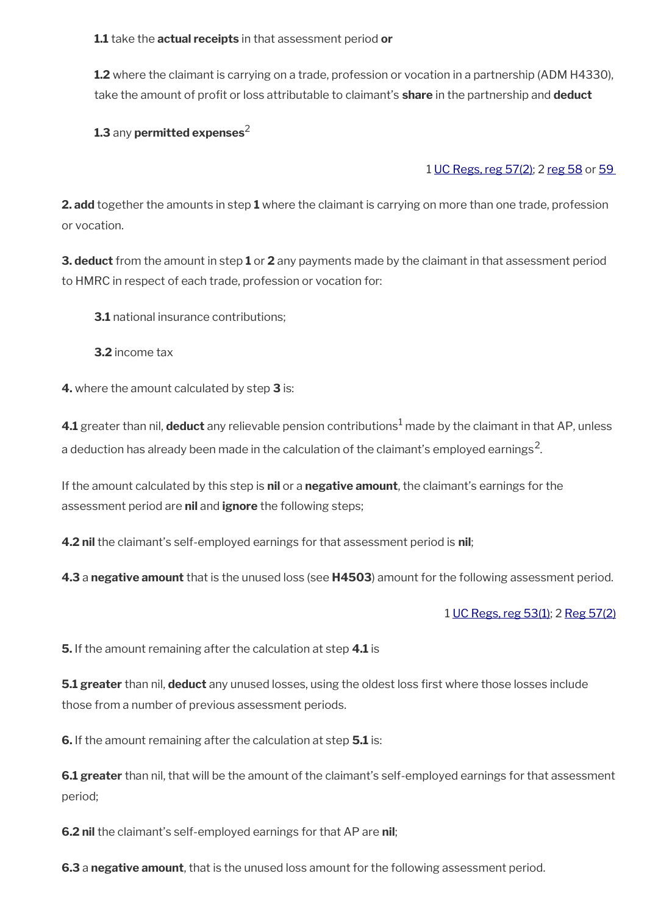**1.1** take the **actual receipts** in that assessment period **or**

**1.2** where the claimant is carrying on a trade, profession or vocation in a partnership (ADM H4330), take the amount of profit or loss attributable to claimant's **share** in the partnership and **deduct**

**1.3** any **permitted expenses**[2]

1 UC Regs, reg 57(2); 2 reg 58 or 59

**2. add** together the amounts in step **1** where the claimant is carrying on more than one trade, profession or vocation.

**3. deduct** from the amount in step **1** or **2** any payments made by the claimant in that assessment period to HMRC in respect of each trade, profession or vocation for:

**3.1** national insurance contributions;

**3.2** income tax

**4.** where the amount calculated by step **3** is:

**4.1** greater than nil, **deduct** any relievable pension contributions[1] made by the claimant in that AP, unless a deduction has already been made in the calculation of the claimant's employed earnings[2].

If the amount calculated by this step is **nil** or a **negative amount**, the claimant's earnings for the assessment period are **nil** and **ignore** the following steps;

**4.2 nil** the claimant's self-employed earnings for that assessment period is **nil**;

**4.3** a **negative amount** that is the unused loss (see **H4503**) amount for the following assessment period.

1 UC Regs, reg 53(1); 2 Reg 57(2)

**5.** If the amount remaining after the calculation at step **4.1** is

**5.1 greater** than nil, **deduct** any unused losses, using the oldest loss first where those losses include those from a number of previous assessment periods.

**6.** If the amount remaining after the calculation at step **5.1** is:

**6.1 greater** than nil, that will be the amount of the claimant's self-employed earnings for that assessment period;

**6.2 nil** the claimant's self-employed earnings for that AP are **nil**;

**6.3** a **negative amount**, that is the unused loss amount for the following assessment period.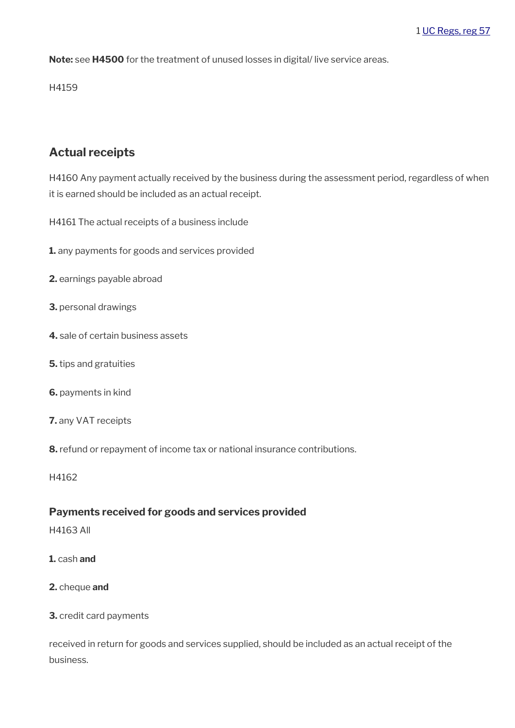1 UC Regs, reg 57

**Note:** see **H4500** for the treatment of unused losses in digital/ live service areas.

H4159

## Actual receipts

H4160 Any payment actually received by the business during the assessment period, regardless of when it is earned should be included as an actual receipt.

H4161 The actual receipts of a business include

**1.** any payments for goods and services provided

**2.** earnings payable abroad

**3.** personal drawings

**4.** sale of certain business assets

**5.** tips and gratuities

**6.** payments in kind

**7.** any VAT receipts

**8.** refund or repayment of income tax or national insurance contributions.

H4162

### Payments received for goods and services provided

H4163 All

**1.** cash **and**

**2.** cheque **and**

**3.** credit card payments

received in return for goods and services supplied, should be included as an actual receipt of the business.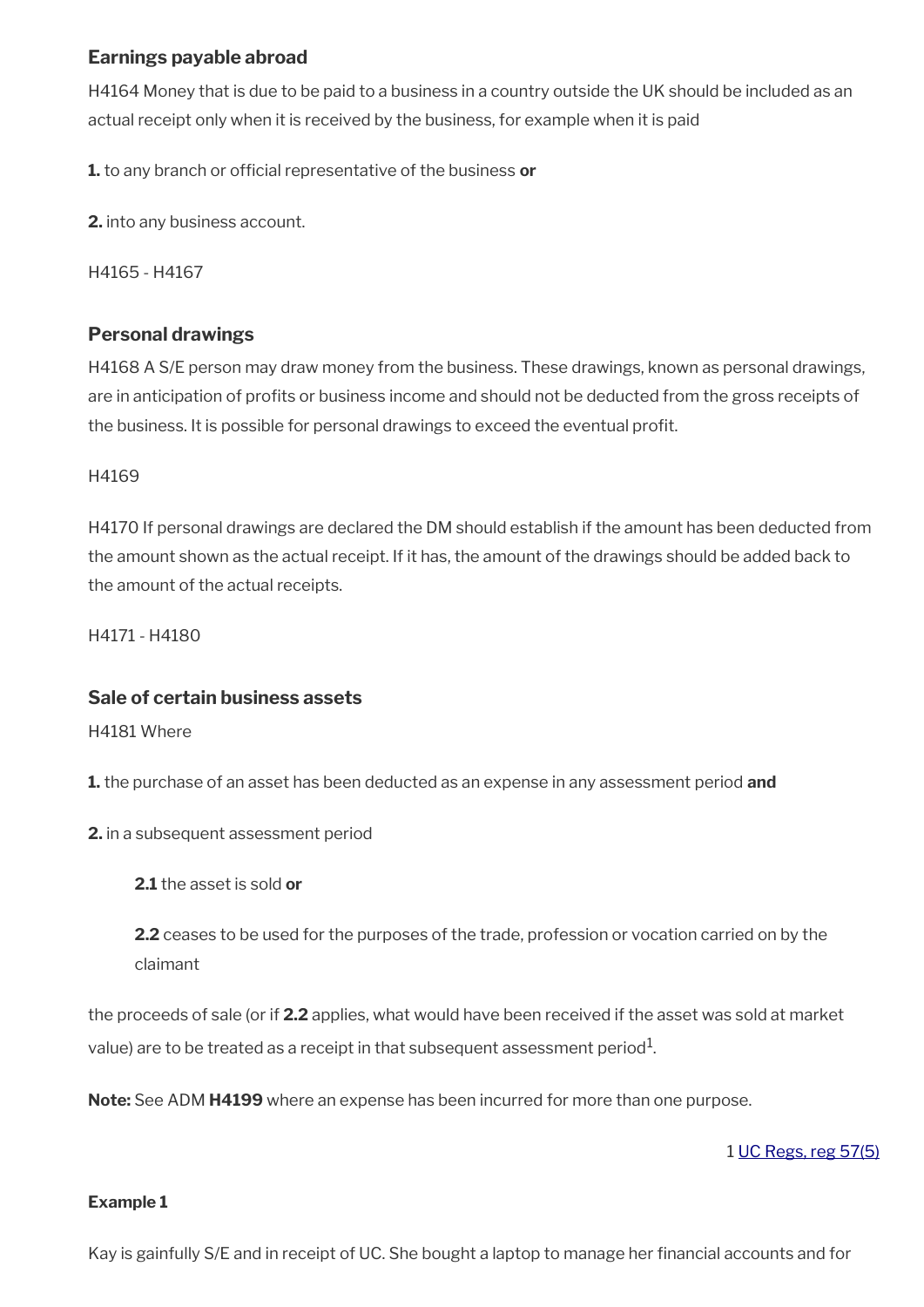### Earnings payable abroad

H4164 Money that is due to be paid to a business in a country outside the UK should be included as an actual receipt only when it is received by the business, for example when it is paid

**1.** to any branch or official representative of the business **or**

**2.** into any business account.

H4165 - H4167

### Personal drawings

H4168 A S/E person may draw money from the business. These drawings, known as personal drawings, are in anticipation of profits or business income and should not be deducted from the gross receipts of the business. It is possible for personal drawings to exceed the eventual profit.

H4169

H4170 If personal drawings are declared the DM should establish if the amount has been deducted from the amount shown as the actual receipt. If it has, the amount of the drawings should be added back to the amount of the actual receipts.

H4171 - H4180

### Sale of certain business assets

H4181 Where

**1.** the purchase of an asset has been deducted as an expense in any assessment period **and**

**2.** in a subsequent assessment period

> **2.1** the asset is sold **or**
>
> **2.2** ceases to be used for the purposes of the trade, profession or vocation carried on by the claimant

the proceeds of sale (or if **2.2** applies, what would have been received if the asset was sold at market value) are to be treated as a receipt in that subsequent assessment period[1].

**Note:** See ADM **H4199** where an expense has been incurred for more than one purpose.

1 UC Regs, reg 57(5)

#### Example 1

Kay is gainfully S/E and in receipt of UC. She bought a laptop to manage her financial accounts and for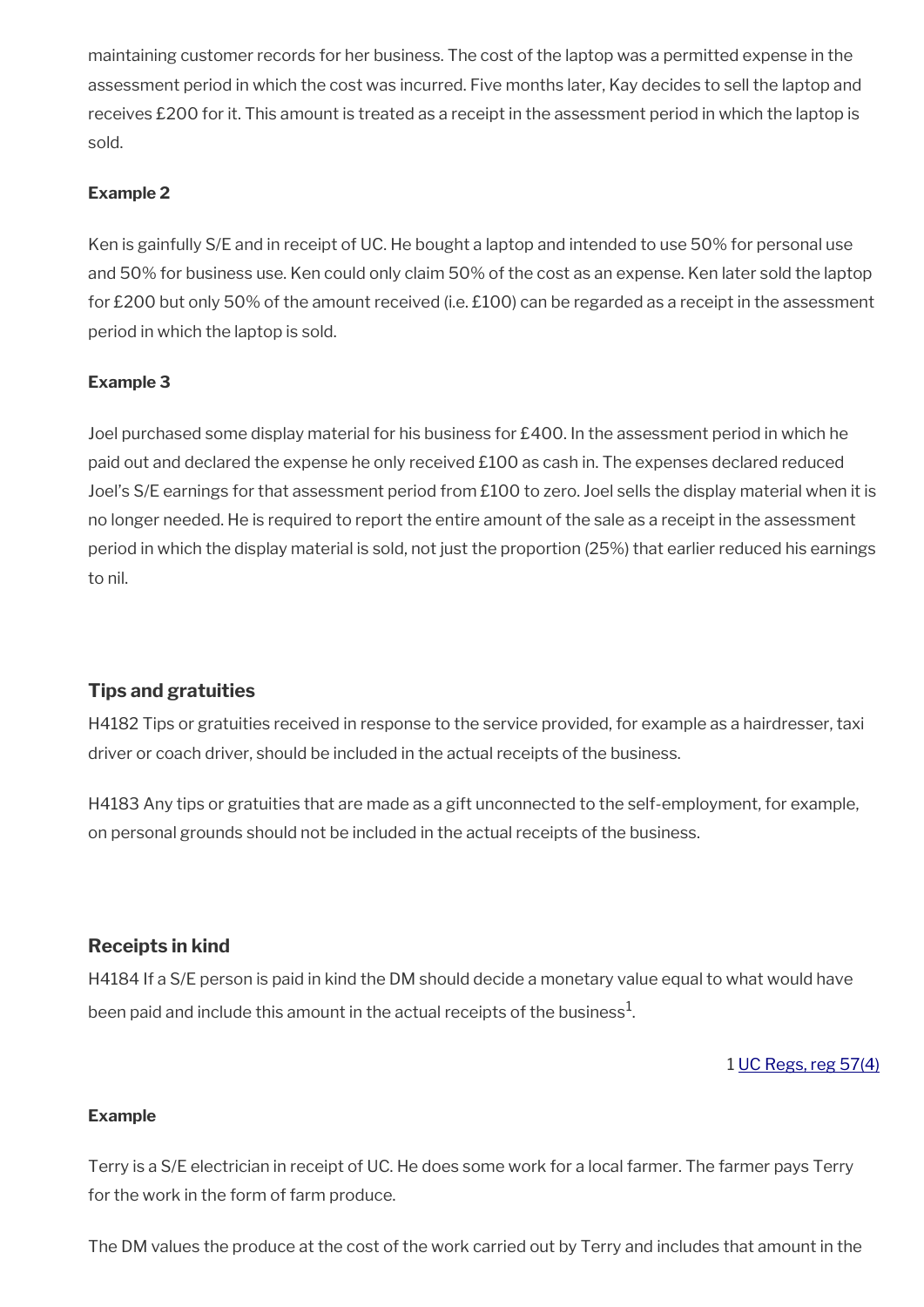maintaining customer records for her business. The cost of the laptop was a permitted expense in the assessment period in which the cost was incurred. Five months later, Kay decides to sell the laptop and receives £200 for it. This amount is treated as a receipt in the assessment period in which the laptop is sold.

**Example 2**

Ken is gainfully S/E and in receipt of UC. He bought a laptop and intended to use 50% for personal use and 50% for business use. Ken could only claim 50% of the cost as an expense. Ken later sold the laptop for £200 but only 50% of the amount received (i.e. £100) can be regarded as a receipt in the assessment period in which the laptop is sold.

**Example 3**

Joel purchased some display material for his business for £400. In the assessment period in which he paid out and declared the expense he only received £100 as cash in. The expenses declared reduced Joel's S/E earnings for that assessment period from £100 to zero. Joel sells the display material when it is no longer needed. He is required to report the entire amount of the sale as a receipt in the assessment period in which the display material is sold, not just the proportion (25%) that earlier reduced his earnings to nil.

### Tips and gratuities

H4182 Tips or gratuities received in response to the service provided, for example as a hairdresser, taxi driver or coach driver, should be included in the actual receipts of the business.

H4183 Any tips or gratuities that are made as a gift unconnected to the self-employment, for example, on personal grounds should not be included in the actual receipts of the business.

### Receipts in kind

H4184 If a S/E person is paid in kind the DM should decide a monetary value equal to what would have been paid and include this amount in the actual receipts of the business[1].

1 UC Regs, reg 57(4)

**Example**

Terry is a S/E electrician in receipt of UC. He does some work for a local farmer. The farmer pays Terry for the work in the form of farm produce.

The DM values the produce at the cost of the work carried out by Terry and includes that amount in the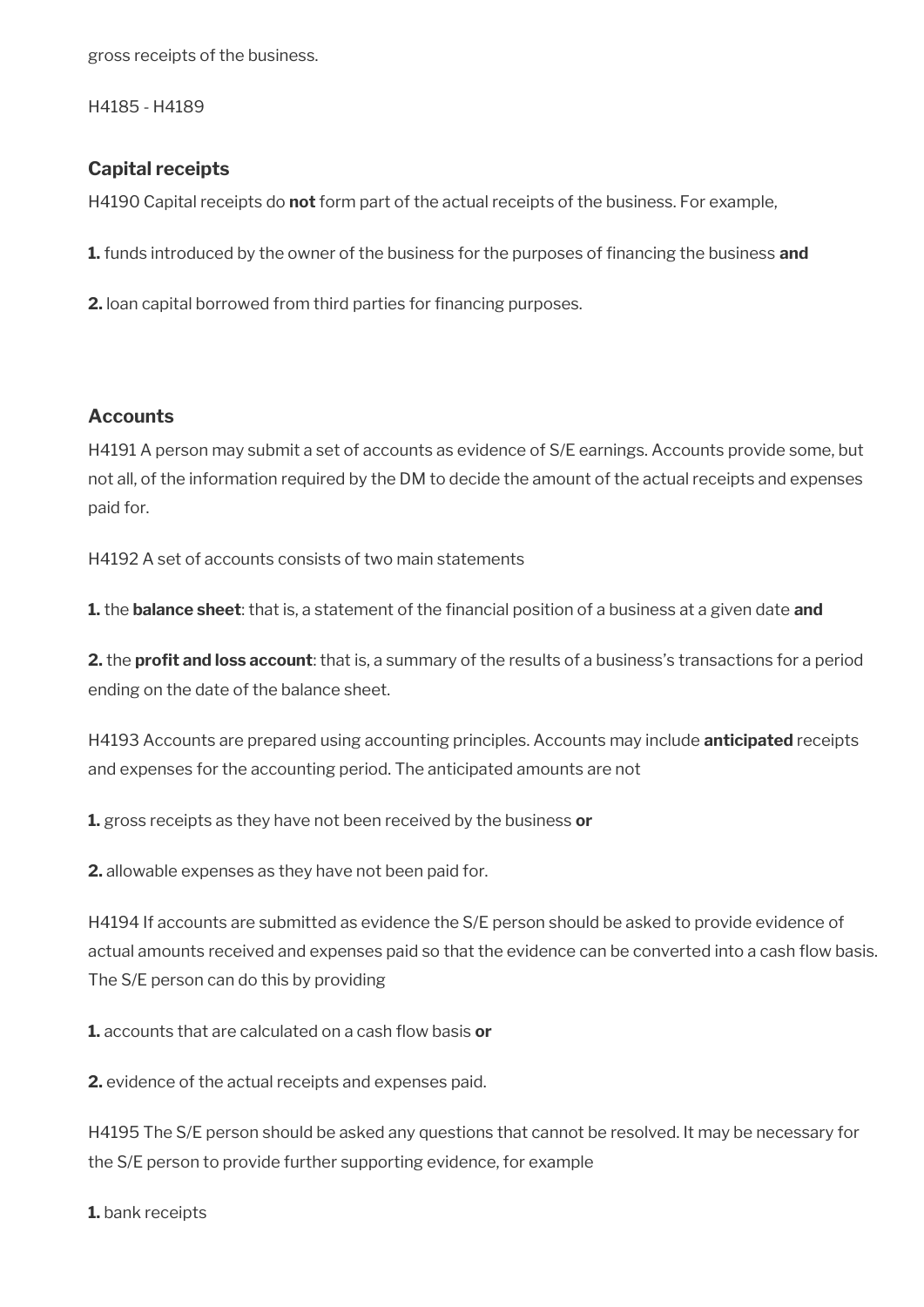gross receipts of the business.

H4185 - H4189

### Capital receipts

H4190 Capital receipts do **not** form part of the actual receipts of the business. For example,

**1.** funds introduced by the owner of the business for the purposes of financing the business **and**

**2.** loan capital borrowed from third parties for financing purposes.

### Accounts

H4191 A person may submit a set of accounts as evidence of S/E earnings. Accounts provide some, but not all, of the information required by the DM to decide the amount of the actual receipts and expenses paid for.

H4192 A set of accounts consists of two main statements

**1.** the **balance sheet**: that is, a statement of the financial position of a business at a given date **and**

**2.** the **profit and loss account**: that is, a summary of the results of a business's transactions for a period ending on the date of the balance sheet.

H4193 Accounts are prepared using accounting principles. Accounts may include **anticipated** receipts and expenses for the accounting period. The anticipated amounts are not

**1.** gross receipts as they have not been received by the business **or**

**2.** allowable expenses as they have not been paid for.

H4194 If accounts are submitted as evidence the S/E person should be asked to provide evidence of actual amounts received and expenses paid so that the evidence can be converted into a cash flow basis. The S/E person can do this by providing

**1.** accounts that are calculated on a cash flow basis **or**

**2.** evidence of the actual receipts and expenses paid.

H4195 The S/E person should be asked any questions that cannot be resolved. It may be necessary for the S/E person to provide further supporting evidence, for example

**1.** bank receipts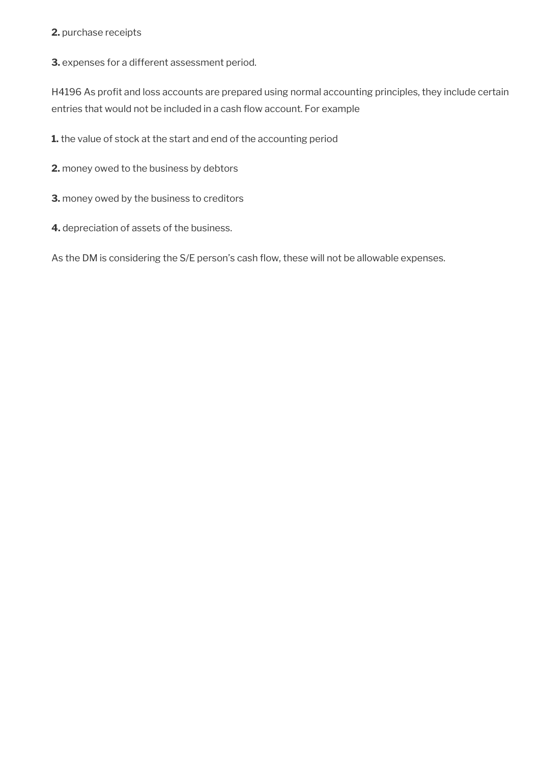**2.** purchase receipts

**3.** expenses for a different assessment period.

H4196 As profit and loss accounts are prepared using normal accounting principles, they include certain entries that would not be included in a cash flow account. For example

**1.** the value of stock at the start and end of the accounting period

**2.** money owed to the business by debtors

**3.** money owed by the business to creditors

**4.** depreciation of assets of the business.

As the DM is considering the S/E person's cash flow, these will not be allowable expenses.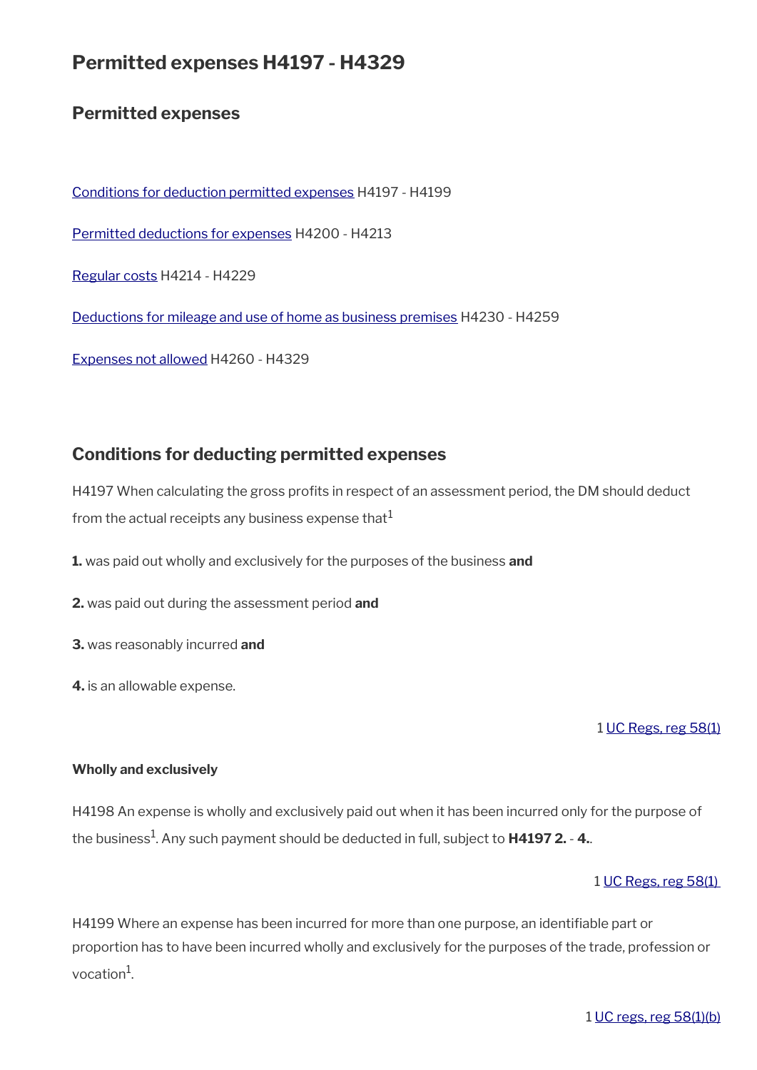# Permitted expenses H4197 - H4329

## Permitted expenses

[Conditions for deduction permitted expenses](#) H4197 - H4199

[Permitted deductions for expenses](#) H4200 - H4213

[Regular costs](#) H4214 - H4229

[Deductions for mileage and use of home as business premises](#) H4230 - H4259

[Expenses not allowed](#) H4260 - H4329

## Conditions for deducting permitted expenses

H4197 When calculating the gross profits in respect of an assessment period, the DM should deduct from the actual receipts any business expense that[1]

**1.** was paid out wholly and exclusively for the purposes of the business **and**

**2.** was paid out during the assessment period **and**

**3.** was reasonably incurred **and**

**4.** is an allowable expense.

1 [UC Regs, reg 58(1)](#)

#### Wholly and exclusively

H4198 An expense is wholly and exclusively paid out when it has been incurred only for the purpose of the business[1]. Any such payment should be deducted in full, subject to **H4197 2.** - **4.**.

1 [UC Regs, reg 58(1)](#)

H4199 Where an expense has been incurred for more than one purpose, an identifiable part or proportion has to have been incurred wholly and exclusively for the purposes of the trade, profession or vocation[1].

1 [UC regs, reg 58(1)(b)](#)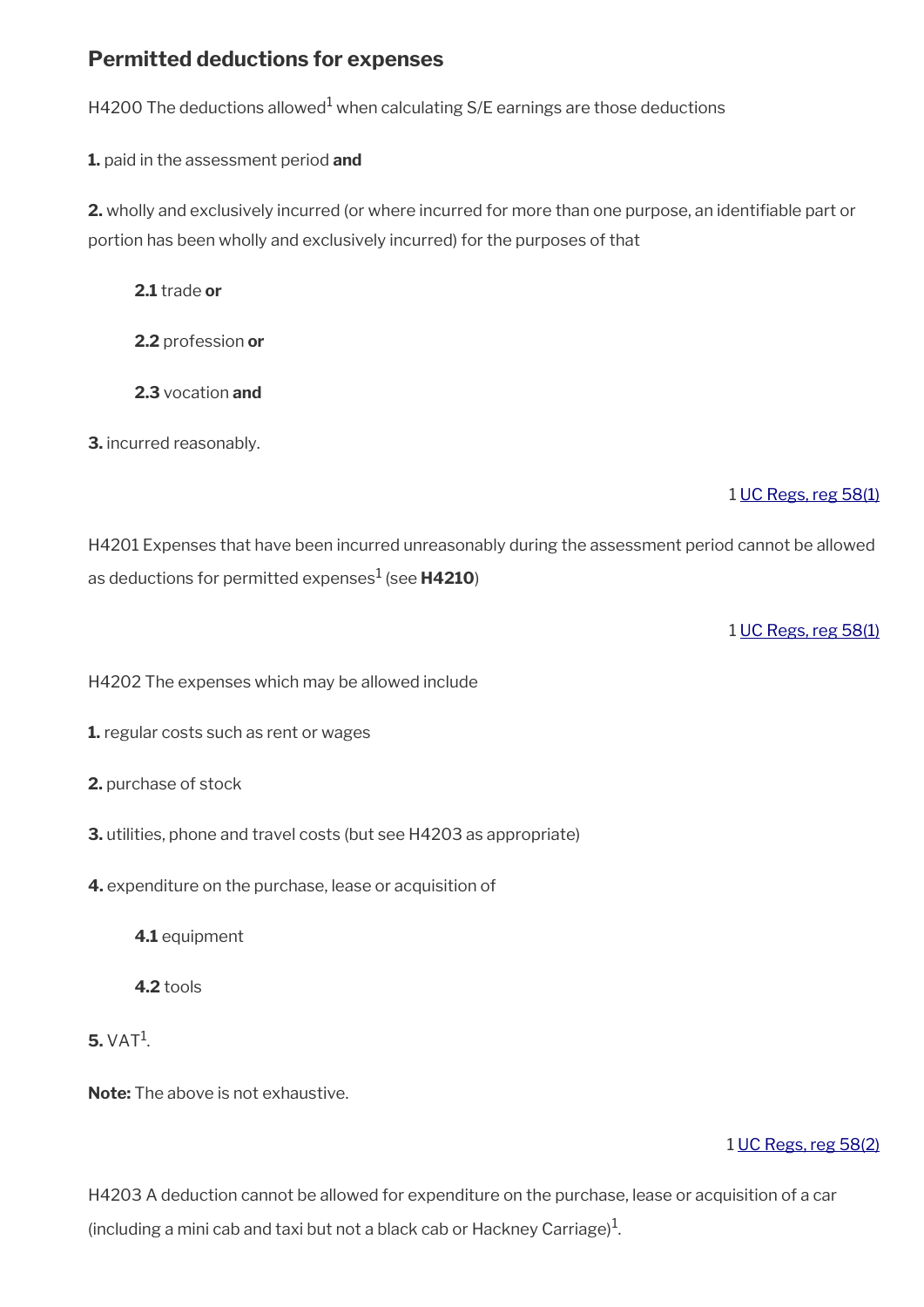## Permitted deductions for expenses

H4200 The deductions allowed[1] when calculating S/E earnings are those deductions

**1.** paid in the assessment period **and**

**2.** wholly and exclusively incurred (or where incurred for more than one purpose, an identifiable part or portion has been wholly and exclusively incurred) for the purposes of that

> **2.1** trade **or**
>
> **2.2** profession **or**
>
> **2.3** vocation **and**

**3.** incurred reasonably.

1 UC Regs, reg 58(1)

H4201 Expenses that have been incurred unreasonably during the assessment period cannot be allowed as deductions for permitted expenses[1] (see **H4210**)

1 UC Regs, reg 58(1)

H4202 The expenses which may be allowed include

**1.** regular costs such as rent or wages

**2.** purchase of stock

**3.** utilities, phone and travel costs (but see H4203 as appropriate)

**4.** expenditure on the purchase, lease or acquisition of

> **4.1** equipment
>
> **4.2** tools

**5.** VAT[1].

**Note:** The above is not exhaustive.

1 UC Regs, reg 58(2)

H4203 A deduction cannot be allowed for expenditure on the purchase, lease or acquisition of a car (including a mini cab and taxi but not a black cab or Hackney Carriage)[1].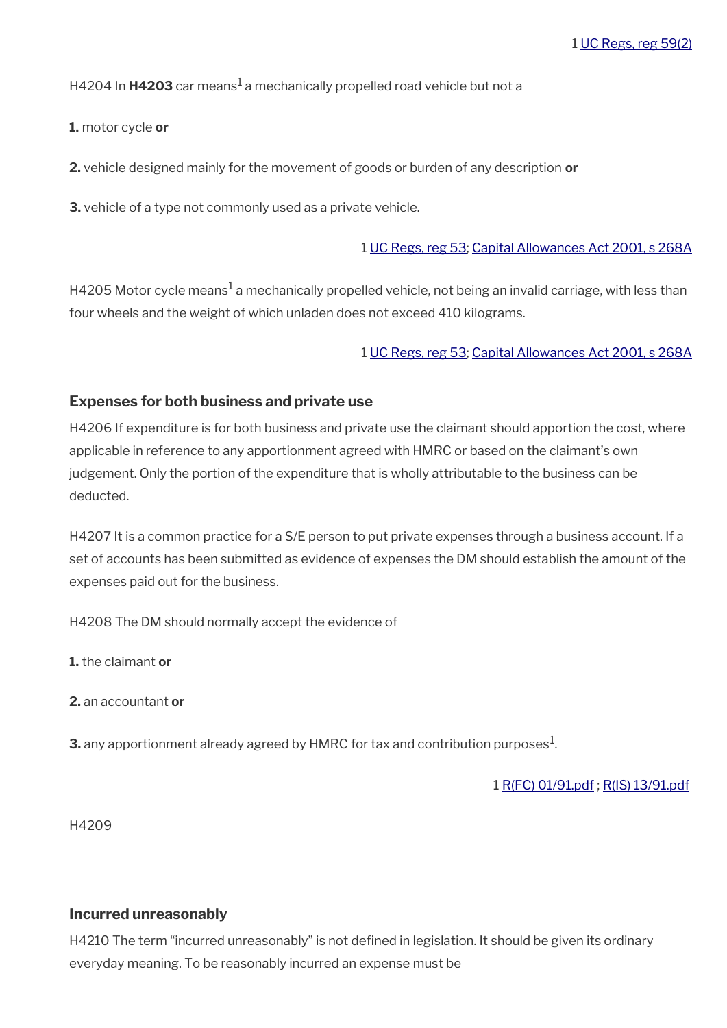1 UC Regs, reg 59(2)

H4204 In **H4203** car means[1] a mechanically propelled road vehicle but not a

**1.** motor cycle **or**

**2.** vehicle designed mainly for the movement of goods or burden of any description **or**

**3.** vehicle of a type not commonly used as a private vehicle.

1 UC Regs, reg 53; Capital Allowances Act 2001, s 268A

H4205 Motor cycle means[1] a mechanically propelled vehicle, not being an invalid carriage, with less than four wheels and the weight of which unladen does not exceed 410 kilograms.

1 UC Regs, reg 53; Capital Allowances Act 2001, s 268A

### Expenses for both business and private use

H4206 If expenditure is for both business and private use the claimant should apportion the cost, where applicable in reference to any apportionment agreed with HMRC or based on the claimant's own judgement. Only the portion of the expenditure that is wholly attributable to the business can be deducted.

H4207 It is a common practice for a S/E person to put private expenses through a business account. If a set of accounts has been submitted as evidence of expenses the DM should establish the amount of the expenses paid out for the business.

H4208 The DM should normally accept the evidence of

**1.** the claimant **or**

**2.** an accountant **or**

**3.** any apportionment already agreed by HMRC for tax and contribution purposes[1].

1 R(FC) 01/91.pdf ; R(IS) 13/91.pdf

H4209

### Incurred unreasonably

H4210 The term "incurred unreasonably" is not defined in legislation. It should be given its ordinary everyday meaning. To be reasonably incurred an expense must be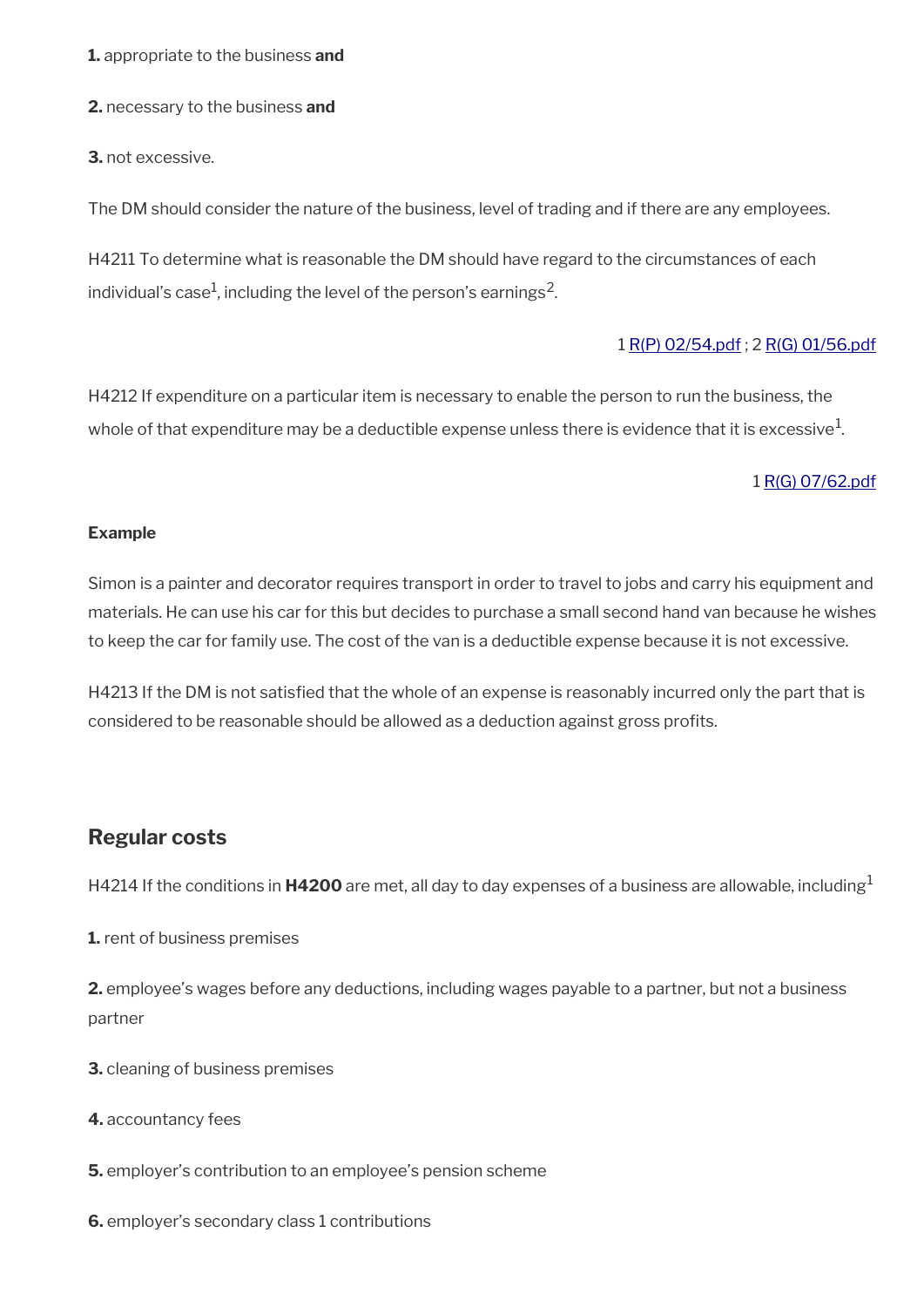**1.** appropriate to the business **and**

**2.** necessary to the business **and**

**3.** not excessive.

The DM should consider the nature of the business, level of trading and if there are any employees.

H4211 To determine what is reasonable the DM should have regard to the circumstances of each individual's case[1], including the level of the person's earnings[2].

1 [R(P) 02/54.pdf]; 2 [R(G) 01/56.pdf]

H4212 If expenditure on a particular item is necessary to enable the person to run the business, the whole of that expenditure may be a deductible expense unless there is evidence that it is excessive[1].

1 [R(G) 07/62.pdf]

**Example**

Simon is a painter and decorator requires transport in order to travel to jobs and carry his equipment and materials. He can use his car for this but decides to purchase a small second hand van because he wishes to keep the car for family use. The cost of the van is a deductible expense because it is not excessive.

H4213 If the DM is not satisfied that the whole of an expense is reasonably incurred only the part that is considered to be reasonable should be allowed as a deduction against gross profits.

## Regular costs

H4214 If the conditions in **H4200** are met, all day to day expenses of a business are allowable, including[1]

**1.** rent of business premises

**2.** employee's wages before any deductions, including wages payable to a partner, but not a business partner

**3.** cleaning of business premises

**4.** accountancy fees

**5.** employer's contribution to an employee's pension scheme

**6.** employer's secondary class 1 contributions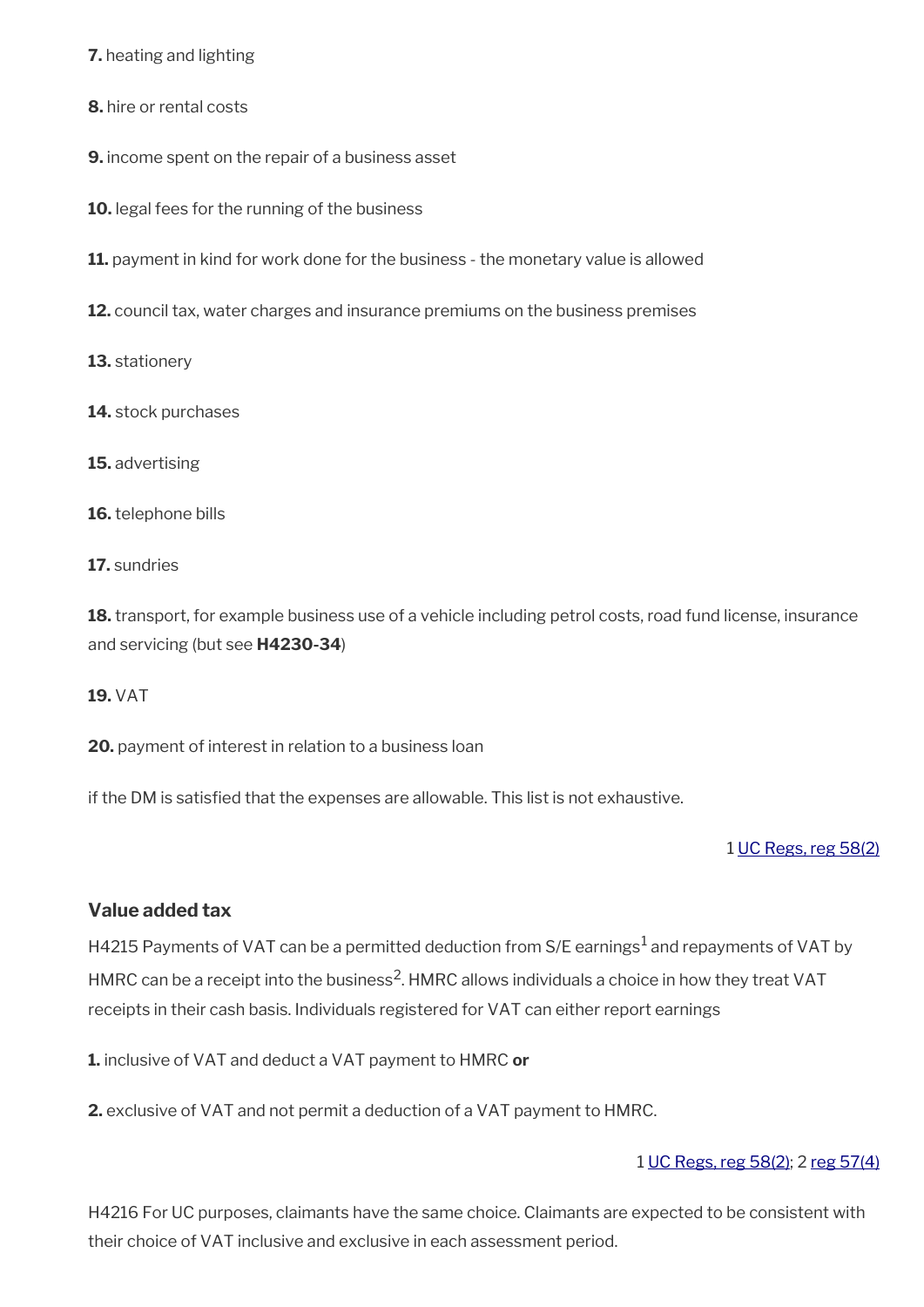**7.** heating and lighting

**8.** hire or rental costs

**9.** income spent on the repair of a business asset

**10.** legal fees for the running of the business

**11.** payment in kind for work done for the business - the monetary value is allowed

**12.** council tax, water charges and insurance premiums on the business premises

**13.** stationery

**14.** stock purchases

**15.** advertising

**16.** telephone bills

**17.** sundries

**18.** transport, for example business use of a vehicle including petrol costs, road fund license, insurance and servicing (but see **H4230-34**)

**19.** VAT

**20.** payment of interest in relation to a business loan

if the DM is satisfied that the expenses are allowable. This list is not exhaustive.

1 UC Regs, reg 58(2)

### Value added tax

H4215 Payments of VAT can be a permitted deduction from S/E earnings[1] and repayments of VAT by HMRC can be a receipt into the business[2]. HMRC allows individuals a choice in how they treat VAT receipts in their cash basis. Individuals registered for VAT can either report earnings

**1.** inclusive of VAT and deduct a VAT payment to HMRC **or**

**2.** exclusive of VAT and not permit a deduction of a VAT payment to HMRC.

1 UC Regs, reg 58(2); 2 reg 57(4)

H4216 For UC purposes, claimants have the same choice. Claimants are expected to be consistent with their choice of VAT inclusive and exclusive in each assessment period.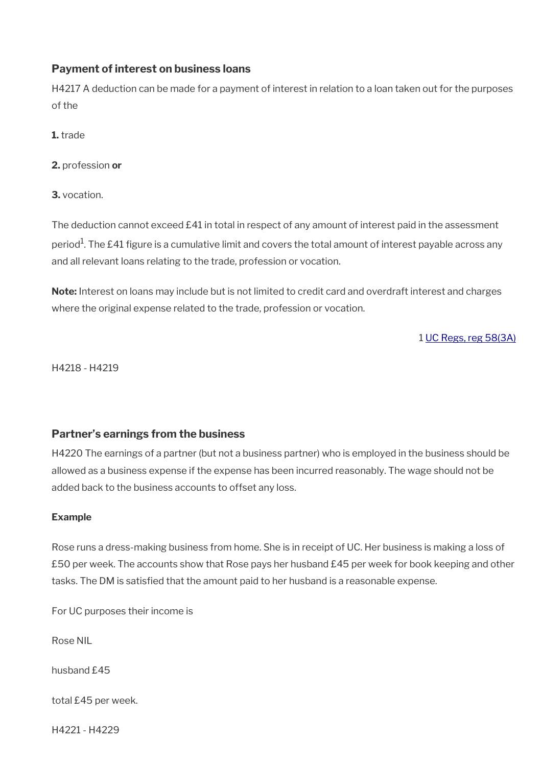### Payment of interest on business loans

H4217 A deduction can be made for a payment of interest in relation to a loan taken out for the purposes of the

**1.** trade

**2.** profession **or**

**3.** vocation.

The deduction cannot exceed £41 in total in respect of any amount of interest paid in the assessment period[1]. The £41 figure is a cumulative limit and covers the total amount of interest payable across any and all relevant loans relating to the trade, profession or vocation.

**Note:** Interest on loans may include but is not limited to credit card and overdraft interest and charges where the original expense related to the trade, profession or vocation.

1 UC Regs, reg 58(3A)

H4218 - H4219

### Partner's earnings from the business

H4220 The earnings of a partner (but not a business partner) who is employed in the business should be allowed as a business expense if the expense has been incurred reasonably. The wage should not be added back to the business accounts to offset any loss.

**Example**

Rose runs a dress-making business from home. She is in receipt of UC. Her business is making a loss of £50 per week. The accounts show that Rose pays her husband £45 per week for book keeping and other tasks. The DM is satisfied that the amount paid to her husband is a reasonable expense.

For UC purposes their income is

Rose NIL

husband £45

total £45 per week.

H4221 - H4229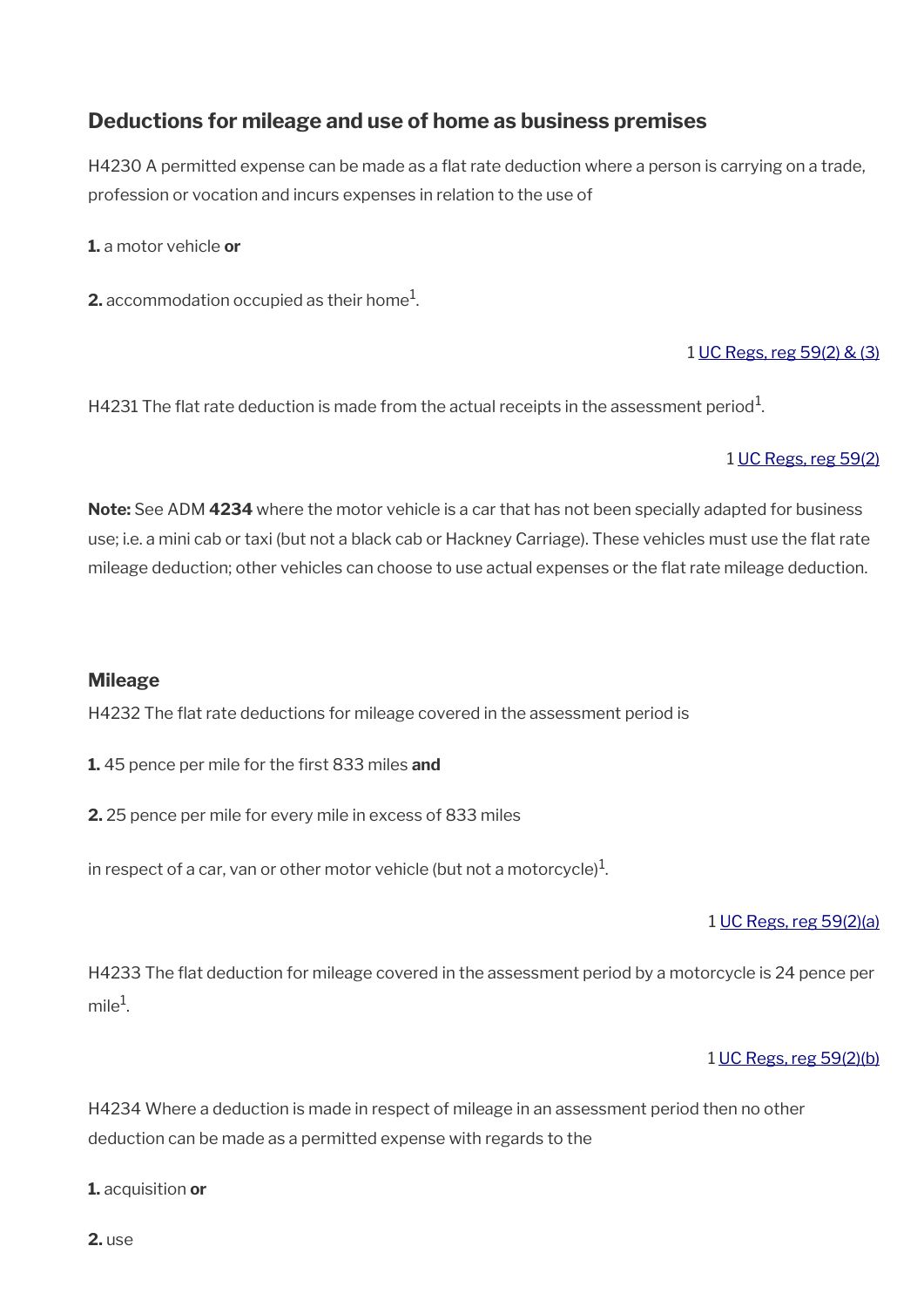## Deductions for mileage and use of home as business premises

H4230 A permitted expense can be made as a flat rate deduction where a person is carrying on a trade, profession or vocation and incurs expenses in relation to the use of

**1.** a motor vehicle **or**

**2.** accommodation occupied as their home[1].

1 UC Regs, reg 59(2) & (3)

H4231 The flat rate deduction is made from the actual receipts in the assessment period[1].

1 UC Regs, reg 59(2)

**Note:** See ADM **4234** where the motor vehicle is a car that has not been specially adapted for business use; i.e. a mini cab or taxi (but not a black cab or Hackney Carriage). These vehicles must use the flat rate mileage deduction; other vehicles can choose to use actual expenses or the flat rate mileage deduction.

### Mileage

H4232 The flat rate deductions for mileage covered in the assessment period is

**1.** 45 pence per mile for the first 833 miles **and**

**2.** 25 pence per mile for every mile in excess of 833 miles

in respect of a car, van or other motor vehicle (but not a motorcycle)[1].

1 UC Regs, reg 59(2)(a)

H4233 The flat deduction for mileage covered in the assessment period by a motorcycle is 24 pence per mile[1].

1 UC Regs, reg 59(2)(b)

H4234 Where a deduction is made in respect of mileage in an assessment period then no other deduction can be made as a permitted expense with regards to the

**1.** acquisition **or**

**2.** use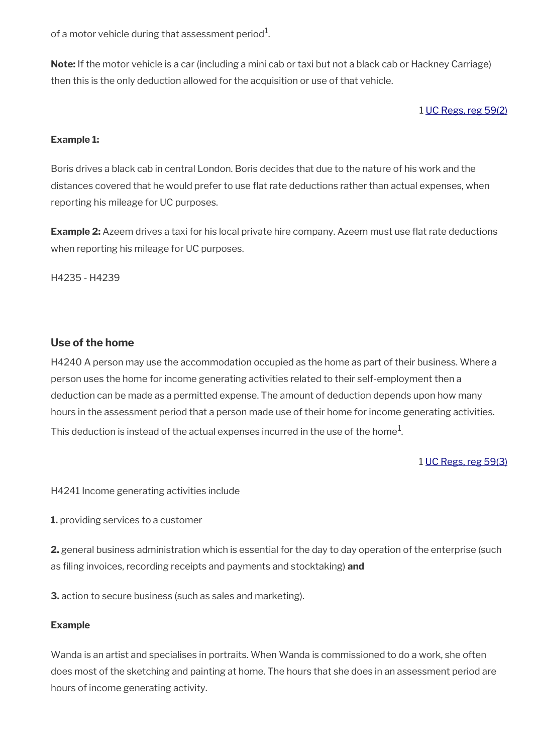of a motor vehicle during that assessment period[1].

**Note:** If the motor vehicle is a car (including a mini cab or taxi but not a black cab or Hackney Carriage) then this is the only deduction allowed for the acquisition or use of that vehicle.

1 UC Regs, reg 59(2)

**Example 1:**

Boris drives a black cab in central London. Boris decides that due to the nature of his work and the distances covered that he would prefer to use flat rate deductions rather than actual expenses, when reporting his mileage for UC purposes.

**Example 2:** Azeem drives a taxi for his local private hire company. Azeem must use flat rate deductions when reporting his mileage for UC purposes.

H4235 - H4239

### Use of the home

H4240 A person may use the accommodation occupied as the home as part of their business. Where a person uses the home for income generating activities related to their self-employment then a deduction can be made as a permitted expense. The amount of deduction depends upon how many hours in the assessment period that a person made use of their home for income generating activities. This deduction is instead of the actual expenses incurred in the use of the home[1].

1 UC Regs, reg 59(3)

H4241 Income generating activities include

**1.** providing services to a customer

**2.** general business administration which is essential for the day to day operation of the enterprise (such as filing invoices, recording receipts and payments and stocktaking) **and**

**3.** action to secure business (such as sales and marketing).

**Example**

Wanda is an artist and specialises in portraits. When Wanda is commissioned to do a work, she often does most of the sketching and painting at home. The hours that she does in an assessment period are hours of income generating activity.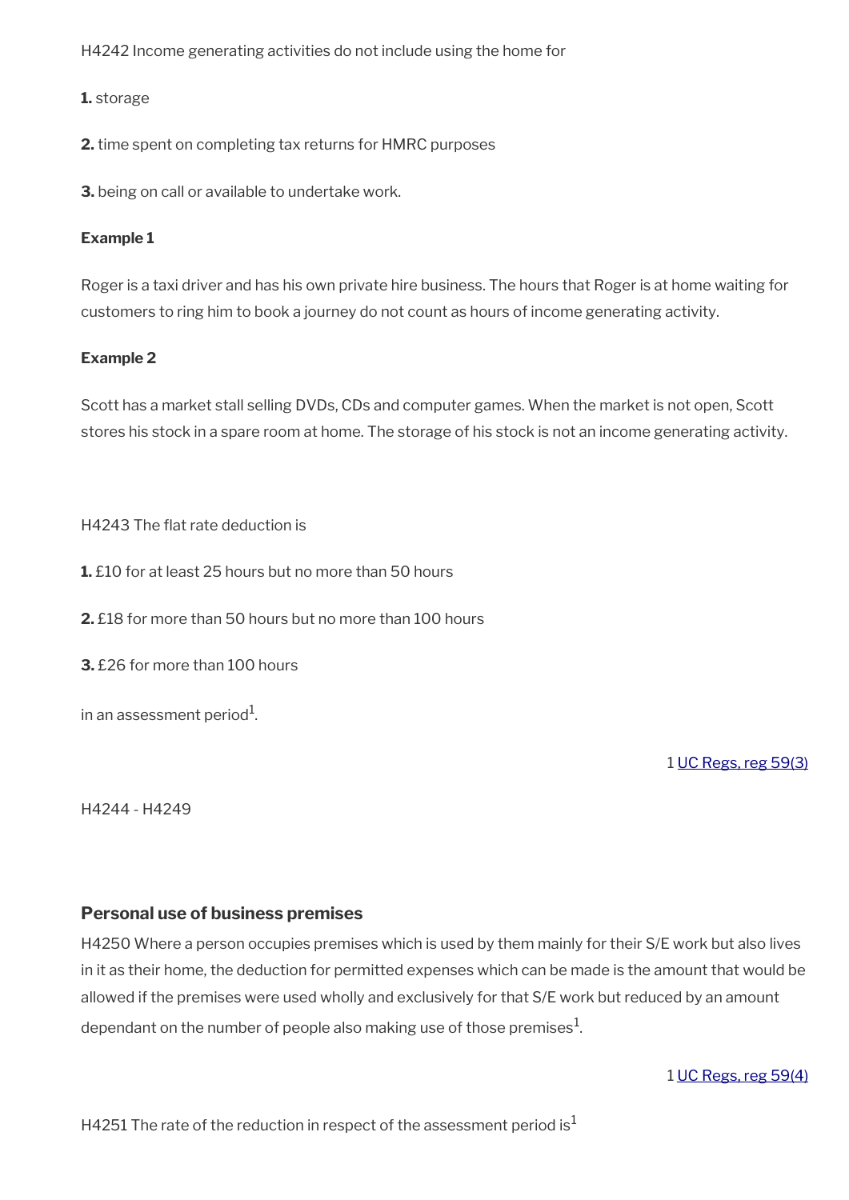H4242 Income generating activities do not include using the home for

**1.** storage

**2.** time spent on completing tax returns for HMRC purposes

**3.** being on call or available to undertake work.

**Example 1**

Roger is a taxi driver and has his own private hire business. The hours that Roger is at home waiting for customers to ring him to book a journey do not count as hours of income generating activity.

**Example 2**

Scott has a market stall selling DVDs, CDs and computer games. When the market is not open, Scott stores his stock in a spare room at home. The storage of his stock is not an income generating activity.

H4243 The flat rate deduction is

**1.** £10 for at least 25 hours but no more than 50 hours

**2.** £18 for more than 50 hours but no more than 100 hours

**3.** £26 for more than 100 hours

in an assessment period[1].

1 UC Regs, reg 59(3)

H4244 - H4249

### Personal use of business premises

H4250 Where a person occupies premises which is used by them mainly for their S/E work but also lives in it as their home, the deduction for permitted expenses which can be made is the amount that would be allowed if the premises were used wholly and exclusively for that S/E work but reduced by an amount dependant on the number of people also making use of those premises[1].

1 UC Regs, reg 59(4)

H4251 The rate of the reduction in respect of the assessment period is[1]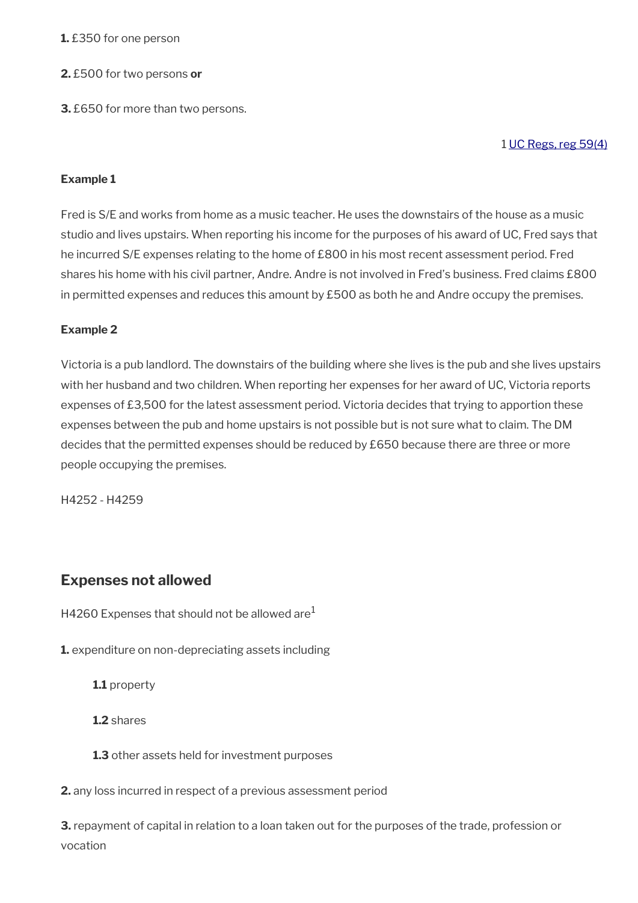**1.** £350 for one person

**2.** £500 for two persons **or**

**3.** £650 for more than two persons.

1 UC Regs, reg 59(4)

**Example 1**

Fred is S/E and works from home as a music teacher. He uses the downstairs of the house as a music studio and lives upstairs. When reporting his income for the purposes of his award of UC, Fred says that he incurred S/E expenses relating to the home of £800 in his most recent assessment period. Fred shares his home with his civil partner, Andre. Andre is not involved in Fred's business. Fred claims £800 in permitted expenses and reduces this amount by £500 as both he and Andre occupy the premises.

**Example 2**

Victoria is a pub landlord. The downstairs of the building where she lives is the pub and she lives upstairs with her husband and two children. When reporting her expenses for her award of UC, Victoria reports expenses of £3,500 for the latest assessment period. Victoria decides that trying to apportion these expenses between the pub and home upstairs is not possible but is not sure what to claim. The DM decides that the permitted expenses should be reduced by £650 because there are three or more people occupying the premises.

H4252 - H4259

## Expenses not allowed

H4260 Expenses that should not be allowed are[1]

**1.** expenditure on non-depreciating assets including

**1.1** property

**1.2** shares

**1.3** other assets held for investment purposes

**2.** any loss incurred in respect of a previous assessment period

**3.** repayment of capital in relation to a loan taken out for the purposes of the trade, profession or vocation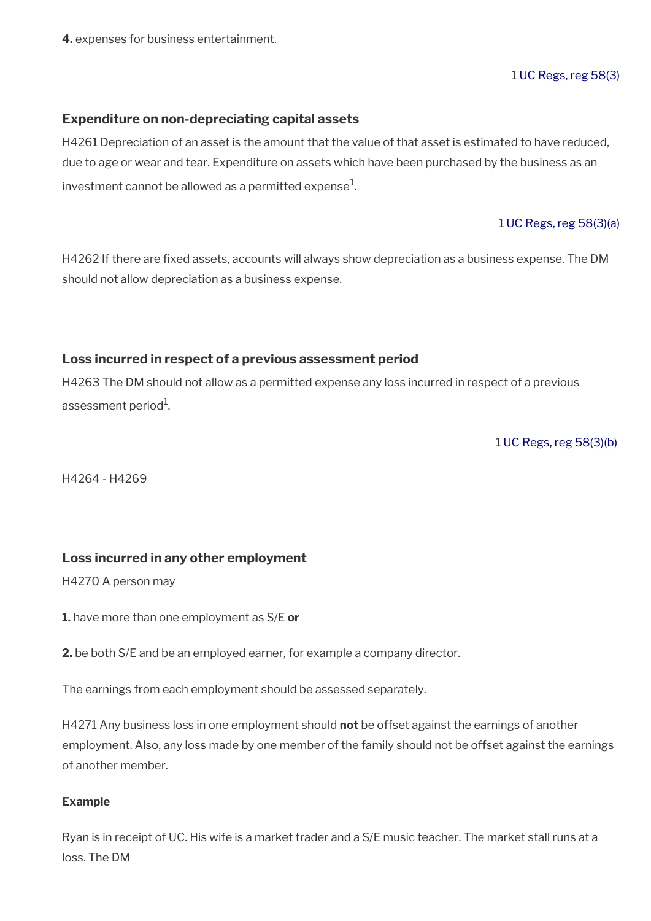**4.** expenses for business entertainment.

1 UC Regs, reg 58(3)

### Expenditure on non-depreciating capital assets

H4261 Depreciation of an asset is the amount that the value of that asset is estimated to have reduced, due to age or wear and tear. Expenditure on assets which have been purchased by the business as an investment cannot be allowed as a permitted expense[1].

1 UC Regs, reg 58(3)(a)

H4262 If there are fixed assets, accounts will always show depreciation as a business expense. The DM should not allow depreciation as a business expense.

### Loss incurred in respect of a previous assessment period

H4263 The DM should not allow as a permitted expense any loss incurred in respect of a previous assessment period[1].

1 UC Regs, reg 58(3)(b)

H4264 - H4269

### Loss incurred in any other employment

H4270 A person may

**1.** have more than one employment as S/E **or**

**2.** be both S/E and be an employed earner, for example a company director.

The earnings from each employment should be assessed separately.

H4271 Any business loss in one employment should **not** be offset against the earnings of another employment. Also, any loss made by one member of the family should not be offset against the earnings of another member.

**Example**

Ryan is in receipt of UC. His wife is a market trader and a S/E music teacher. The market stall runs at a loss. The DM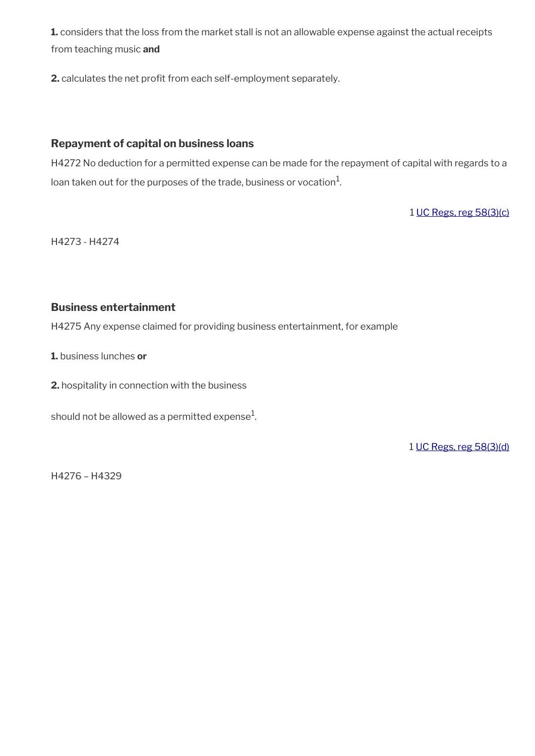**1.** considers that the loss from the market stall is not an allowable expense against the actual receipts from teaching music **and**

**2.** calculates the net profit from each self-employment separately.

### Repayment of capital on business loans

H4272 No deduction for a permitted expense can be made for the repayment of capital with regards to a loan taken out for the purposes of the trade, business or vocation[1].

1 UC Regs, reg 58(3)(c)

H4273 - H4274

### Business entertainment

H4275 Any expense claimed for providing business entertainment, for example

**1.** business lunches **or**

**2.** hospitality in connection with the business

should not be allowed as a permitted expense[1].

1 UC Regs, reg 58(3)(d)

H4276 – H4329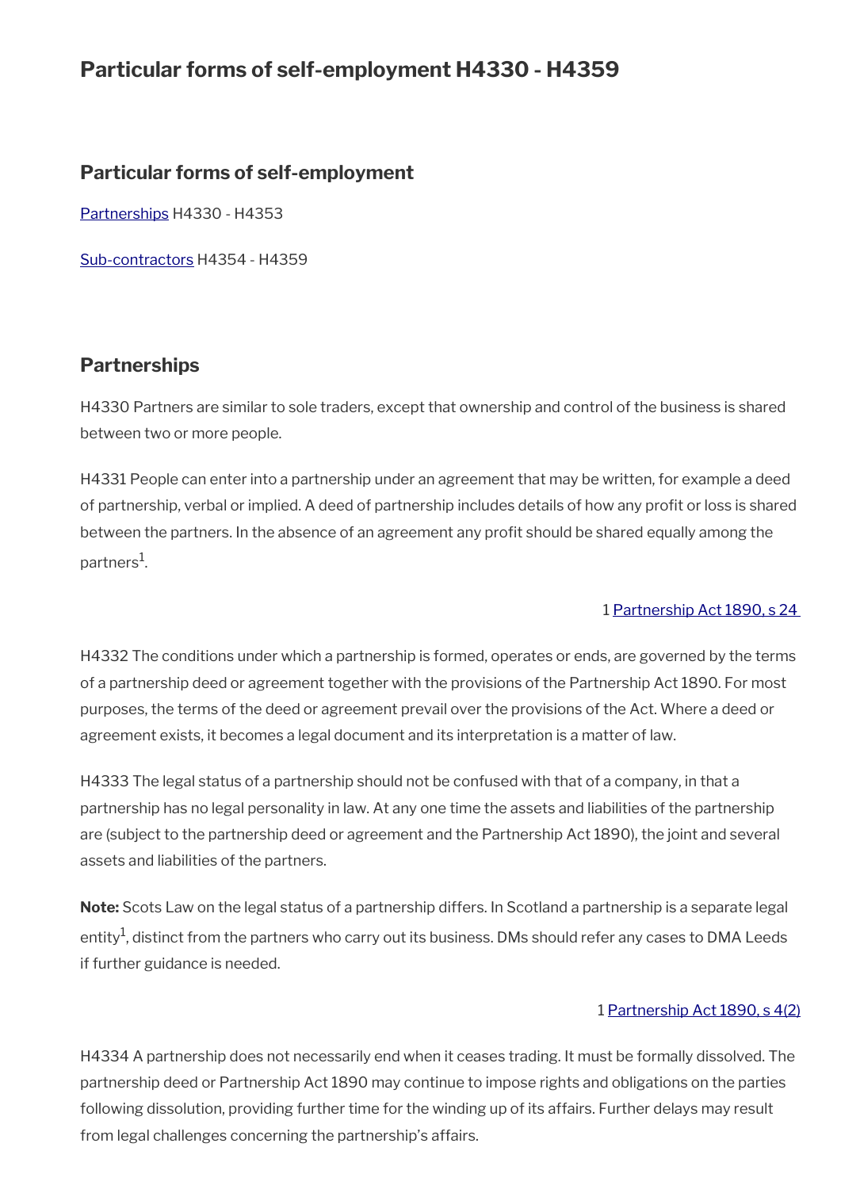# Particular forms of self-employment H4330 - H4359

## Particular forms of self-employment

[Partnerships](#) H4330 - H4353

[Sub-contractors](#) H4354 - H4359

## Partnerships

H4330 Partners are similar to sole traders, except that ownership and control of the business is shared between two or more people.

H4331 People can enter into a partnership under an agreement that may be written, for example a deed of partnership, verbal or implied. A deed of partnership includes details of how any profit or loss is shared between the partners. In the absence of an agreement any profit should be shared equally among the partners[1].

1 [Partnership Act 1890, s 24](#)

H4332 The conditions under which a partnership is formed, operates or ends, are governed by the terms of a partnership deed or agreement together with the provisions of the Partnership Act 1890. For most purposes, the terms of the deed or agreement prevail over the provisions of the Act. Where a deed or agreement exists, it becomes a legal document and its interpretation is a matter of law.

H4333 The legal status of a partnership should not be confused with that of a company, in that a partnership has no legal personality in law. At any one time the assets and liabilities of the partnership are (subject to the partnership deed or agreement and the Partnership Act 1890), the joint and several assets and liabilities of the partners.

**Note:** Scots Law on the legal status of a partnership differs. In Scotland a partnership is a separate legal entity[1], distinct from the partners who carry out its business. DMs should refer any cases to DMA Leeds if further guidance is needed.

1 [Partnership Act 1890, s 4(2)](#)

H4334 A partnership does not necessarily end when it ceases trading. It must be formally dissolved. The partnership deed or Partnership Act 1890 may continue to impose rights and obligations on the parties following dissolution, providing further time for the winding up of its affairs. Further delays may result from legal challenges concerning the partnership's affairs.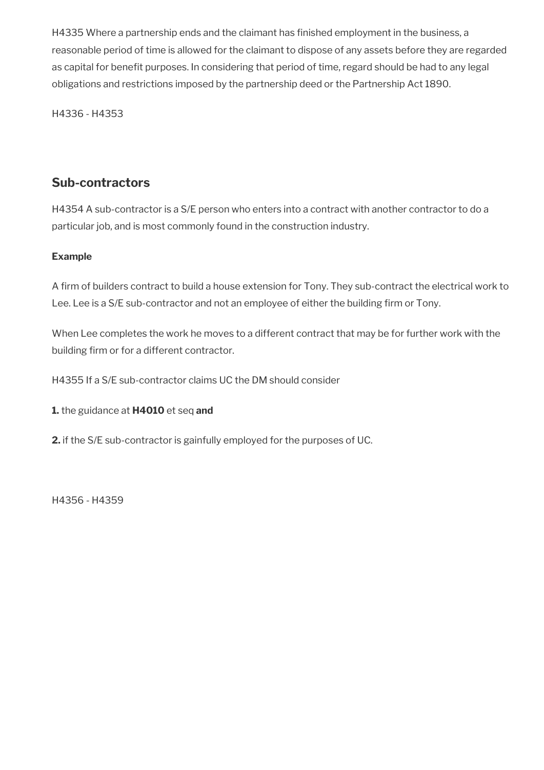H4335 Where a partnership ends and the claimant has finished employment in the business, a reasonable period of time is allowed for the claimant to dispose of any assets before they are regarded as capital for benefit purposes. In considering that period of time, regard should be had to any legal obligations and restrictions imposed by the partnership deed or the Partnership Act 1890.

H4336 - H4353

## Sub-contractors

H4354 A sub-contractor is a S/E person who enters into a contract with another contractor to do a particular job, and is most commonly found in the construction industry.

**Example**

A firm of builders contract to build a house extension for Tony. They sub-contract the electrical work to Lee. Lee is a S/E sub-contractor and not an employee of either the building firm or Tony.

When Lee completes the work he moves to a different contract that may be for further work with the building firm or for a different contractor.

H4355 If a S/E sub-contractor claims UC the DM should consider

**1.** the guidance at **H4010** et seq **and**

**2.** if the S/E sub-contractor is gainfully employed for the purposes of UC.

H4356 - H4359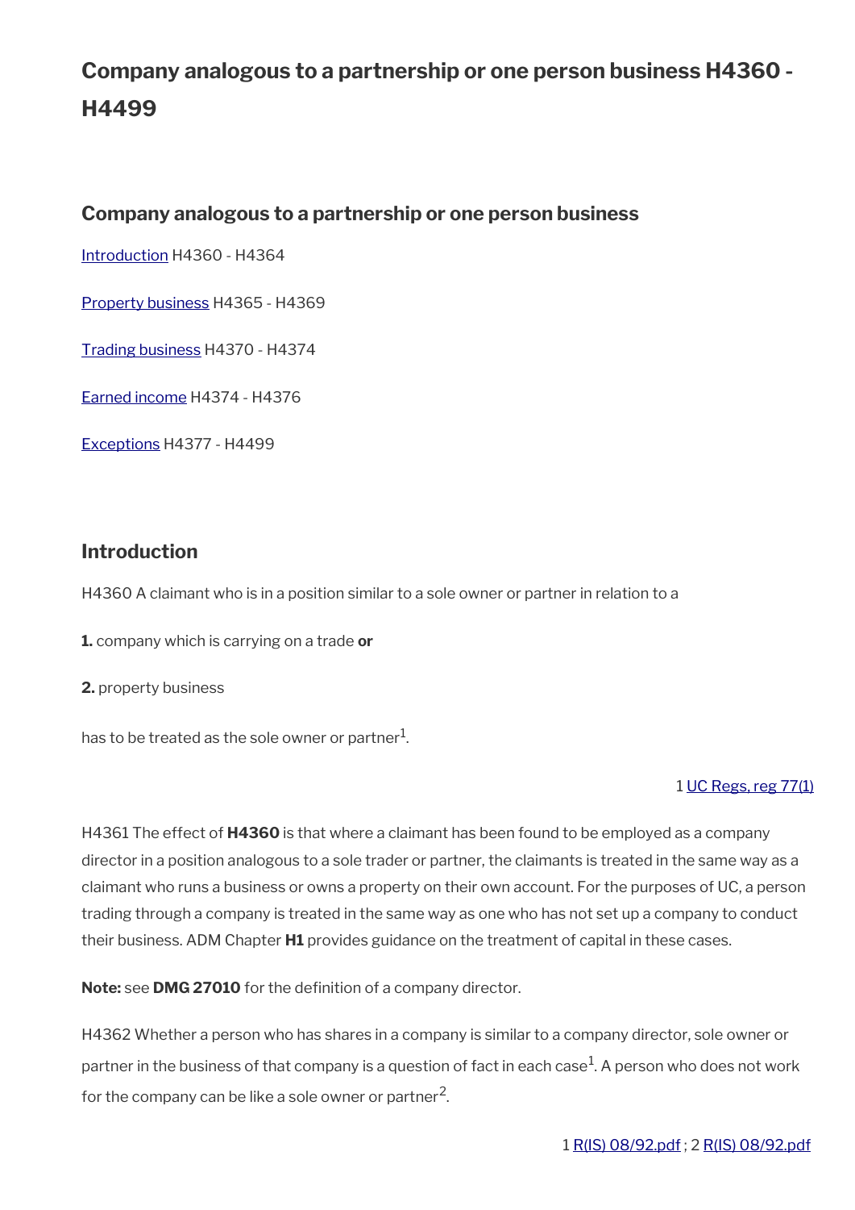# Company analogous to a partnership or one person business H4360 - H4499

## Company analogous to a partnership or one person business

Introduction H4360 - H4364

Property business H4365 - H4369

Trading business H4370 - H4374

Earned income H4374 - H4376

Exceptions H4377 - H4499

## Introduction

H4360 A claimant who is in a position similar to a sole owner or partner in relation to a

**1.** company which is carrying on a trade **or**

**2.** property business

has to be treated as the sole owner or partner[1].

1 UC Regs, reg 77(1)

H4361 The effect of **H4360** is that where a claimant has been found to be employed as a company director in a position analogous to a sole trader or partner, the claimants is treated in the same way as a claimant who runs a business or owns a property on their own account. For the purposes of UC, a person trading through a company is treated in the same way as one who has not set up a company to conduct their business. ADM Chapter **H1** provides guidance on the treatment of capital in these cases.

**Note:** see **DMG 27010** for the definition of a company director.

H4362 Whether a person who has shares in a company is similar to a company director, sole owner or partner in the business of that company is a question of fact in each case[1]. A person who does not work for the company can be like a sole owner or partner[2].

1 R(IS) 08/92.pdf ; 2 R(IS) 08/92.pdf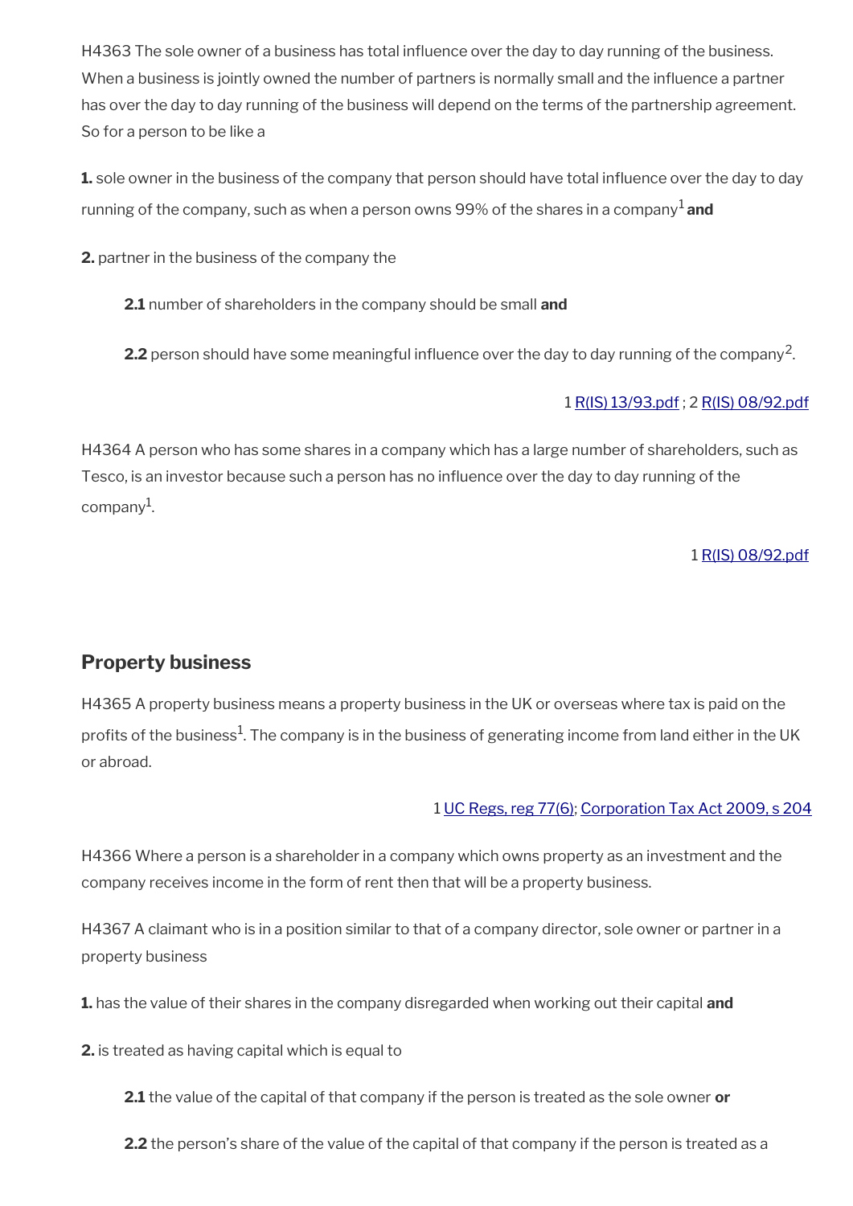H4363 The sole owner of a business has total influence over the day to day running of the business. When a business is jointly owned the number of partners is normally small and the influence a partner has over the day to day running of the business will depend on the terms of the partnership agreement. So for a person to be like a

**1.** sole owner in the business of the company that person should have total influence over the day to day running of the company, such as when a person owns 99% of the shares in a company[1] **and**

**2.** partner in the business of the company the

> **2.1** number of shareholders in the company should be small **and**
>
> **2.2** person should have some meaningful influence over the day to day running of the company[2].

1 R(IS) 13/93.pdf ; 2 R(IS) 08/92.pdf

H4364 A person who has some shares in a company which has a large number of shareholders, such as Tesco, is an investor because such a person has no influence over the day to day running of the company[1].

1 R(IS) 08/92.pdf

## Property business

H4365 A property business means a property business in the UK or overseas where tax is paid on the profits of the business[1]. The company is in the business of generating income from land either in the UK or abroad.

1 UC Regs, reg 77(6); Corporation Tax Act 2009, s 204

H4366 Where a person is a shareholder in a company which owns property as an investment and the company receives income in the form of rent then that will be a property business.

H4367 A claimant who is in a position similar to that of a company director, sole owner or partner in a property business

**1.** has the value of their shares in the company disregarded when working out their capital **and**

**2.** is treated as having capital which is equal to

> **2.1** the value of the capital of that company if the person is treated as the sole owner **or**
>
> **2.2** the person's share of the value of the capital of that company if the person is treated as a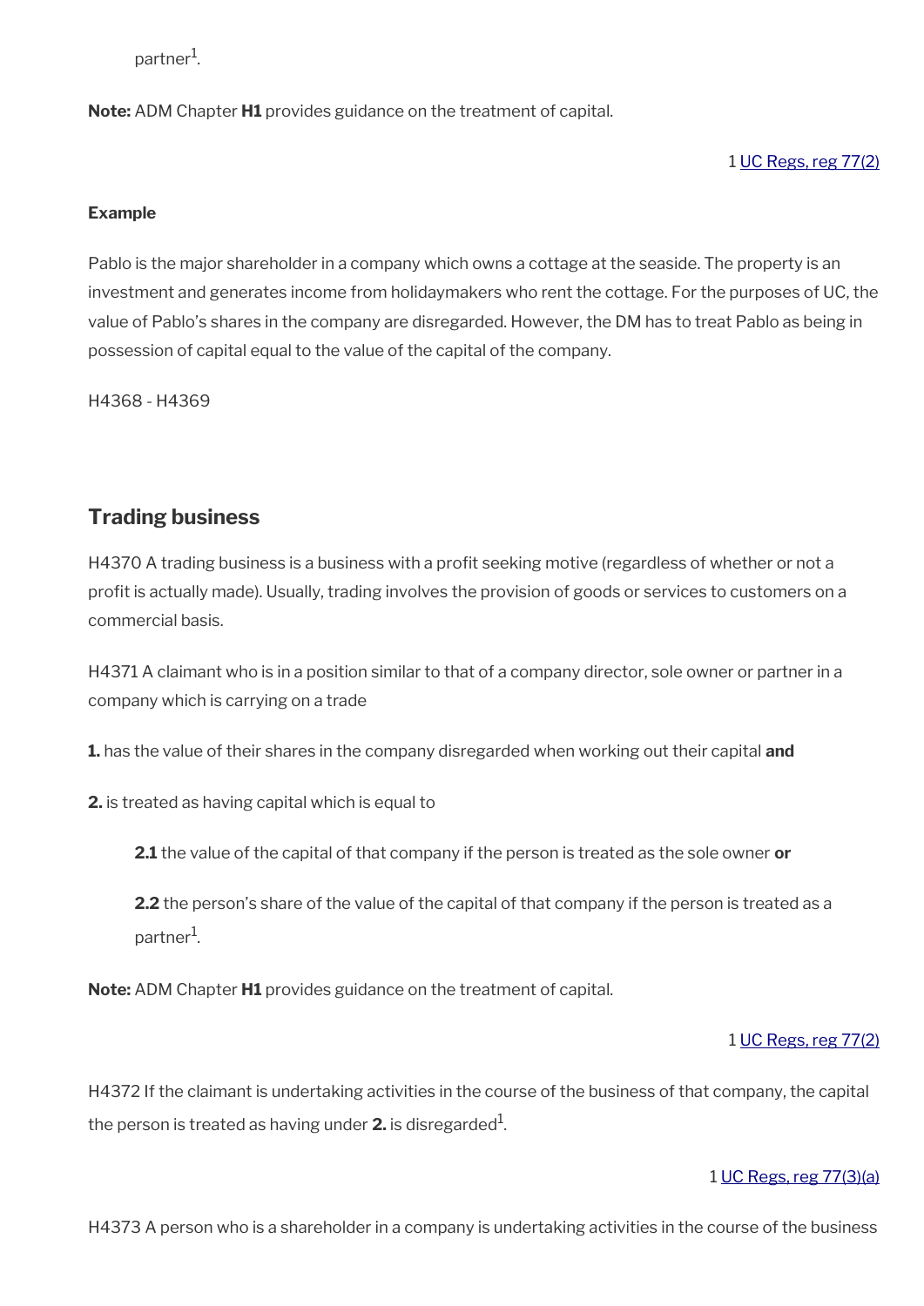partner[1].

**Note:** ADM Chapter **H1** provides guidance on the treatment of capital.

1 UC Regs, reg 77(2)

**Example**

Pablo is the major shareholder in a company which owns a cottage at the seaside. The property is an investment and generates income from holidaymakers who rent the cottage. For the purposes of UC, the value of Pablo's shares in the company are disregarded. However, the DM has to treat Pablo as being in possession of capital equal to the value of the capital of the company.

H4368 - H4369

## Trading business

H4370 A trading business is a business with a profit seeking motive (regardless of whether or not a profit is actually made). Usually, trading involves the provision of goods or services to customers on a commercial basis.

H4371 A claimant who is in a position similar to that of a company director, sole owner or partner in a company which is carrying on a trade

**1.** has the value of their shares in the company disregarded when working out their capital **and**

**2.** is treated as having capital which is equal to

> **2.1** the value of the capital of that company if the person is treated as the sole owner **or**
>
> **2.2** the person's share of the value of the capital of that company if the person is treated as a partner[1].

**Note:** ADM Chapter **H1** provides guidance on the treatment of capital.

1 UC Regs, reg 77(2)

H4372 If the claimant is undertaking activities in the course of the business of that company, the capital the person is treated as having under **2.** is disregarded[1].

1 UC Regs, reg 77(3)(a)

H4373 A person who is a shareholder in a company is undertaking activities in the course of the business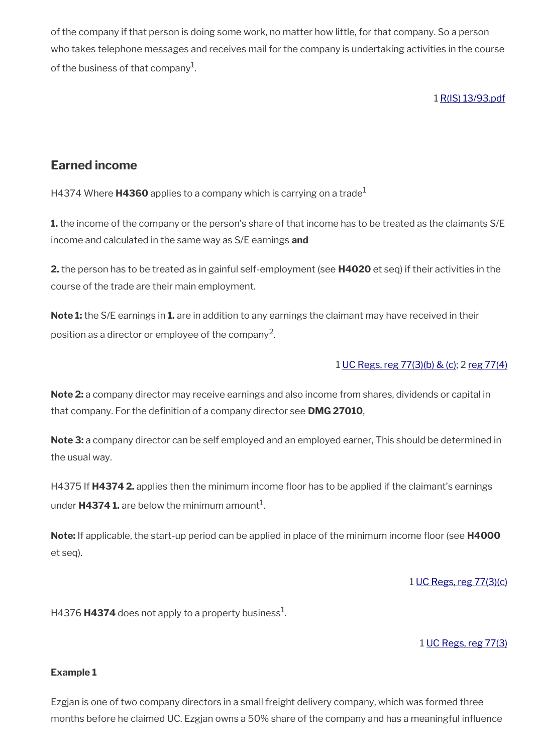of the company if that person is doing some work, no matter how little, for that company. So a person who takes telephone messages and receives mail for the company is undertaking activities in the course of the business of that company[1].

1 R(IS) 13/93.pdf

## Earned income

H4374 Where **H4360** applies to a company which is carrying on a trade[1]

**1.** the income of the company or the person's share of that income has to be treated as the claimants S/E income and calculated in the same way as S/E earnings **and**

**2.** the person has to be treated as in gainful self-employment (see **H4020** et seq) if their activities in the course of the trade are their main employment.

**Note 1:** the S/E earnings in **1.** are in addition to any earnings the claimant may have received in their position as a director or employee of the company[2].

1 UC Regs, reg 77(3)(b) & (c); 2 reg 77(4)

**Note 2:** a company director may receive earnings and also income from shares, dividends or capital in that company. For the definition of a company director see **DMG 27010**,

**Note 3:** a company director can be self employed and an employed earner, This should be determined in the usual way.

H4375 If **H4374 2.** applies then the minimum income floor has to be applied if the claimant's earnings under **H4374 1.** are below the minimum amount[1].

**Note:** If applicable, the start-up period can be applied in place of the minimum income floor (see **H4000** et seq).

1 UC Regs, reg 77(3)(c)

H4376 **H4374** does not apply to a property business[1].

1 UC Regs, reg 77(3)

**Example 1**

Ezgjan is one of two company directors in a small freight delivery company, which was formed three months before he claimed UC. Ezgjan owns a 50% share of the company and has a meaningful influence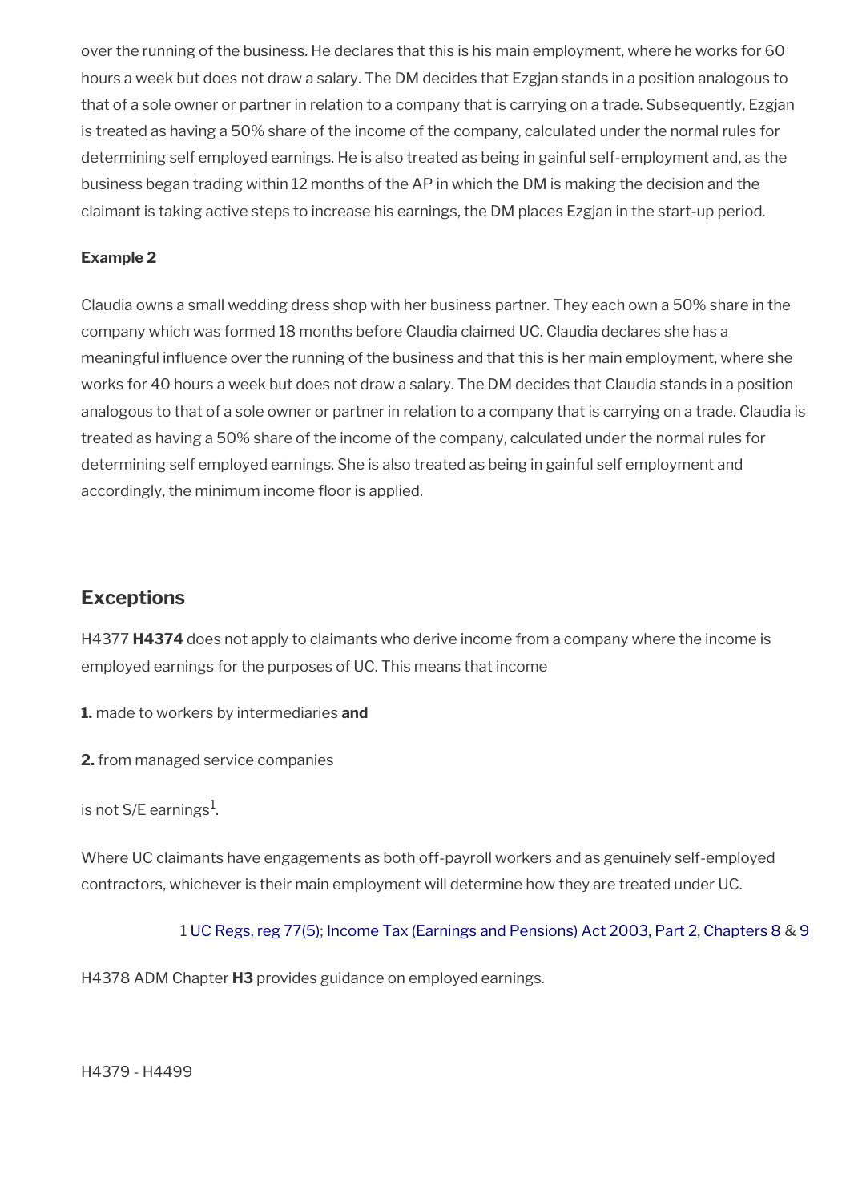over the running of the business. He declares that this is his main employment, where he works for 60 hours a week but does not draw a salary. The DM decides that Ezgjan stands in a position analogous to that of a sole owner or partner in relation to a company that is carrying on a trade. Subsequently, Ezgjan is treated as having a 50% share of the income of the company, calculated under the normal rules for determining self employed earnings. He is also treated as being in gainful self-employment and, as the business began trading within 12 months of the AP in which the DM is making the decision and the claimant is taking active steps to increase his earnings, the DM places Ezgjan in the start-up period.

**Example 2**

Claudia owns a small wedding dress shop with her business partner. They each own a 50% share in the company which was formed 18 months before Claudia claimed UC. Claudia declares she has a meaningful influence over the running of the business and that this is her main employment, where she works for 40 hours a week but does not draw a salary. The DM decides that Claudia stands in a position analogous to that of a sole owner or partner in relation to a company that is carrying on a trade. Claudia is treated as having a 50% share of the income of the company, calculated under the normal rules for determining self employed earnings. She is also treated as being in gainful self employment and accordingly, the minimum income floor is applied.

## Exceptions

H4377 **H4374** does not apply to claimants who derive income from a company where the income is employed earnings for the purposes of UC. This means that income

**1.** made to workers by intermediaries **and**

**2.** from managed service companies

is not S/E earnings[1].

Where UC claimants have engagements as both off-payroll workers and as genuinely self-employed contractors, whichever is their main employment will determine how they are treated under UC.

1 UC Regs, reg 77(5); Income Tax (Earnings and Pensions) Act 2003, Part 2, Chapters 8 & 9

H4378 ADM Chapter **H3** provides guidance on employed earnings.

H4379 - H4499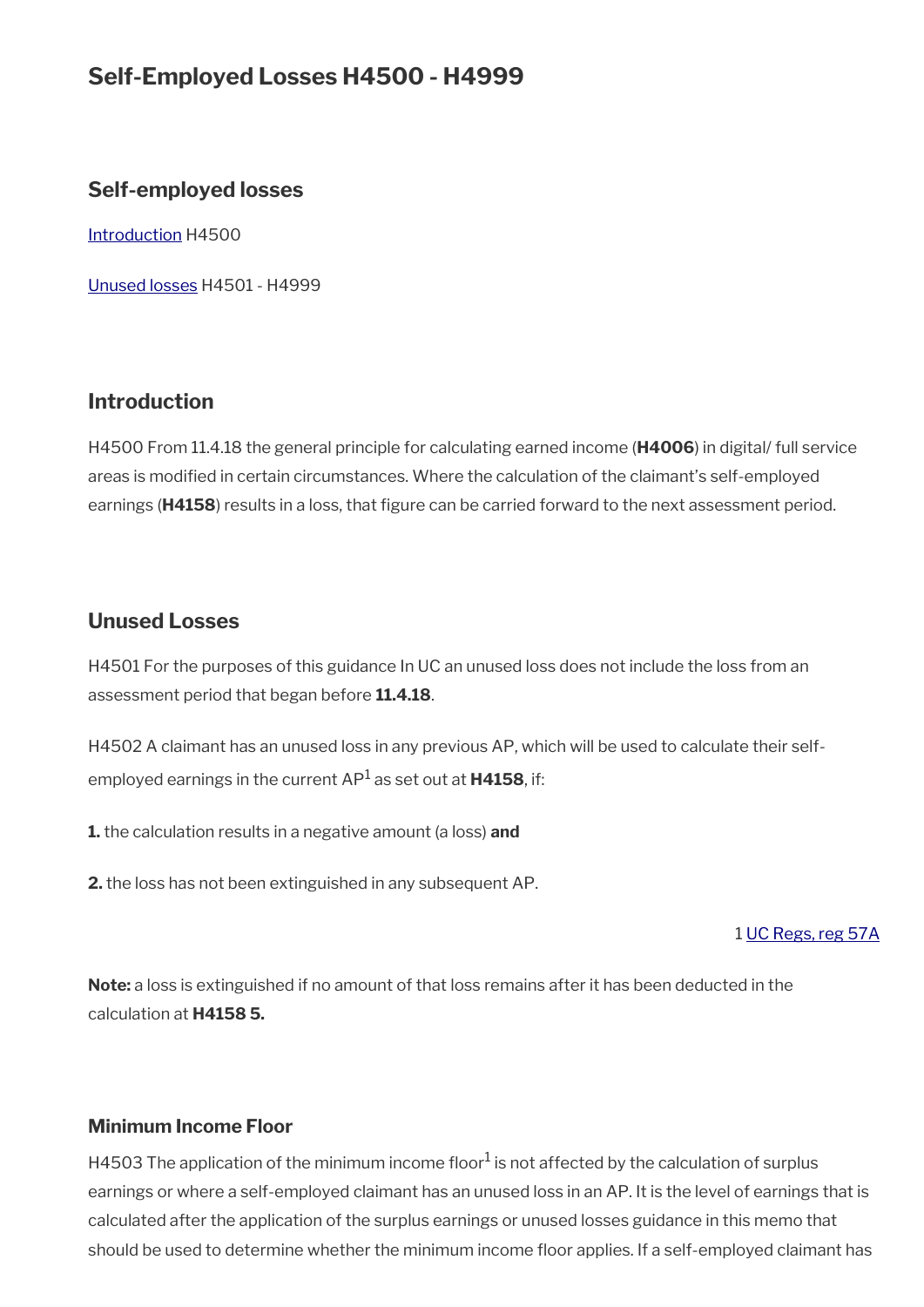# Self-Employed Losses H4500 - H4999

## Self-employed losses

[Introduction](#) H4500

[Unused losses](#) H4501 - H4999

## Introduction

H4500 From 11.4.18 the general principle for calculating earned income (**H4006**) in digital/ full service areas is modified in certain circumstances. Where the calculation of the claimant's self-employed earnings (**H4158**) results in a loss, that figure can be carried forward to the next assessment period.

## Unused Losses

H4501 For the purposes of this guidance In UC an unused loss does not include the loss from an assessment period that began before **11.4.18**.

H4502 A claimant has an unused loss in any previous AP, which will be used to calculate their self-employed earnings in the current AP[1] as set out at **H4158**, if:

**1.** the calculation results in a negative amount (a loss) **and**

**2.** the loss has not been extinguished in any subsequent AP.

1 [UC Regs, reg 57A](#)

**Note:** a loss is extinguished if no amount of that loss remains after it has been deducted in the calculation at **H4158 5.**

### Minimum Income Floor

H4503 The application of the minimum income floor[1] is not affected by the calculation of surplus earnings or where a self-employed claimant has an unused loss in an AP. It is the level of earnings that is calculated after the application of the surplus earnings or unused losses guidance in this memo that should be used to determine whether the minimum income floor applies. If a self-employed claimant has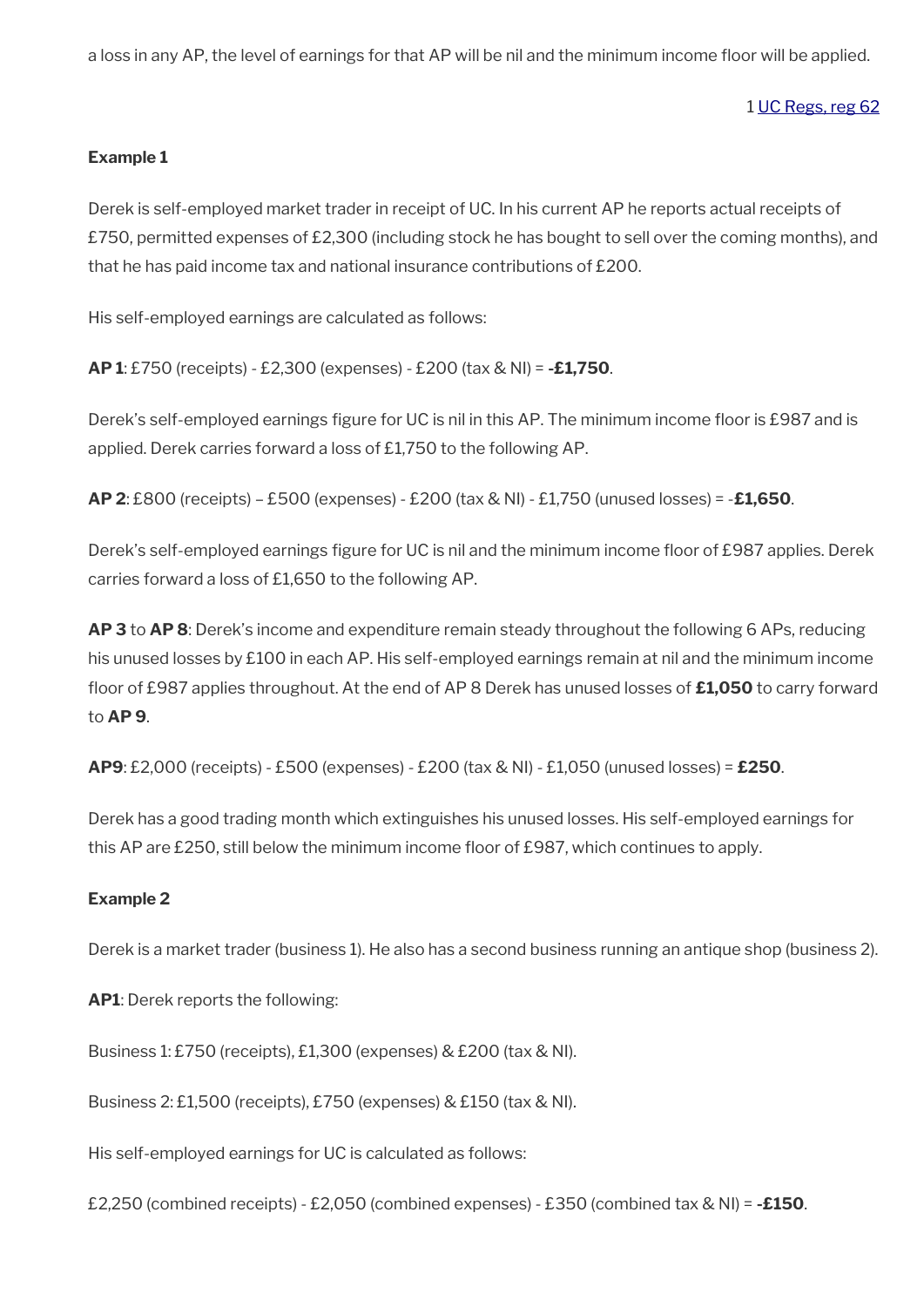a loss in any AP, the level of earnings for that AP will be nil and the minimum income floor will be applied.

1 UC Regs, reg 62

**Example 1**

Derek is self-employed market trader in receipt of UC. In his current AP he reports actual receipts of £750, permitted expenses of £2,300 (including stock he has bought to sell over the coming months), and that he has paid income tax and national insurance contributions of £200.

His self-employed earnings are calculated as follows:

**AP 1**: £750 (receipts) - £2,300 (expenses) - £200 (tax & NI) = **-£1,750**.

Derek's self-employed earnings figure for UC is nil in this AP. The minimum income floor is £987 and is applied. Derek carries forward a loss of £1,750 to the following AP.

**AP 2**: £800 (receipts) – £500 (expenses) - £200 (tax & NI) - £1,750 (unused losses) = -**£1,650**.

Derek's self-employed earnings figure for UC is nil and the minimum income floor of £987 applies. Derek carries forward a loss of £1,650 to the following AP.

**AP 3** to **AP 8**: Derek's income and expenditure remain steady throughout the following 6 APs, reducing his unused losses by £100 in each AP. His self-employed earnings remain at nil and the minimum income floor of £987 applies throughout. At the end of AP 8 Derek has unused losses of **£1,050** to carry forward to **AP 9**.

**AP9**: £2,000 (receipts) - £500 (expenses) - £200 (tax & NI) - £1,050 (unused losses) = **£250**.

Derek has a good trading month which extinguishes his unused losses. His self-employed earnings for this AP are £250, still below the minimum income floor of £987, which continues to apply.

**Example 2**

Derek is a market trader (business 1). He also has a second business running an antique shop (business 2).

**AP1**: Derek reports the following:

Business 1: £750 (receipts), £1,300 (expenses) & £200 (tax & NI).

Business 2: £1,500 (receipts), £750 (expenses) & £150 (tax & NI).

His self-employed earnings for UC is calculated as follows:

£2,250 (combined receipts) - £2,050 (combined expenses) - £350 (combined tax & NI) = **-£150**.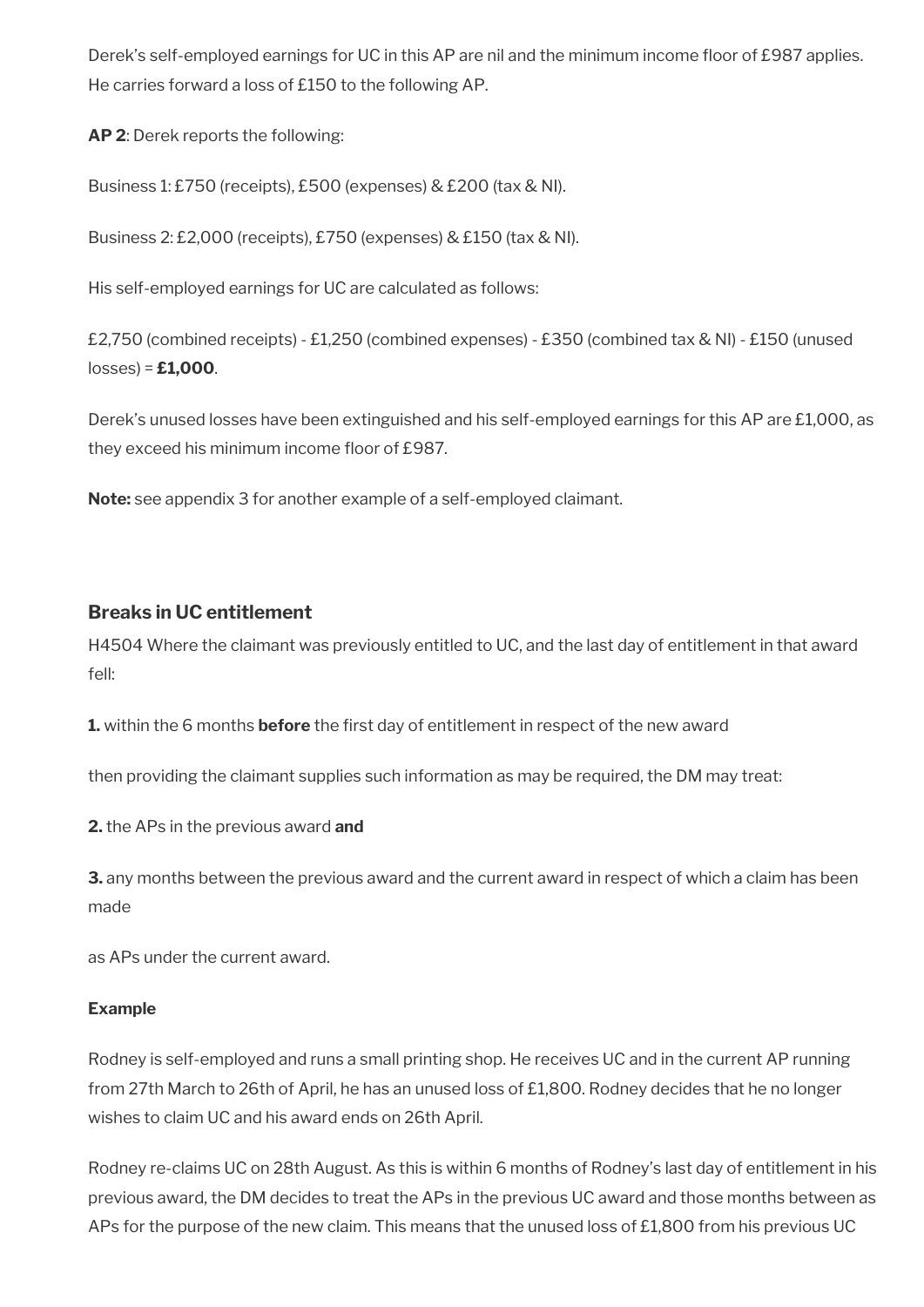Derek’s self-employed earnings for UC in this AP are nil and the minimum income floor of £987 applies. He carries forward a loss of £150 to the following AP.

**AP 2**: Derek reports the following:

Business 1: £750 (receipts), £500 (expenses) & £200 (tax & NI).

Business 2: £2,000 (receipts), £750 (expenses) & £150 (tax & NI).

His self-employed earnings for UC are calculated as follows:

£2,750 (combined receipts) - £1,250 (combined expenses) - £350 (combined tax & NI) - £150 (unused losses) = **£1,000**.

Derek’s unused losses have been extinguished and his self-employed earnings for this AP are £1,000, as they exceed his minimum income floor of £987.

**Note:** see appendix 3 for another example of a self-employed claimant.

### Breaks in UC entitlement

H4504 Where the claimant was previously entitled to UC, and the last day of entitlement in that award fell:

**1.** within the 6 months **before** the first day of entitlement in respect of the new award

then providing the claimant supplies such information as may be required, the DM may treat:

**2.** the APs in the previous award **and**

**3.** any months between the previous award and the current award in respect of which a claim has been made

as APs under the current award.

**Example**

Rodney is self-employed and runs a small printing shop. He receives UC and in the current AP running from 27th March to 26th of April, he has an unused loss of £1,800. Rodney decides that he no longer wishes to claim UC and his award ends on 26th April.

Rodney re-claims UC on 28th August. As this is within 6 months of Rodney’s last day of entitlement in his previous award, the DM decides to treat the APs in the previous UC award and those months between as APs for the purpose of the new claim. This means that the unused loss of £1,800 from his previous UC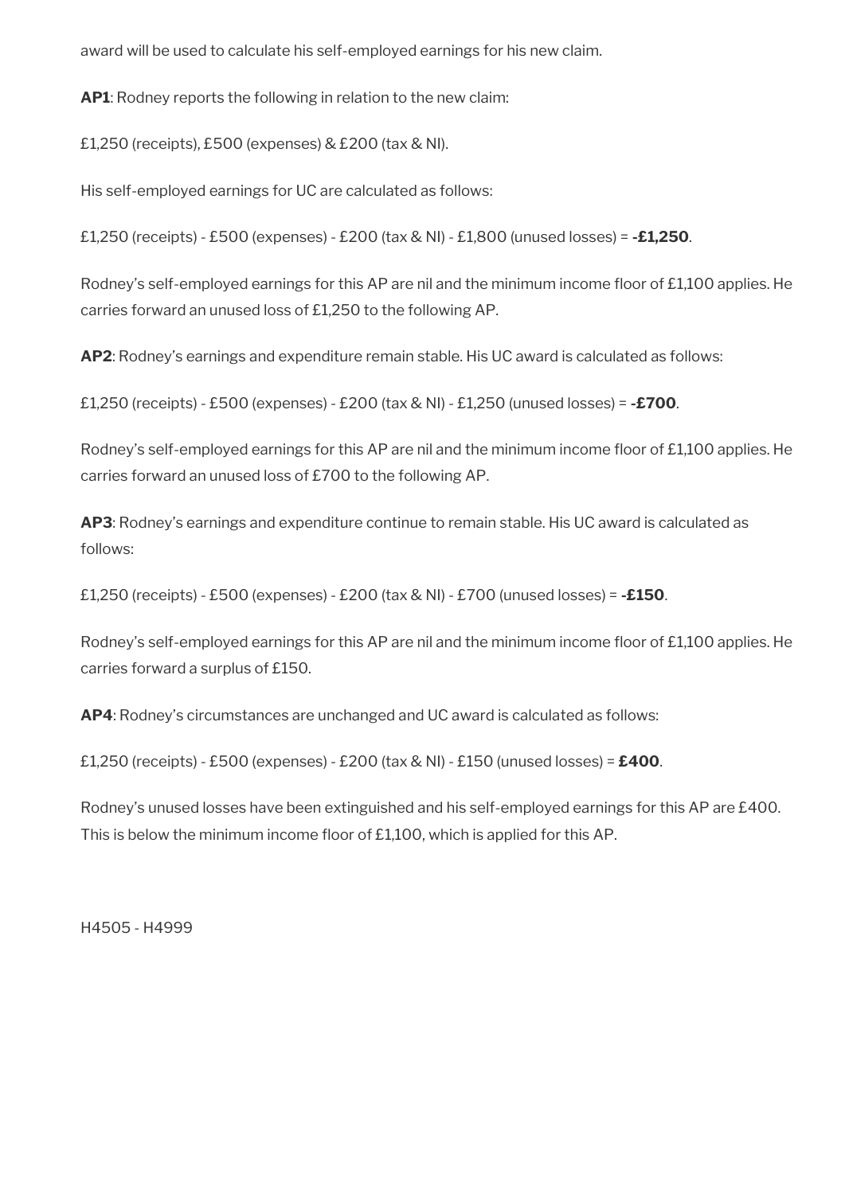award will be used to calculate his self-employed earnings for his new claim.

**AP1**: Rodney reports the following in relation to the new claim:

£1,250 (receipts), £500 (expenses) & £200 (tax & NI).

His self-employed earnings for UC are calculated as follows:

£1,250 (receipts) - £500 (expenses) - £200 (tax & NI) - £1,800 (unused losses) = **-£1,250**.

Rodney's self-employed earnings for this AP are nil and the minimum income floor of £1,100 applies. He carries forward an unused loss of £1,250 to the following AP.

**AP2**: Rodney's earnings and expenditure remain stable. His UC award is calculated as follows:

£1,250 (receipts) - £500 (expenses) - £200 (tax & NI) - £1,250 (unused losses) = **-£700**.

Rodney's self-employed earnings for this AP are nil and the minimum income floor of £1,100 applies. He carries forward an unused loss of £700 to the following AP.

**AP3**: Rodney's earnings and expenditure continue to remain stable. His UC award is calculated as follows:

£1,250 (receipts) - £500 (expenses) - £200 (tax & NI) - £700 (unused losses) = **-£150**.

Rodney's self-employed earnings for this AP are nil and the minimum income floor of £1,100 applies. He carries forward a surplus of £150.

**AP4**: Rodney's circumstances are unchanged and UC award is calculated as follows:

£1,250 (receipts) - £500 (expenses) - £200 (tax & NI) - £150 (unused losses) = **£400**.

Rodney's unused losses have been extinguished and his self-employed earnings for this AP are £400. This is below the minimum income floor of £1,100, which is applied for this AP.

H4505 - H4999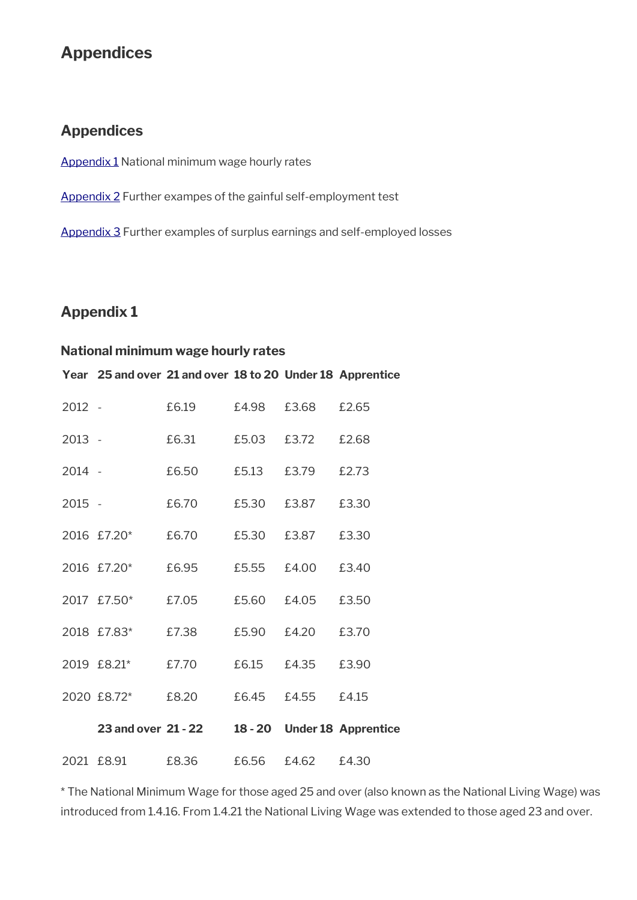# Appendices

## Appendices

[Appendix 1] National minimum wage hourly rates

[Appendix 2] Further exampes of the gainful self-employment test

[Appendix 3] Further examples of surplus earnings and self-employed losses

## Appendix 1

### National minimum wage hourly rates

| Year | 25 and over | 21 and over | 18 to 20 | Under 18 | Apprentice |
|---|---|---|---|---|---|
| 2012 | - | £6.19 | £4.98 | £3.68 | £2.65 |
| 2013 | - | £6.31 | £5.03 | £3.72 | £2.68 |
| 2014 | - | £6.50 | £5.13 | £3.79 | £2.73 |
| 2015 | - | £6.70 | £5.30 | £3.87 | £3.30 |
| 2016 | £7.20* | £6.70 | £5.30 | £3.87 | £3.30 |
| 2016 | £7.20* | £6.95 | £5.55 | £4.00 | £3.40 |
| 2017 | £7.50* | £7.05 | £5.60 | £4.05 | £3.50 |
| 2018 | £7.83* | £7.38 | £5.90 | £4.20 | £3.70 |
| 2019 | £8.21* | £7.70 | £6.15 | £4.35 | £3.90 |
| 2020 | £8.72* | £8.20 | £6.45 | £4.55 | £4.15 |
| | **23 and over** | **21 - 22** | **18 - 20** | **Under 18** | **Apprentice** |
| 2021 | £8.91 | £8.36 | £6.56 | £4.62 | £4.30 |

* The National Minimum Wage for those aged 25 and over (also known as the National Living Wage) was introduced from 1.4.16. From 1.4.21 the National Living Wage was extended to those aged 23 and over.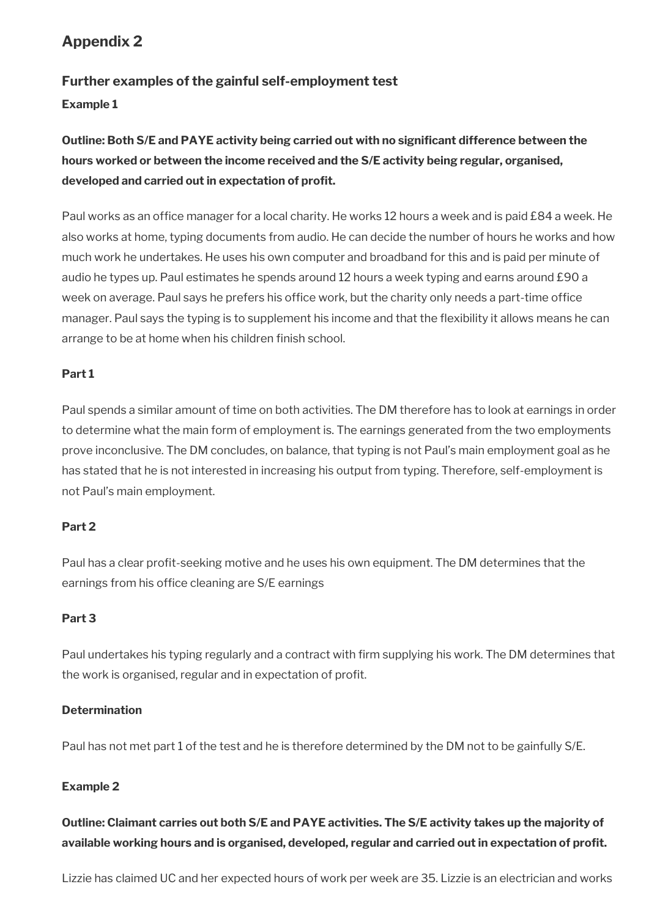## Appendix 2

### Further examples of the gainful self-employment test

**Example 1**

**Outline: Both S/E and PAYE activity being carried out with no significant difference between the hours worked or between the income received and the S/E activity being regular, organised, developed and carried out in expectation of profit.**

Paul works as an office manager for a local charity. He works 12 hours a week and is paid £84 a week. He also works at home, typing documents from audio. He can decide the number of hours he works and how much work he undertakes. He uses his own computer and broadband for this and is paid per minute of audio he types up. Paul estimates he spends around 12 hours a week typing and earns around £90 a week on average. Paul says he prefers his office work, but the charity only needs a part-time office manager. Paul says the typing is to supplement his income and that the flexibility it allows means he can arrange to be at home when his children finish school.

**Part 1**

Paul spends a similar amount of time on both activities. The DM therefore has to look at earnings in order to determine what the main form of employment is. The earnings generated from the two employments prove inconclusive. The DM concludes, on balance, that typing is not Paul's main employment goal as he has stated that he is not interested in increasing his output from typing. Therefore, self-employment is not Paul's main employment.

**Part 2**

Paul has a clear profit-seeking motive and he uses his own equipment. The DM determines that the earnings from his office cleaning are S/E earnings

**Part 3**

Paul undertakes his typing regularly and a contract with firm supplying his work. The DM determines that the work is organised, regular and in expectation of profit.

**Determination**

Paul has not met part 1 of the test and he is therefore determined by the DM not to be gainfully S/E.

**Example 2**

**Outline: Claimant carries out both S/E and PAYE activities. The S/E activity takes up the majority of available working hours and is organised, developed, regular and carried out in expectation of profit.**

Lizzie has claimed UC and her expected hours of work per week are 35. Lizzie is an electrician and works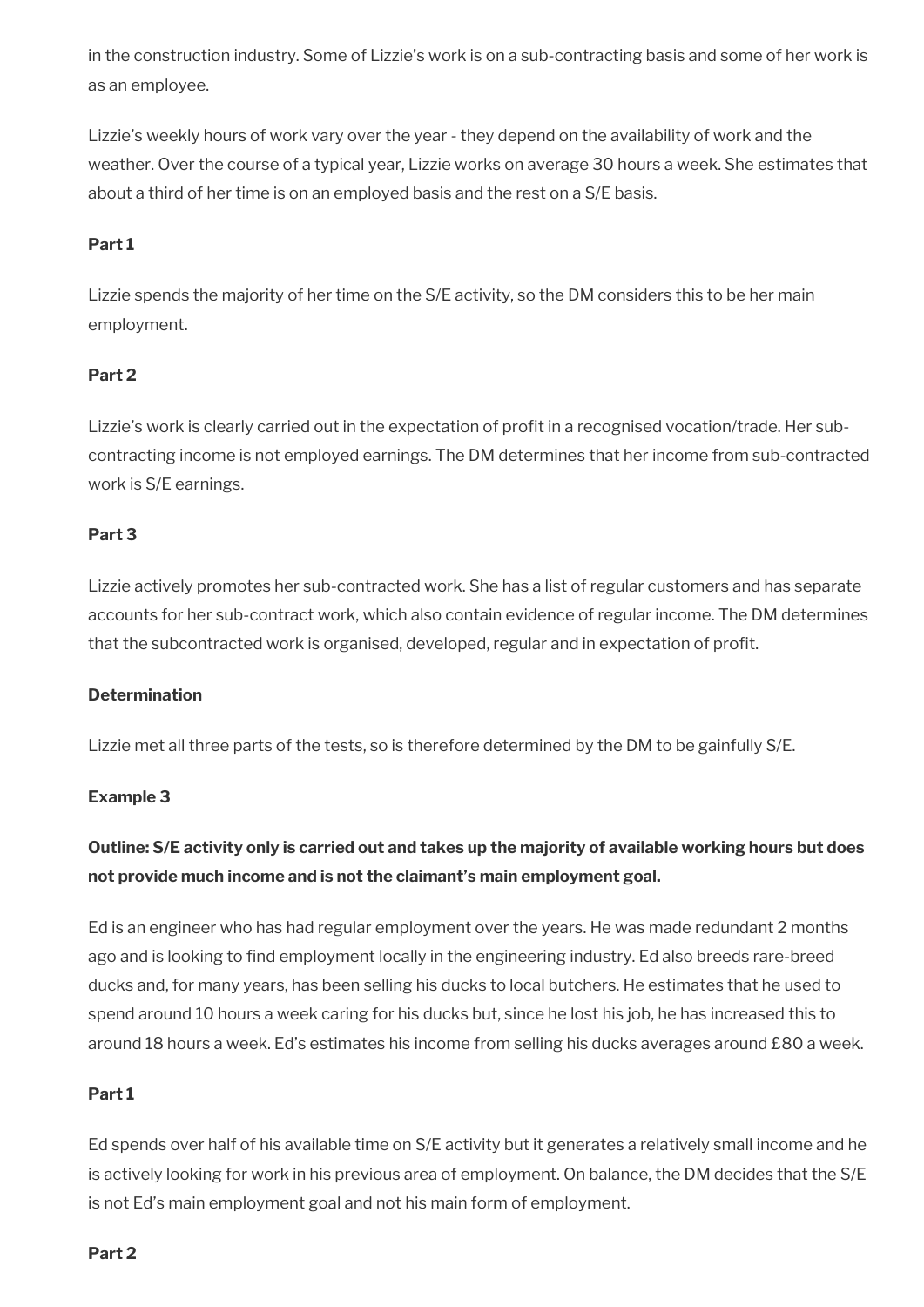in the construction industry. Some of Lizzie's work is on a sub-contracting basis and some of her work is as an employee.

Lizzie's weekly hours of work vary over the year - they depend on the availability of work and the weather. Over the course of a typical year, Lizzie works on average 30 hours a week. She estimates that about a third of her time is on an employed basis and the rest on a S/E basis.

**Part 1**

Lizzie spends the majority of her time on the S/E activity, so the DM considers this to be her main employment.

**Part 2**

Lizzie's work is clearly carried out in the expectation of profit in a recognised vocation/trade. Her sub-contracting income is not employed earnings. The DM determines that her income from sub-contracted work is S/E earnings.

**Part 3**

Lizzie actively promotes her sub-contracted work. She has a list of regular customers and has separate accounts for her sub-contract work, which also contain evidence of regular income. The DM determines that the subcontracted work is organised, developed, regular and in expectation of profit.

**Determination**

Lizzie met all three parts of the tests, so is therefore determined by the DM to be gainfully S/E.

**Example 3**

**Outline: S/E activity only is carried out and takes up the majority of available working hours but does not provide much income and is not the claimant's main employment goal.**

Ed is an engineer who has had regular employment over the years. He was made redundant 2 months ago and is looking to find employment locally in the engineering industry. Ed also breeds rare-breed ducks and, for many years, has been selling his ducks to local butchers. He estimates that he used to spend around 10 hours a week caring for his ducks but, since he lost his job, he has increased this to around 18 hours a week. Ed's estimates his income from selling his ducks averages around £80 a week.

**Part 1**

Ed spends over half of his available time on S/E activity but it generates a relatively small income and he is actively looking for work in his previous area of employment. On balance, the DM decides that the S/E is not Ed's main employment goal and not his main form of employment.

**Part 2**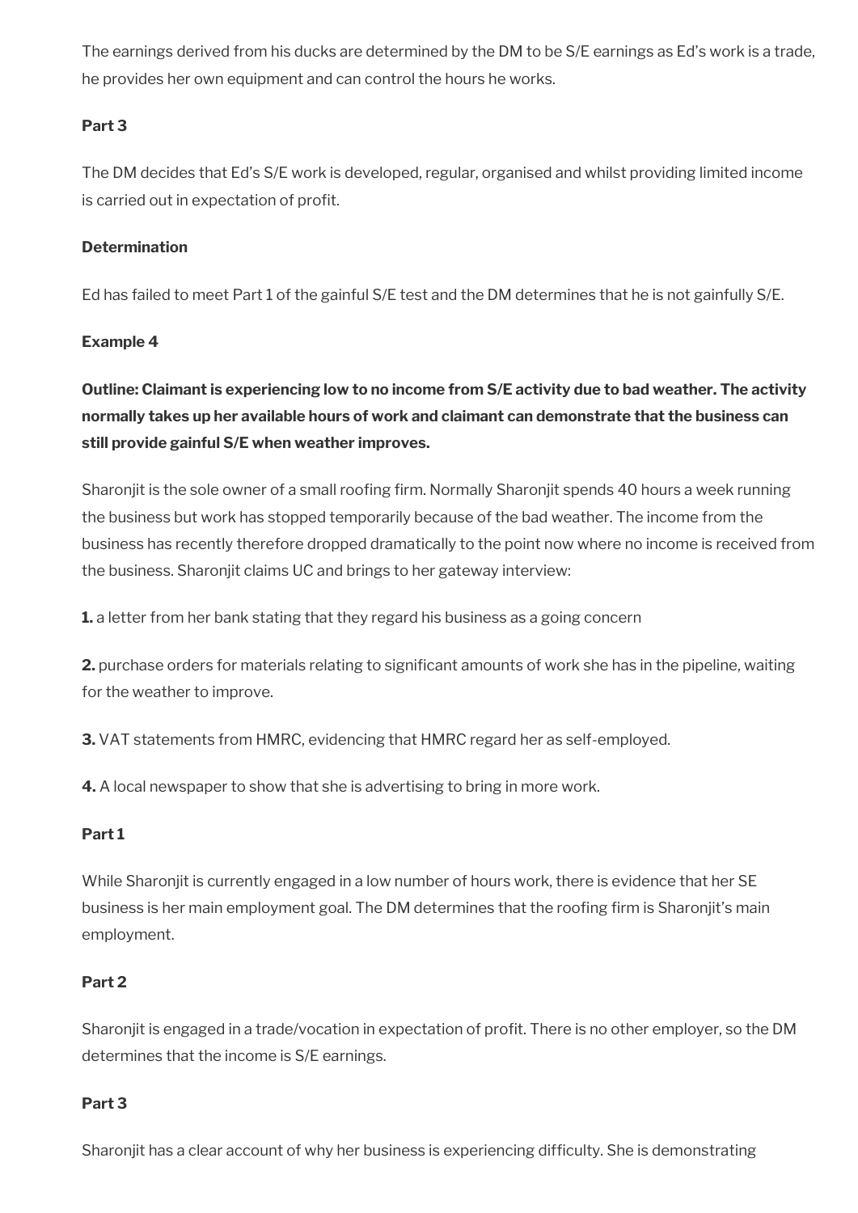The earnings derived from his ducks are determined by the DM to be S/E earnings as Ed's work is a trade, he provides her own equipment and can control the hours he works.

**Part 3**

The DM decides that Ed's S/E work is developed, regular, organised and whilst providing limited income is carried out in expectation of profit.

**Determination**

Ed has failed to meet Part 1 of the gainful S/E test and the DM determines that he is not gainfully S/E.

**Example 4**

**Outline: Claimant is experiencing low to no income from S/E activity due to bad weather. The activity normally takes up her available hours of work and claimant can demonstrate that the business can still provide gainful S/E when weather improves.**

Sharonjit is the sole owner of a small roofing firm. Normally Sharonjit spends 40 hours a week running the business but work has stopped temporarily because of the bad weather. The income from the business has recently therefore dropped dramatically to the point now where no income is received from the business. Sharonjit claims UC and brings to her gateway interview:

**1.** a letter from her bank stating that they regard his business as a going concern

**2.** purchase orders for materials relating to significant amounts of work she has in the pipeline, waiting for the weather to improve.

**3.** VAT statements from HMRC, evidencing that HMRC regard her as self-employed.

**4.** A local newspaper to show that she is advertising to bring in more work.

**Part 1**

While Sharonjit is currently engaged in a low number of hours work, there is evidence that her SE business is her main employment goal. The DM determines that the roofing firm is Sharonjit's main employment.

**Part 2**

Sharonjit is engaged in a trade/vocation in expectation of profit. There is no other employer, so the DM determines that the income is S/E earnings.

**Part 3**

Sharonjit has a clear account of why her business is experiencing difficulty. She is demonstrating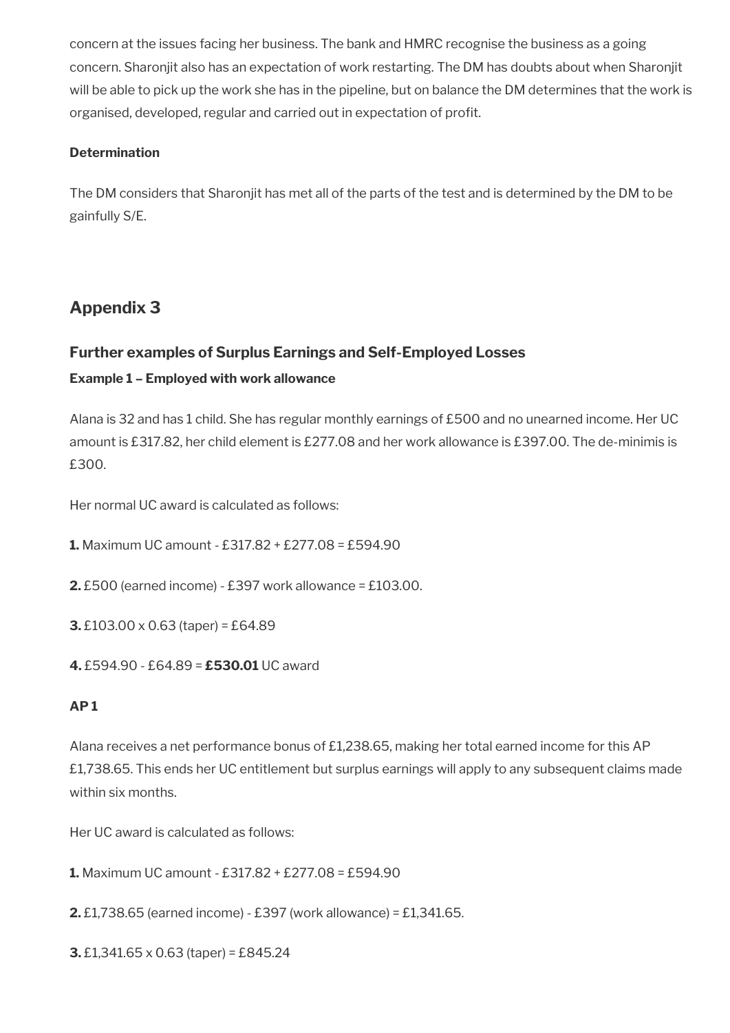concern at the issues facing her business. The bank and HMRC recognise the business as a going concern. Sharonjit also has an expectation of work restarting. The DM has doubts about when Sharonjit will be able to pick up the work she has in the pipeline, but on balance the DM determines that the work is organised, developed, regular and carried out in expectation of profit.

**Determination**

The DM considers that Sharonjit has met all of the parts of the test and is determined by the DM to be gainfully S/E.

## Appendix 3

### Further examples of Surplus Earnings and Self-Employed Losses

#### Example 1 – Employed with work allowance

Alana is 32 and has 1 child. She has regular monthly earnings of £500 and no unearned income. Her UC amount is £317.82, her child element is £277.08 and her work allowance is £397.00. The de-minimis is £300.

Her normal UC award is calculated as follows:

**1.** Maximum UC amount - £317.82 + £277.08 = £594.90

**2.** £500 (earned income) - £397 work allowance = £103.00.

**3.** £103.00 x 0.63 (taper) = £64.89

**4.** £594.90 - £64.89 = **£530.01** UC award

**AP 1**

Alana receives a net performance bonus of £1,238.65, making her total earned income for this AP £1,738.65. This ends her UC entitlement but surplus earnings will apply to any subsequent claims made within six months.

Her UC award is calculated as follows:

**1.** Maximum UC amount - £317.82 + £277.08 = £594.90

**2.** £1,738.65 (earned income) - £397 (work allowance) = £1,341.65.

**3.** £1,341.65 x 0.63 (taper) = £845.24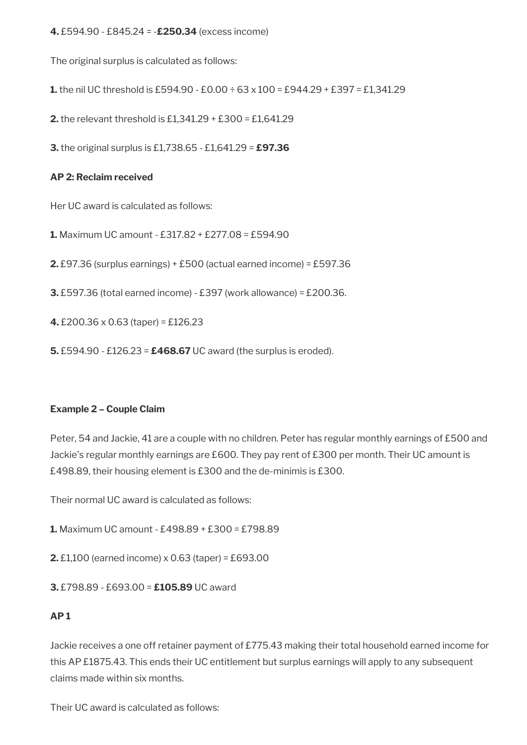**4.** £594.90 - £845.24 = -**£250.34** (excess income)

The original surplus is calculated as follows:

**1.** the nil UC threshold is £594.90 - £0.00 ÷ 63 x 100 = £944.29 + £397 = £1,341.29

**2.** the relevant threshold is £1,341.29 + £300 = £1,641.29

**3.** the original surplus is £1,738.65 - £1,641.29 = **£97.36**

**AP 2: Reclaim received**

Her UC award is calculated as follows:

**1.** Maximum UC amount - £317.82 + £277.08 = £594.90

**2.** £97.36 (surplus earnings) + £500 (actual earned income) = £597.36

**3.** £597.36 (total earned income) - £397 (work allowance) = £200.36.

**4.** £200.36 x 0.63 (taper) = £126.23

**5.** £594.90 - £126.23 = **£468.67** UC award (the surplus is eroded).

**Example 2 – Couple Claim**

Peter, 54 and Jackie, 41 are a couple with no children. Peter has regular monthly earnings of £500 and Jackie's regular monthly earnings are £600. They pay rent of £300 per month. Their UC amount is £498.89, their housing element is £300 and the de-minimis is £300.

Their normal UC award is calculated as follows:

**1.** Maximum UC amount - £498.89 + £300 = £798.89

**2.** £1,100 (earned income) x 0.63 (taper) = £693.00

**3.** £798.89 - £693.00 = **£105.89** UC award

**AP 1**

Jackie receives a one off retainer payment of £775.43 making their total household earned income for this AP £1875.43. This ends their UC entitlement but surplus earnings will apply to any subsequent claims made within six months.

Their UC award is calculated as follows: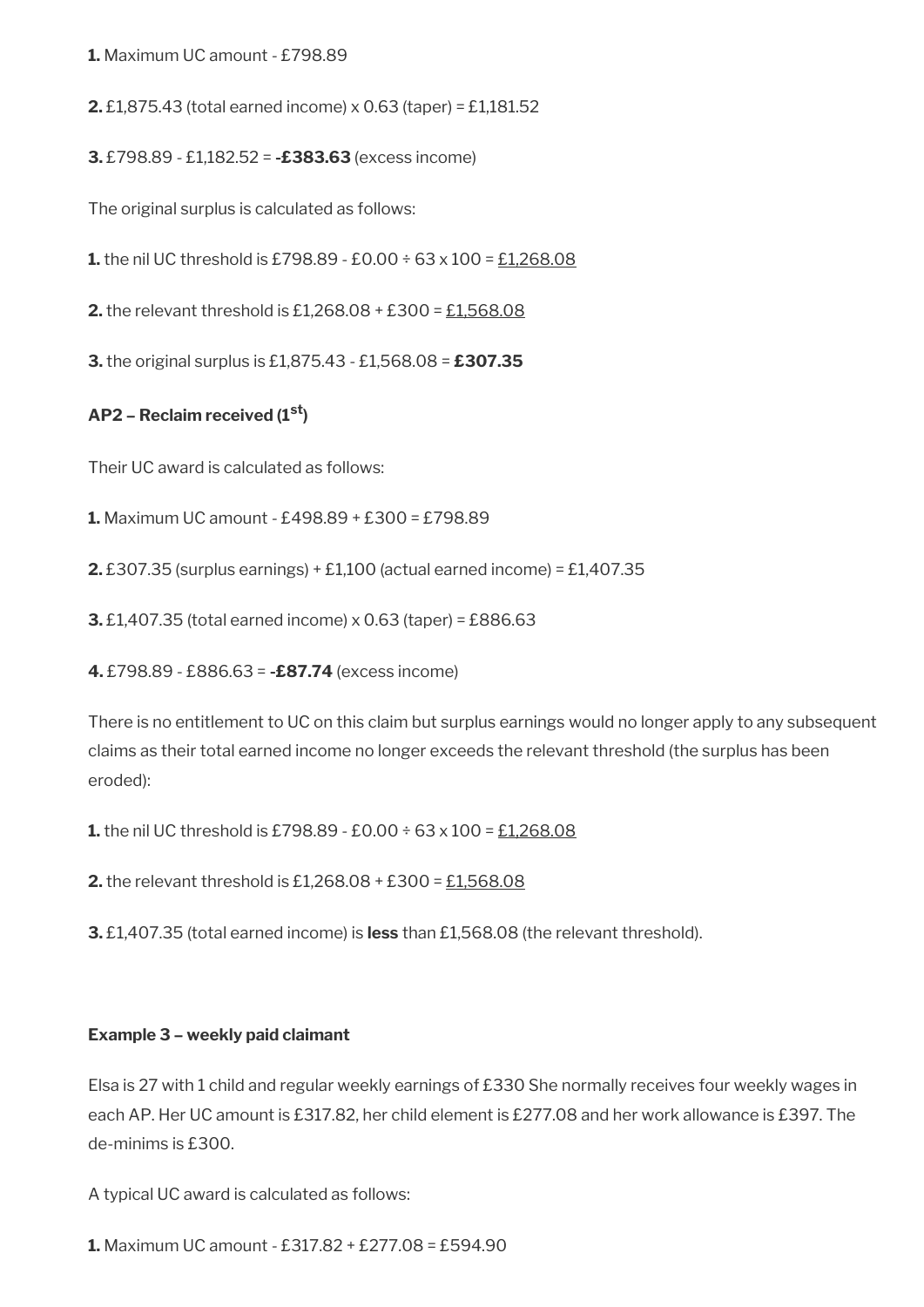**1.** Maximum UC amount - £798.89

**2.** £1,875.43 (total earned income) x 0.63 (taper) = £1,181.52

**3.** £798.89 - £1,182.52 = **-£383.63** (excess income)

The original surplus is calculated as follows:

**1.** the nil UC threshold is £798.89 - £0.00 ÷ 63 x 100 = <u>£1,268.08</u>

**2.** the relevant threshold is £1,268.08 + £300 = <u>£1,568.08</u>

**3.** the original surplus is £1,875.43 - £1,568.08 = **£307.35**

**AP2 – Reclaim received (1st)**

Their UC award is calculated as follows:

**1.** Maximum UC amount - £498.89 + £300 = £798.89

**2.** £307.35 (surplus earnings) + £1,100 (actual earned income) = £1,407.35

**3.** £1,407.35 (total earned income) x 0.63 (taper) = £886.63

**4.** £798.89 - £886.63 = **-£87.74** (excess income)

There is no entitlement to UC on this claim but surplus earnings would no longer apply to any subsequent claims as their total earned income no longer exceeds the relevant threshold (the surplus has been eroded):

**1.** the nil UC threshold is £798.89 - £0.00 ÷ 63 x 100 = <u>£1,268.08</u>

**2.** the relevant threshold is £1,268.08 + £300 = <u>£1,568.08</u>

**3.** £1,407.35 (total earned income) is **less** than £1,568.08 (the relevant threshold).

**Example 3 – weekly paid claimant**

Elsa is 27 with 1 child and regular weekly earnings of £330 She normally receives four weekly wages in each AP. Her UC amount is £317.82, her child element is £277.08 and her work allowance is £397. The de-minims is £300.

A typical UC award is calculated as follows:

**1.** Maximum UC amount - £317.82 + £277.08 = £594.90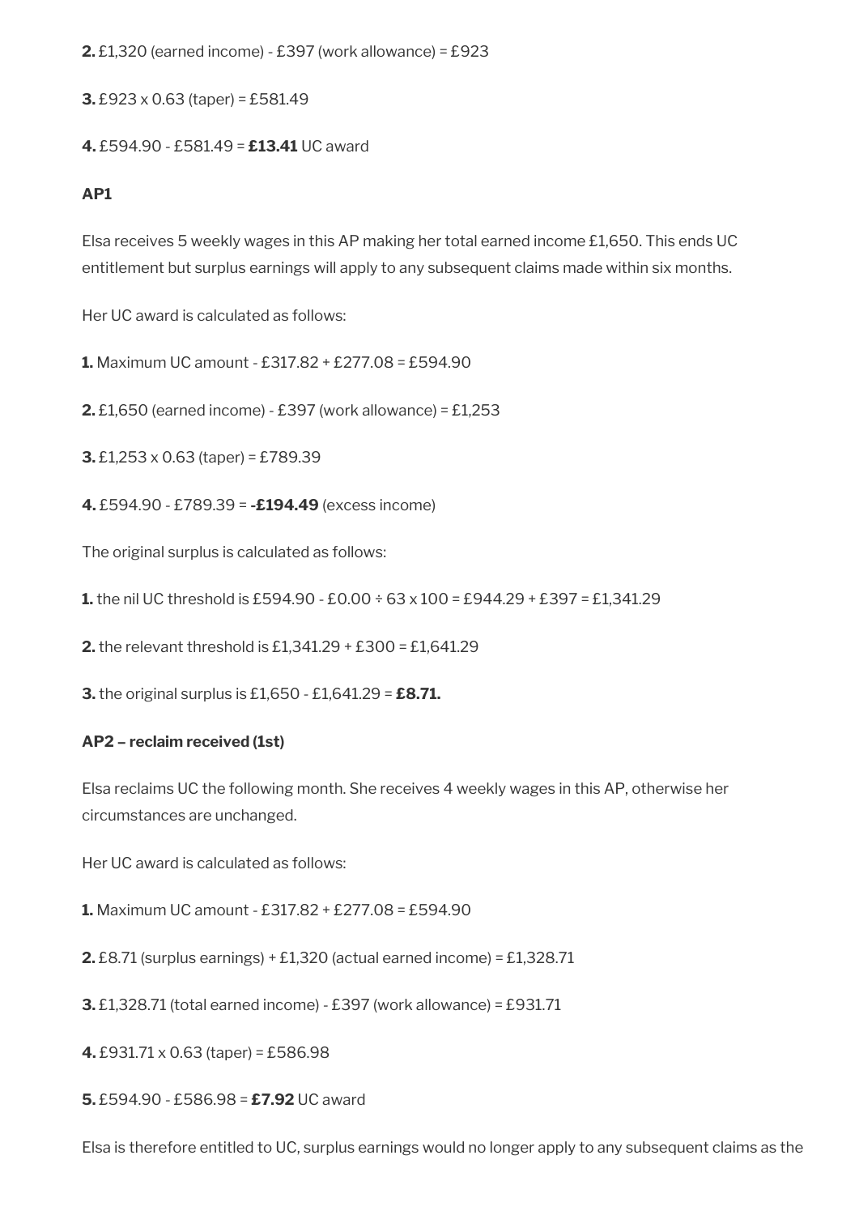**2.** £1,320 (earned income) - £397 (work allowance) = £923

**3.** £923 x 0.63 (taper) = £581.49

**4.** £594.90 - £581.49 = **£13.41** UC award

**AP1**

Elsa receives 5 weekly wages in this AP making her total earned income £1,650. This ends UC entitlement but surplus earnings will apply to any subsequent claims made within six months.

Her UC award is calculated as follows:

**1.** Maximum UC amount - £317.82 + £277.08 = £594.90

**2.** £1,650 (earned income) - £397 (work allowance) = £1,253

**3.** £1,253 x 0.63 (taper) = £789.39

**4.** £594.90 - £789.39 = **-£194.49** (excess income)

The original surplus is calculated as follows:

**1.** the nil UC threshold is £594.90 - £0.00 ÷ 63 x 100 = £944.29 + £397 = £1,341.29

**2.** the relevant threshold is £1,341.29 + £300 = £1,641.29

**3.** the original surplus is £1,650 - £1,641.29 = **£8.71.**

**AP2 – reclaim received (1st)**

Elsa reclaims UC the following month. She receives 4 weekly wages in this AP, otherwise her circumstances are unchanged.

Her UC award is calculated as follows:

**1.** Maximum UC amount - £317.82 + £277.08 = £594.90

**2.** £8.71 (surplus earnings) + £1,320 (actual earned income) = £1,328.71

**3.** £1,328.71 (total earned income) - £397 (work allowance) = £931.71

**4.** £931.71 x 0.63 (taper) = £586.98

**5.** £594.90 - £586.98 = **£7.92** UC award

Elsa is therefore entitled to UC, surplus earnings would no longer apply to any subsequent claims as the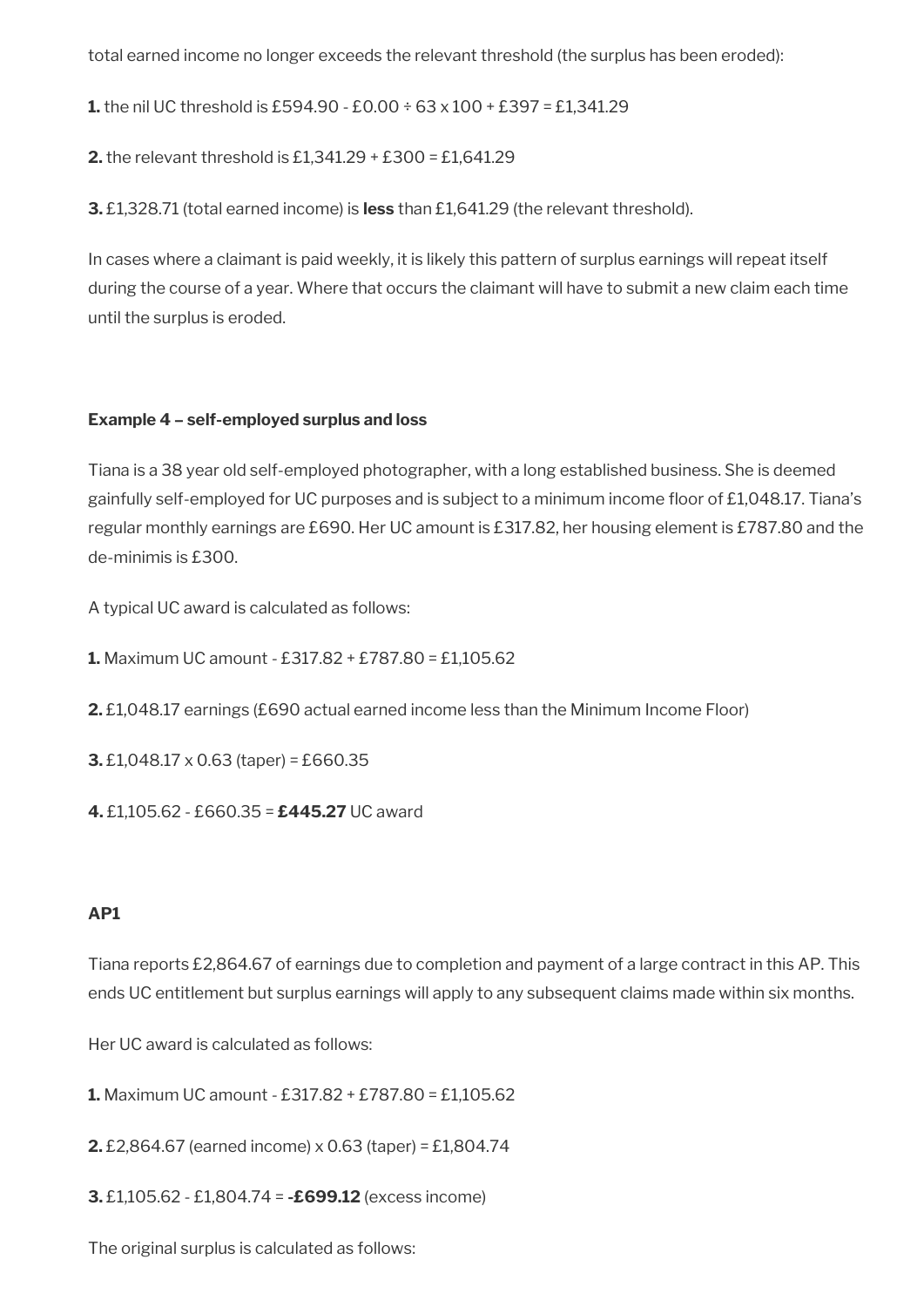total earned income no longer exceeds the relevant threshold (the surplus has been eroded):

**1.** the nil UC threshold is £594.90 - £0.00 ÷ 63 x 100 + £397 = £1,341.29

**2.** the relevant threshold is £1,341.29 + £300 = £1,641.29

**3.** £1,328.71 (total earned income) is **less** than £1,641.29 (the relevant threshold).

In cases where a claimant is paid weekly, it is likely this pattern of surplus earnings will repeat itself during the course of a year. Where that occurs the claimant will have to submit a new claim each time until the surplus is eroded.

**Example 4 – self-employed surplus and loss**

Tiana is a 38 year old self-employed photographer, with a long established business. She is deemed gainfully self-employed for UC purposes and is subject to a minimum income floor of £1,048.17. Tiana's regular monthly earnings are £690. Her UC amount is £317.82, her housing element is £787.80 and the de-minimis is £300.

A typical UC award is calculated as follows:

**1.** Maximum UC amount - £317.82 + £787.80 = £1,105.62

**2.** £1,048.17 earnings (£690 actual earned income less than the Minimum Income Floor)

**3.** £1,048.17 x 0.63 (taper) = £660.35

**4.** £1,105.62 - £660.35 = **£445.27** UC award

**AP1**

Tiana reports £2,864.67 of earnings due to completion and payment of a large contract in this AP. This ends UC entitlement but surplus earnings will apply to any subsequent claims made within six months.

Her UC award is calculated as follows:

**1.** Maximum UC amount - £317.82 + £787.80 = £1,105.62

**2.** £2,864.67 (earned income) x 0.63 (taper) = £1,804.74

**3.** £1,105.62 - £1,804.74 = **-£699.12** (excess income)

The original surplus is calculated as follows: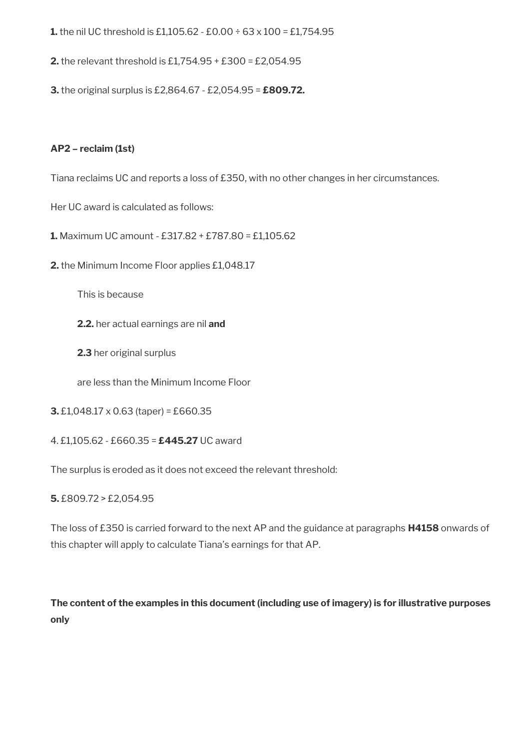**1.** the nil UC threshold is £1,105.62 - £0.00 ÷ 63 x 100 = £1,754.95

**2.** the relevant threshold is £1,754.95 + £300 = £2,054.95

**3.** the original surplus is £2,864.67 - £2,054.95 = **£809.72.**

**AP2 – reclaim (1st)**

Tiana reclaims UC and reports a loss of £350, with no other changes in her circumstances.

Her UC award is calculated as follows:

**1.** Maximum UC amount - £317.82 + £787.80 = £1,105.62

**2.** the Minimum Income Floor applies £1,048.17

This is because

**2.2.** her actual earnings are nil **and**

**2.3** her original surplus

are less than the Minimum Income Floor

**3.** £1,048.17 x 0.63 (taper) = £660.35

4. £1,105.62 - £660.35 = **£445.27** UC award

The surplus is eroded as it does not exceed the relevant threshold:

**5.** £809.72 > £2,054.95

The loss of £350 is carried forward to the next AP and the guidance at paragraphs **H4158** onwards of this chapter will apply to calculate Tiana's earnings for that AP.

**The content of the examples in this document (including use of imagery) is for illustrative purposes only**